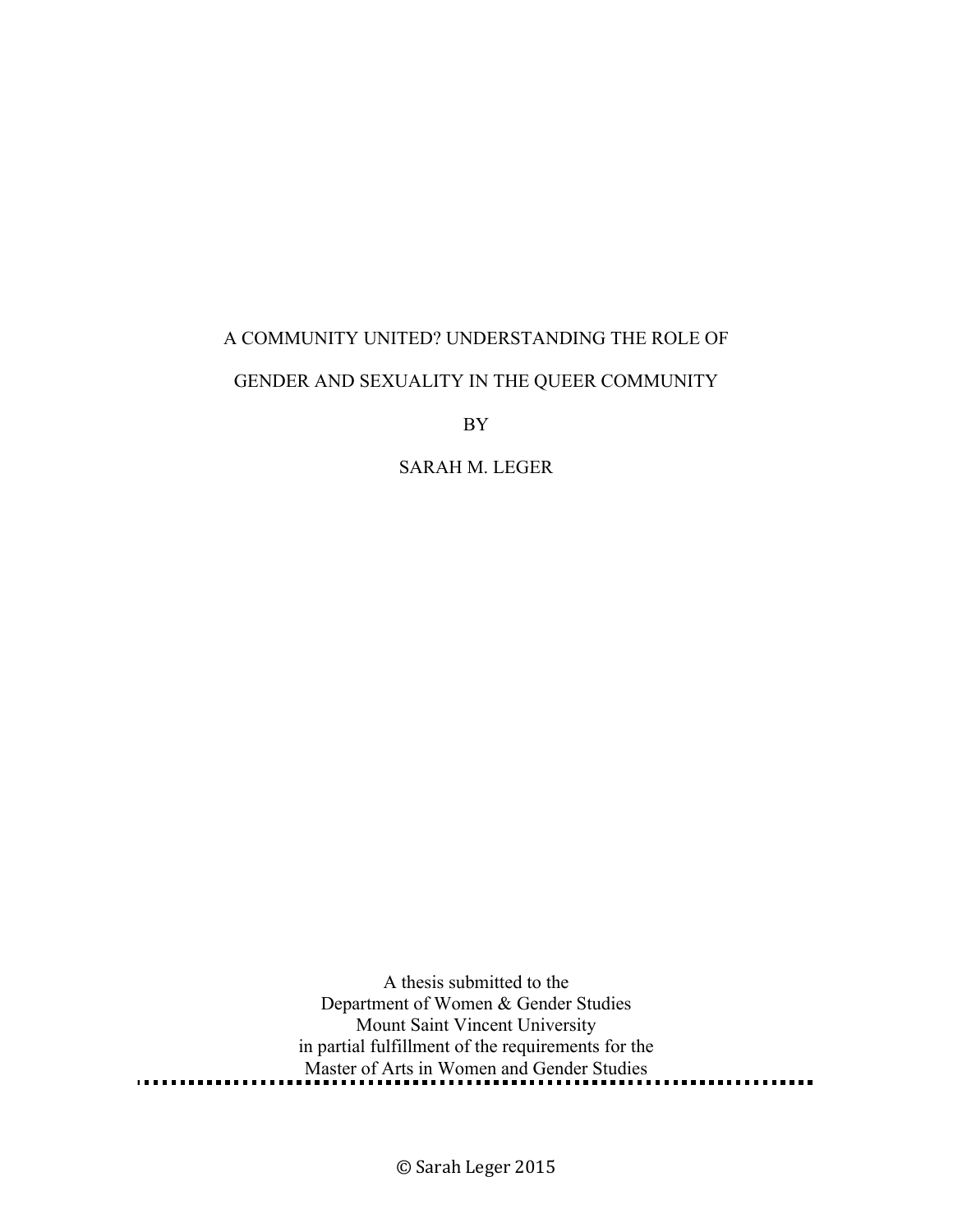# A COMMUNITY UNITED? UNDERSTANDING THE ROLE OF GENDER AND SEXUALITY IN THE QUEER COMMUNITY

BY

SARAH M. LEGER

A thesis submitted to the
Department of Women & Gender Studies
Mount Saint Vincent University
in partial fulfillment of the requirements for the
Master of Arts in Women and Gender Studies

© Sarah Leger 2015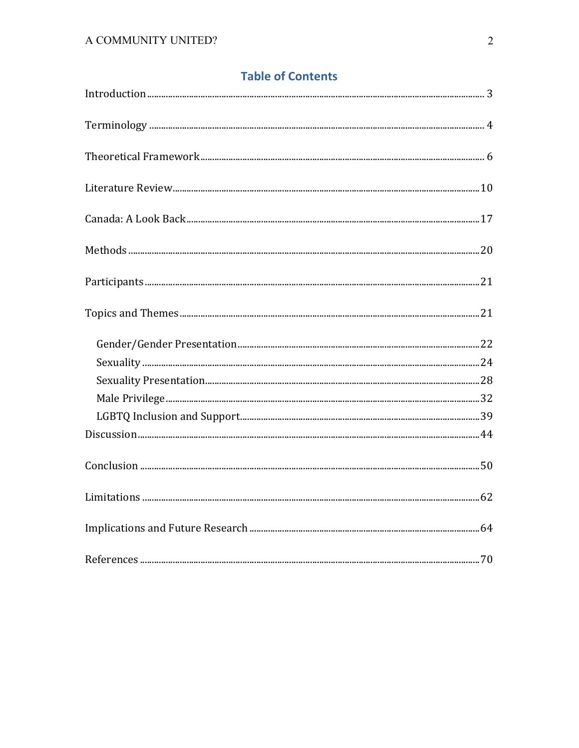## Table of Contents

Introduction ..... 3

Terminology ..... 4

Theoretical Framework ..... 6

Literature Review ..... 10

Canada: A Look Back ..... 17

Methods ..... 20

Participants ..... 21

Topics and Themes ..... 21

- Gender/Gender Presentation ..... 22
- Sexuality ..... 24
- Sexuality Presentation ..... 28
- Male Privilege ..... 32
- LGBTQ Inclusion and Support ..... 39

Discussion ..... 44

Conclusion ..... 50

Limitations ..... 62

Implications and Future Research ..... 64

References ..... 70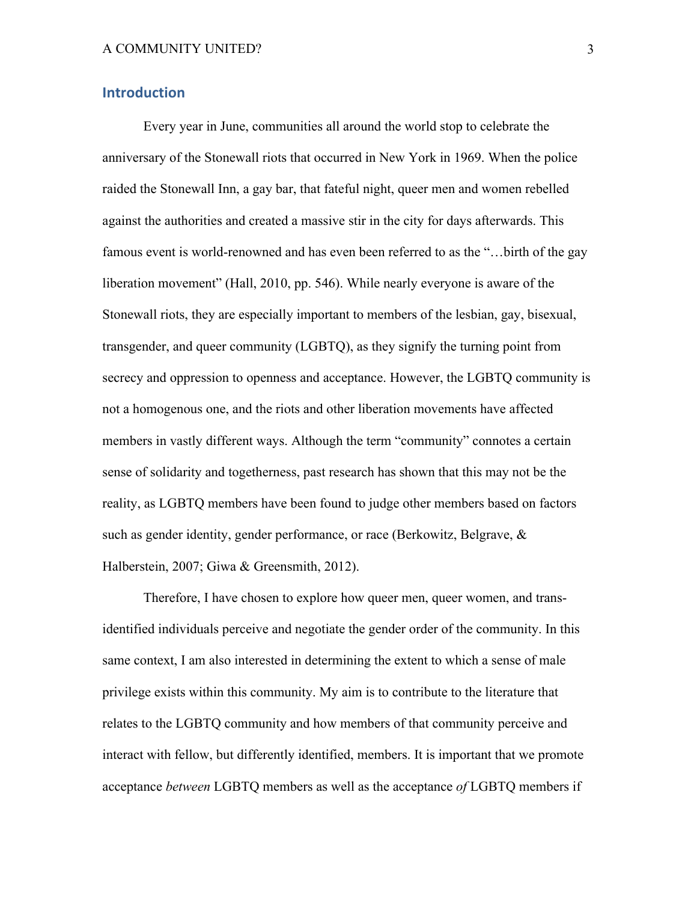## Introduction

Every year in June, communities all around the world stop to celebrate the anniversary of the Stonewall riots that occurred in New York in 1969. When the police raided the Stonewall Inn, a gay bar, that fateful night, queer men and women rebelled against the authorities and created a massive stir in the city for days afterwards. This famous event is world-renowned and has even been referred to as the "…birth of the gay liberation movement" (Hall, 2010, pp. 546). While nearly everyone is aware of the Stonewall riots, they are especially important to members of the lesbian, gay, bisexual, transgender, and queer community (LGBTQ), as they signify the turning point from secrecy and oppression to openness and acceptance. However, the LGBTQ community is not a homogenous one, and the riots and other liberation movements have affected members in vastly different ways. Although the term "community" connotes a certain sense of solidarity and togetherness, past research has shown that this may not be the reality, as LGBTQ members have been found to judge other members based on factors such as gender identity, gender performance, or race (Berkowitz, Belgrave, & Halberstein, 2007; Giwa & Greensmith, 2012).

Therefore, I have chosen to explore how queer men, queer women, and trans-identified individuals perceive and negotiate the gender order of the community. In this same context, I am also interested in determining the extent to which a sense of male privilege exists within this community. My aim is to contribute to the literature that relates to the LGBTQ community and how members of that community perceive and interact with fellow, but differently identified, members. It is important that we promote acceptance *between* LGBTQ members as well as the acceptance *of* LGBTQ members if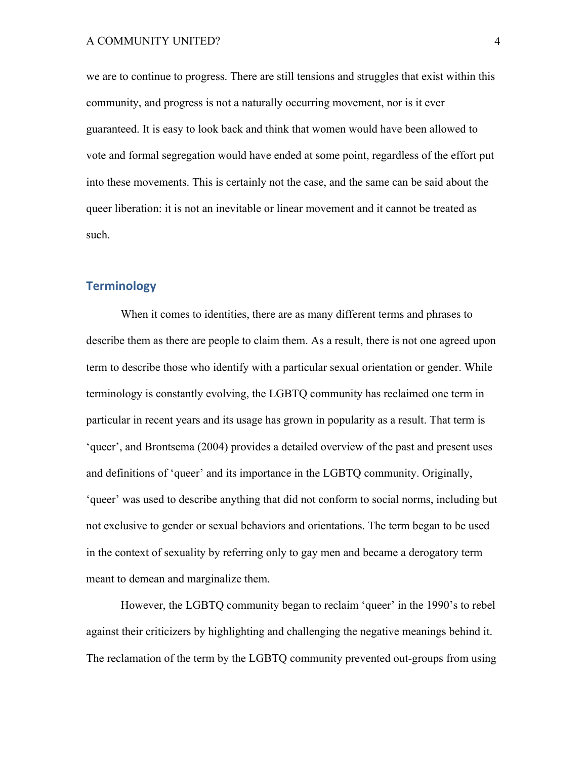we are to continue to progress. There are still tensions and struggles that exist within this community, and progress is not a naturally occurring movement, nor is it ever guaranteed. It is easy to look back and think that women would have been allowed to vote and formal segregation would have ended at some point, regardless of the effort put into these movements. This is certainly not the case, and the same can be said about the queer liberation: it is not an inevitable or linear movement and it cannot be treated as such.

## Terminology

When it comes to identities, there are as many different terms and phrases to describe them as there are people to claim them. As a result, there is not one agreed upon term to describe those who identify with a particular sexual orientation or gender. While terminology is constantly evolving, the LGBTQ community has reclaimed one term in particular in recent years and its usage has grown in popularity as a result. That term is 'queer', and Brontsema (2004) provides a detailed overview of the past and present uses and definitions of 'queer' and its importance in the LGBTQ community. Originally, 'queer' was used to describe anything that did not conform to social norms, including but not exclusive to gender or sexual behaviors and orientations. The term began to be used in the context of sexuality by referring only to gay men and became a derogatory term meant to demean and marginalize them.

However, the LGBTQ community began to reclaim 'queer' in the 1990's to rebel against their criticizers by highlighting and challenging the negative meanings behind it. The reclamation of the term by the LGBTQ community prevented out-groups from using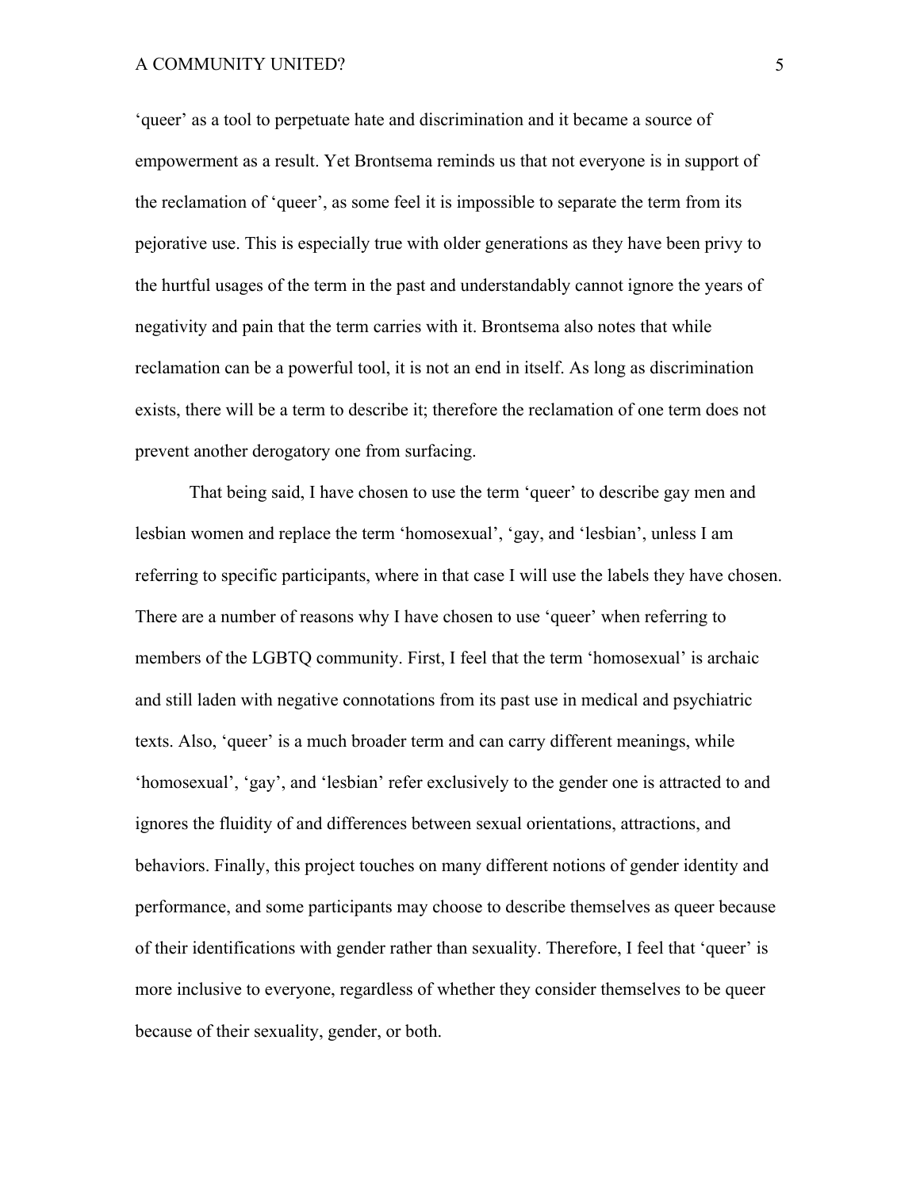'queer' as a tool to perpetuate hate and discrimination and it became a source of empowerment as a result. Yet Brontsema reminds us that not everyone is in support of the reclamation of 'queer', as some feel it is impossible to separate the term from its pejorative use. This is especially true with older generations as they have been privy to the hurtful usages of the term in the past and understandably cannot ignore the years of negativity and pain that the term carries with it. Brontsema also notes that while reclamation can be a powerful tool, it is not an end in itself. As long as discrimination exists, there will be a term to describe it; therefore the reclamation of one term does not prevent another derogatory one from surfacing.

That being said, I have chosen to use the term 'queer' to describe gay men and lesbian women and replace the term 'homosexual', 'gay, and 'lesbian', unless I am referring to specific participants, where in that case I will use the labels they have chosen. There are a number of reasons why I have chosen to use 'queer' when referring to members of the LGBTQ community. First, I feel that the term 'homosexual' is archaic and still laden with negative connotations from its past use in medical and psychiatric texts. Also, 'queer' is a much broader term and can carry different meanings, while 'homosexual', 'gay', and 'lesbian' refer exclusively to the gender one is attracted to and ignores the fluidity of and differences between sexual orientations, attractions, and behaviors. Finally, this project touches on many different notions of gender identity and performance, and some participants may choose to describe themselves as queer because of their identifications with gender rather than sexuality. Therefore, I feel that 'queer' is more inclusive to everyone, regardless of whether they consider themselves to be queer because of their sexuality, gender, or both.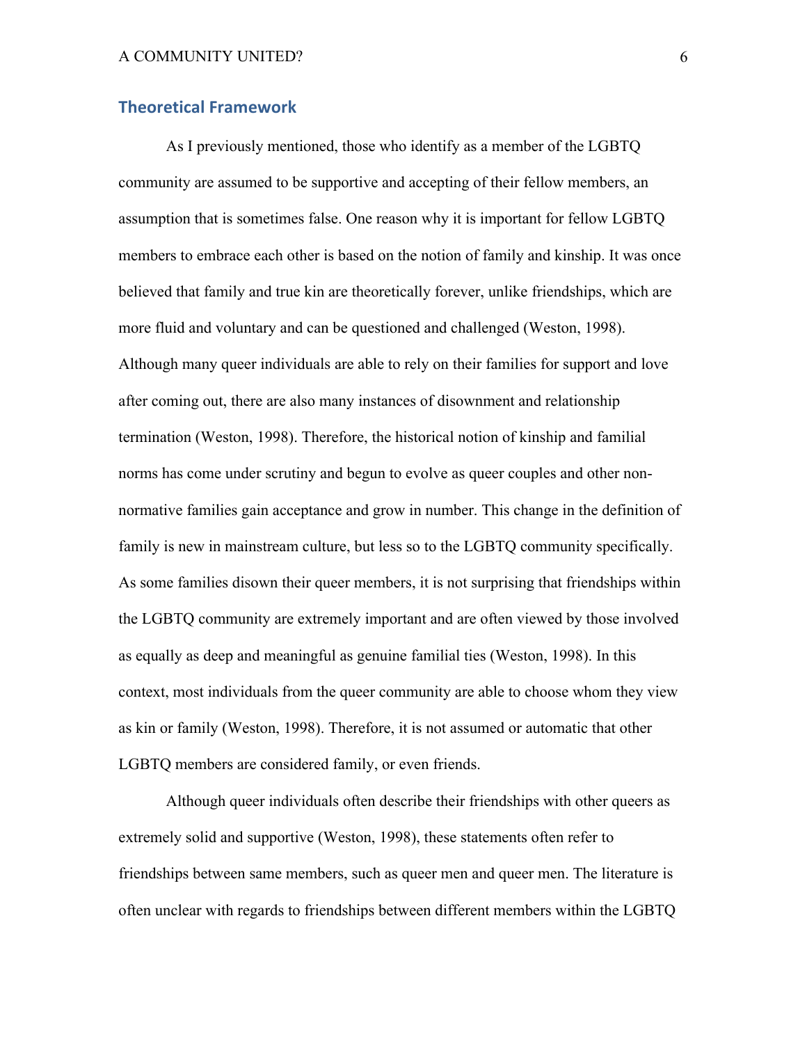## Theoretical Framework

As I previously mentioned, those who identify as a member of the LGBTQ community are assumed to be supportive and accepting of their fellow members, an assumption that is sometimes false. One reason why it is important for fellow LGBTQ members to embrace each other is based on the notion of family and kinship. It was once believed that family and true kin are theoretically forever, unlike friendships, which are more fluid and voluntary and can be questioned and challenged (Weston, 1998). Although many queer individuals are able to rely on their families for support and love after coming out, there are also many instances of disownment and relationship termination (Weston, 1998). Therefore, the historical notion of kinship and familial norms has come under scrutiny and begun to evolve as queer couples and other non-normative families gain acceptance and grow in number. This change in the definition of family is new in mainstream culture, but less so to the LGBTQ community specifically. As some families disown their queer members, it is not surprising that friendships within the LGBTQ community are extremely important and are often viewed by those involved as equally as deep and meaningful as genuine familial ties (Weston, 1998). In this context, most individuals from the queer community are able to choose whom they view as kin or family (Weston, 1998). Therefore, it is not assumed or automatic that other LGBTQ members are considered family, or even friends.

Although queer individuals often describe their friendships with other queers as extremely solid and supportive (Weston, 1998), these statements often refer to friendships between same members, such as queer men and queer men. The literature is often unclear with regards to friendships between different members within the LGBTQ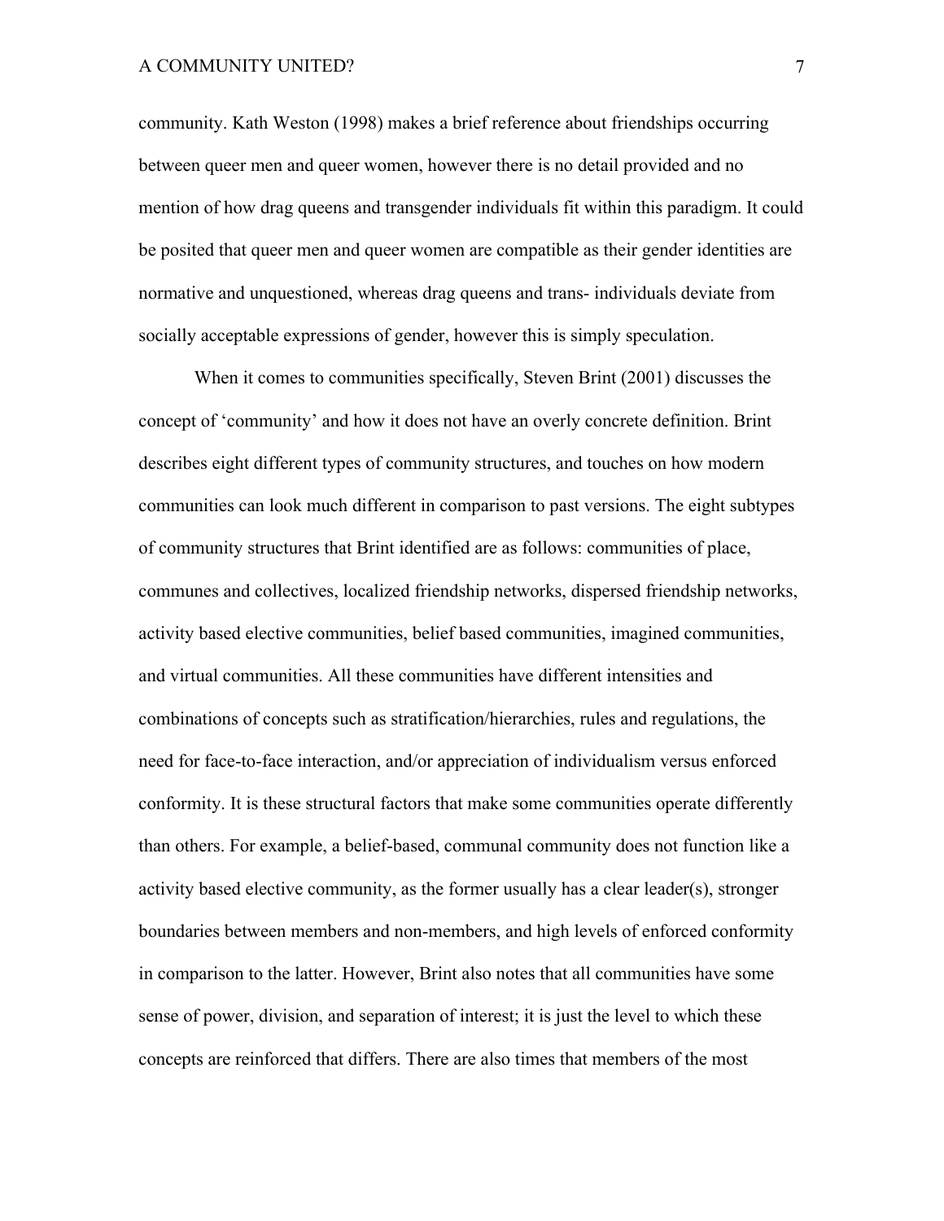community. Kath Weston (1998) makes a brief reference about friendships occurring between queer men and queer women, however there is no detail provided and no mention of how drag queens and transgender individuals fit within this paradigm. It could be posited that queer men and queer women are compatible as their gender identities are normative and unquestioned, whereas drag queens and trans- individuals deviate from socially acceptable expressions of gender, however this is simply speculation.

When it comes to communities specifically, Steven Brint (2001) discusses the concept of 'community' and how it does not have an overly concrete definition. Brint describes eight different types of community structures, and touches on how modern communities can look much different in comparison to past versions. The eight subtypes of community structures that Brint identified are as follows: communities of place, communes and collectives, localized friendship networks, dispersed friendship networks, activity based elective communities, belief based communities, imagined communities, and virtual communities. All these communities have different intensities and combinations of concepts such as stratification/hierarchies, rules and regulations, the need for face-to-face interaction, and/or appreciation of individualism versus enforced conformity. It is these structural factors that make some communities operate differently than others. For example, a belief-based, communal community does not function like a activity based elective community, as the former usually has a clear leader(s), stronger boundaries between members and non-members, and high levels of enforced conformity in comparison to the latter. However, Brint also notes that all communities have some sense of power, division, and separation of interest; it is just the level to which these concepts are reinforced that differs. There are also times that members of the most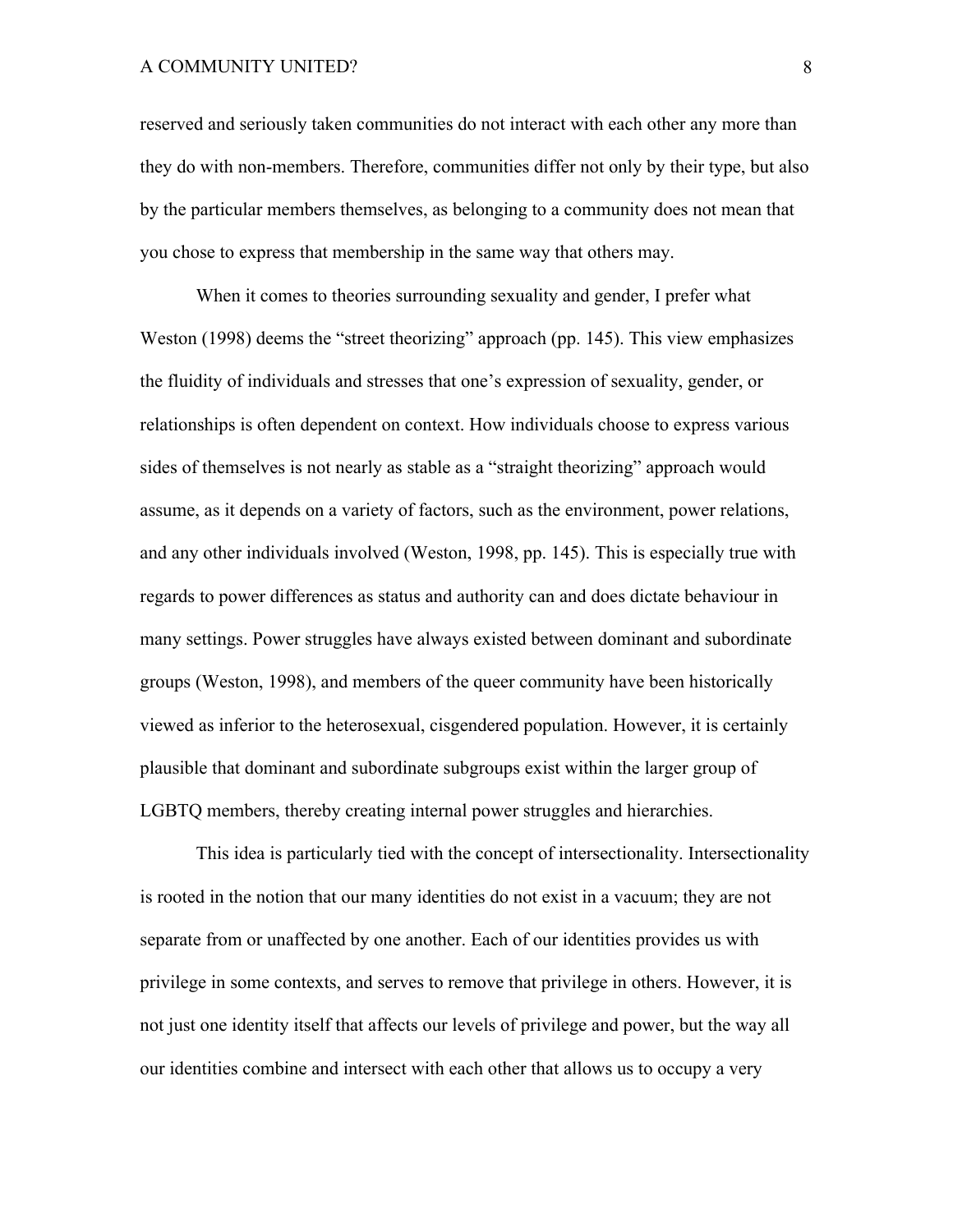reserved and seriously taken communities do not interact with each other any more than they do with non-members. Therefore, communities differ not only by their type, but also by the particular members themselves, as belonging to a community does not mean that you chose to express that membership in the same way that others may.

When it comes to theories surrounding sexuality and gender, I prefer what Weston (1998) deems the "street theorizing" approach (pp. 145). This view emphasizes the fluidity of individuals and stresses that one's expression of sexuality, gender, or relationships is often dependent on context. How individuals choose to express various sides of themselves is not nearly as stable as a "straight theorizing" approach would assume, as it depends on a variety of factors, such as the environment, power relations, and any other individuals involved (Weston, 1998, pp. 145). This is especially true with regards to power differences as status and authority can and does dictate behaviour in many settings. Power struggles have always existed between dominant and subordinate groups (Weston, 1998), and members of the queer community have been historically viewed as inferior to the heterosexual, cisgendered population. However, it is certainly plausible that dominant and subordinate subgroups exist within the larger group of LGBTQ members, thereby creating internal power struggles and hierarchies.

This idea is particularly tied with the concept of intersectionality. Intersectionality is rooted in the notion that our many identities do not exist in a vacuum; they are not separate from or unaffected by one another. Each of our identities provides us with privilege in some contexts, and serves to remove that privilege in others. However, it is not just one identity itself that affects our levels of privilege and power, but the way all our identities combine and intersect with each other that allows us to occupy a very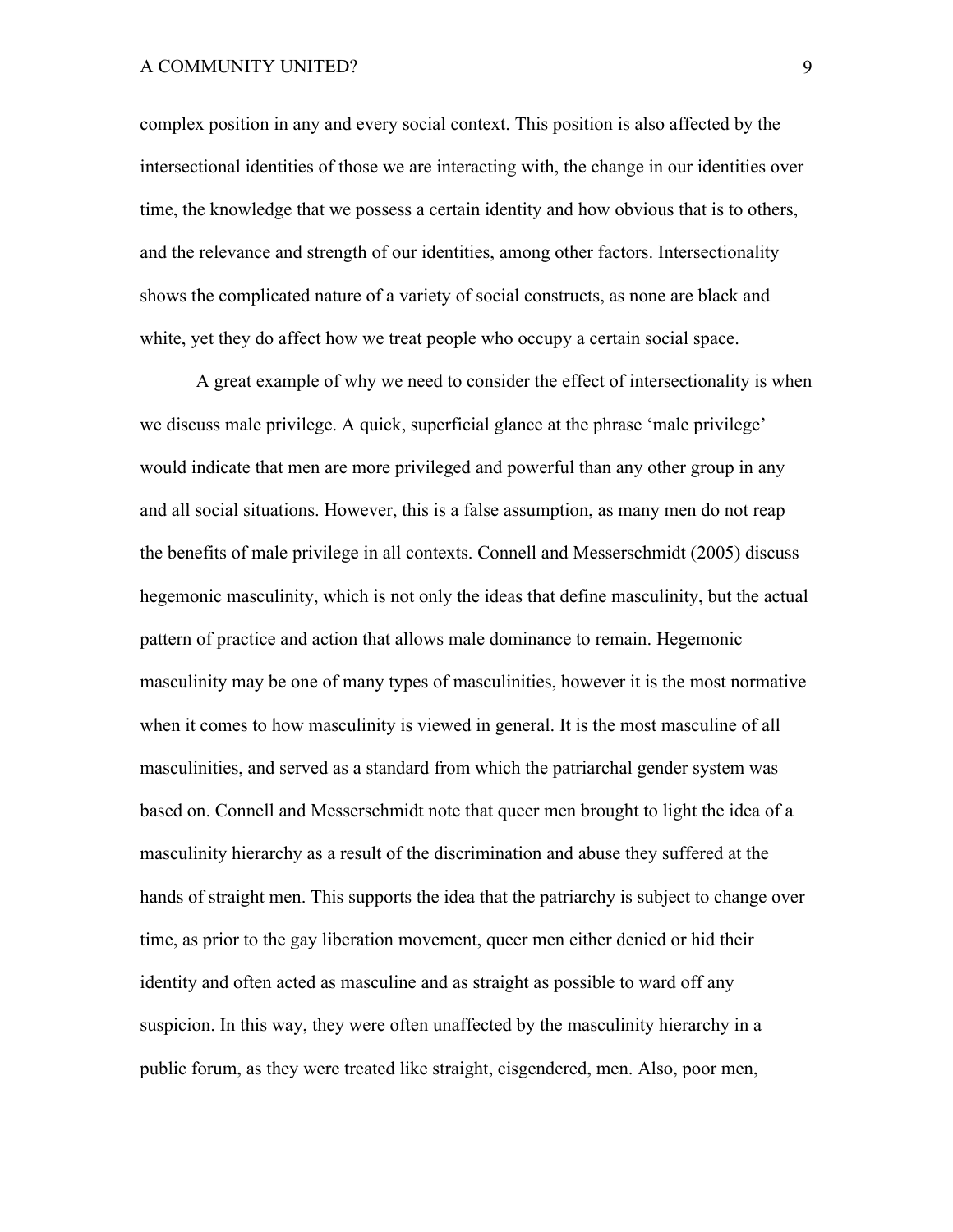complex position in any and every social context. This position is also affected by the intersectional identities of those we are interacting with, the change in our identities over time, the knowledge that we possess a certain identity and how obvious that is to others, and the relevance and strength of our identities, among other factors. Intersectionality shows the complicated nature of a variety of social constructs, as none are black and white, yet they do affect how we treat people who occupy a certain social space.

A great example of why we need to consider the effect of intersectionality is when we discuss male privilege. A quick, superficial glance at the phrase 'male privilege' would indicate that men are more privileged and powerful than any other group in any and all social situations. However, this is a false assumption, as many men do not reap the benefits of male privilege in all contexts. Connell and Messerschmidt (2005) discuss hegemonic masculinity, which is not only the ideas that define masculinity, but the actual pattern of practice and action that allows male dominance to remain. Hegemonic masculinity may be one of many types of masculinities, however it is the most normative when it comes to how masculinity is viewed in general. It is the most masculine of all masculinities, and served as a standard from which the patriarchal gender system was based on. Connell and Messerschmidt note that queer men brought to light the idea of a masculinity hierarchy as a result of the discrimination and abuse they suffered at the hands of straight men. This supports the idea that the patriarchy is subject to change over time, as prior to the gay liberation movement, queer men either denied or hid their identity and often acted as masculine and as straight as possible to ward off any suspicion. In this way, they were often unaffected by the masculinity hierarchy in a public forum, as they were treated like straight, cisgendered, men. Also, poor men,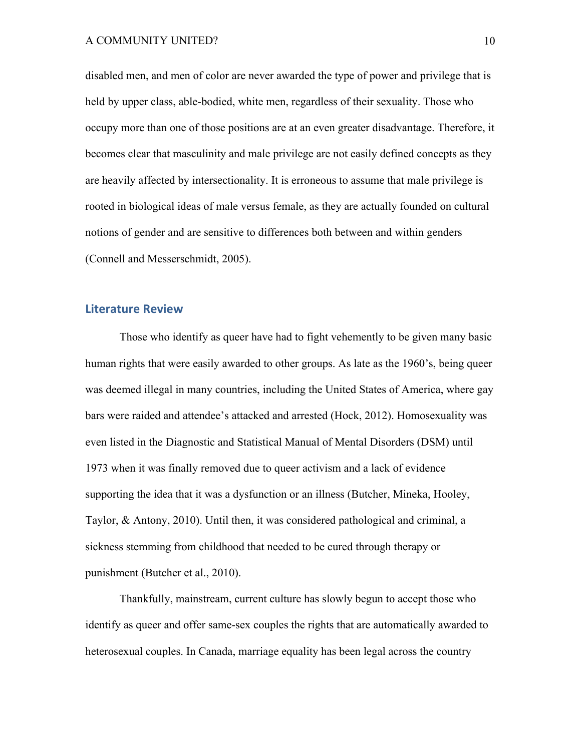disabled men, and men of color are never awarded the type of power and privilege that is held by upper class, able-bodied, white men, regardless of their sexuality. Those who occupy more than one of those positions are at an even greater disadvantage. Therefore, it becomes clear that masculinity and male privilege are not easily defined concepts as they are heavily affected by intersectionality. It is erroneous to assume that male privilege is rooted in biological ideas of male versus female, as they are actually founded on cultural notions of gender and are sensitive to differences both between and within genders (Connell and Messerschmidt, 2005).

## Literature Review

Those who identify as queer have had to fight vehemently to be given many basic human rights that were easily awarded to other groups. As late as the 1960's, being queer was deemed illegal in many countries, including the United States of America, where gay bars were raided and attendee's attacked and arrested (Hock, 2012). Homosexuality was even listed in the Diagnostic and Statistical Manual of Mental Disorders (DSM) until 1973 when it was finally removed due to queer activism and a lack of evidence supporting the idea that it was a dysfunction or an illness (Butcher, Mineka, Hooley, Taylor, & Antony, 2010). Until then, it was considered pathological and criminal, a sickness stemming from childhood that needed to be cured through therapy or punishment (Butcher et al., 2010).

Thankfully, mainstream, current culture has slowly begun to accept those who identify as queer and offer same-sex couples the rights that are automatically awarded to heterosexual couples. In Canada, marriage equality has been legal across the country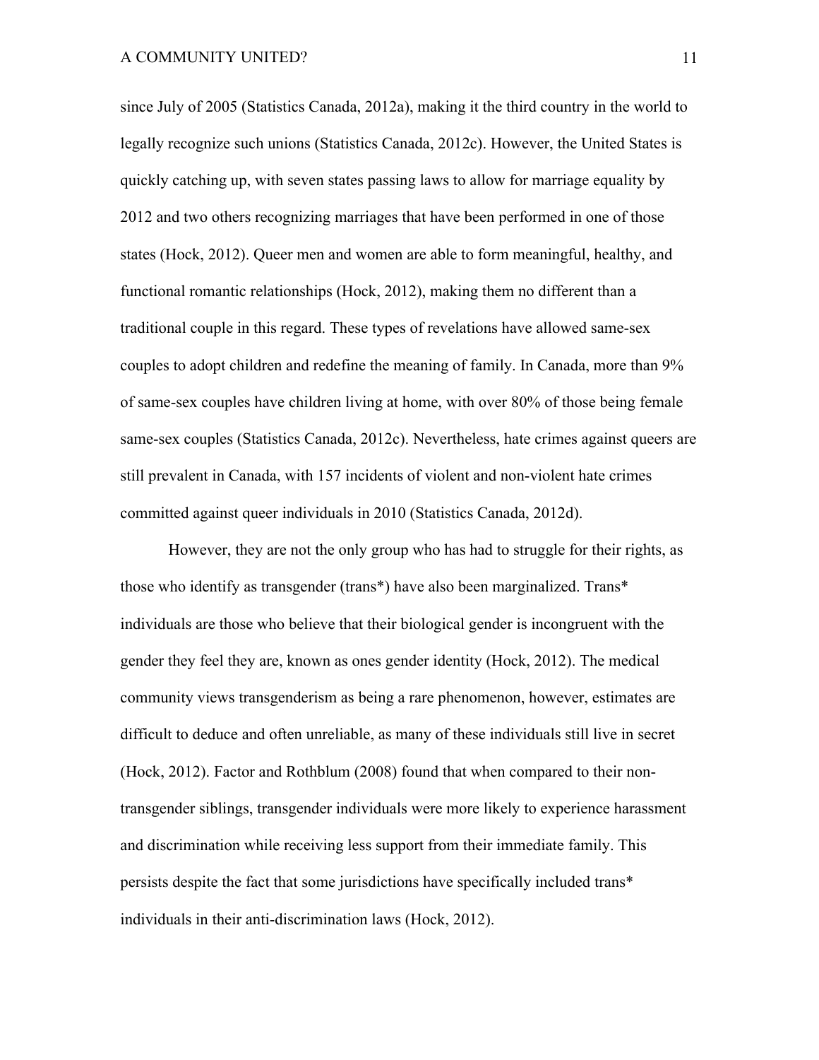since July of 2005 (Statistics Canada, 2012a), making it the third country in the world to legally recognize such unions (Statistics Canada, 2012c). However, the United States is quickly catching up, with seven states passing laws to allow for marriage equality by 2012 and two others recognizing marriages that have been performed in one of those states (Hock, 2012). Queer men and women are able to form meaningful, healthy, and functional romantic relationships (Hock, 2012), making them no different than a traditional couple in this regard. These types of revelations have allowed same-sex couples to adopt children and redefine the meaning of family. In Canada, more than 9% of same-sex couples have children living at home, with over 80% of those being female same-sex couples (Statistics Canada, 2012c). Nevertheless, hate crimes against queers are still prevalent in Canada, with 157 incidents of violent and non-violent hate crimes committed against queer individuals in 2010 (Statistics Canada, 2012d).

However, they are not the only group who has had to struggle for their rights, as those who identify as transgender (trans*) have also been marginalized. Trans* individuals are those who believe that their biological gender is incongruent with the gender they feel they are, known as ones gender identity (Hock, 2012). The medical community views transgenderism as being a rare phenomenon, however, estimates are difficult to deduce and often unreliable, as many of these individuals still live in secret (Hock, 2012). Factor and Rothblum (2008) found that when compared to their non-transgender siblings, transgender individuals were more likely to experience harassment and discrimination while receiving less support from their immediate family. This persists despite the fact that some jurisdictions have specifically included trans* individuals in their anti-discrimination laws (Hock, 2012).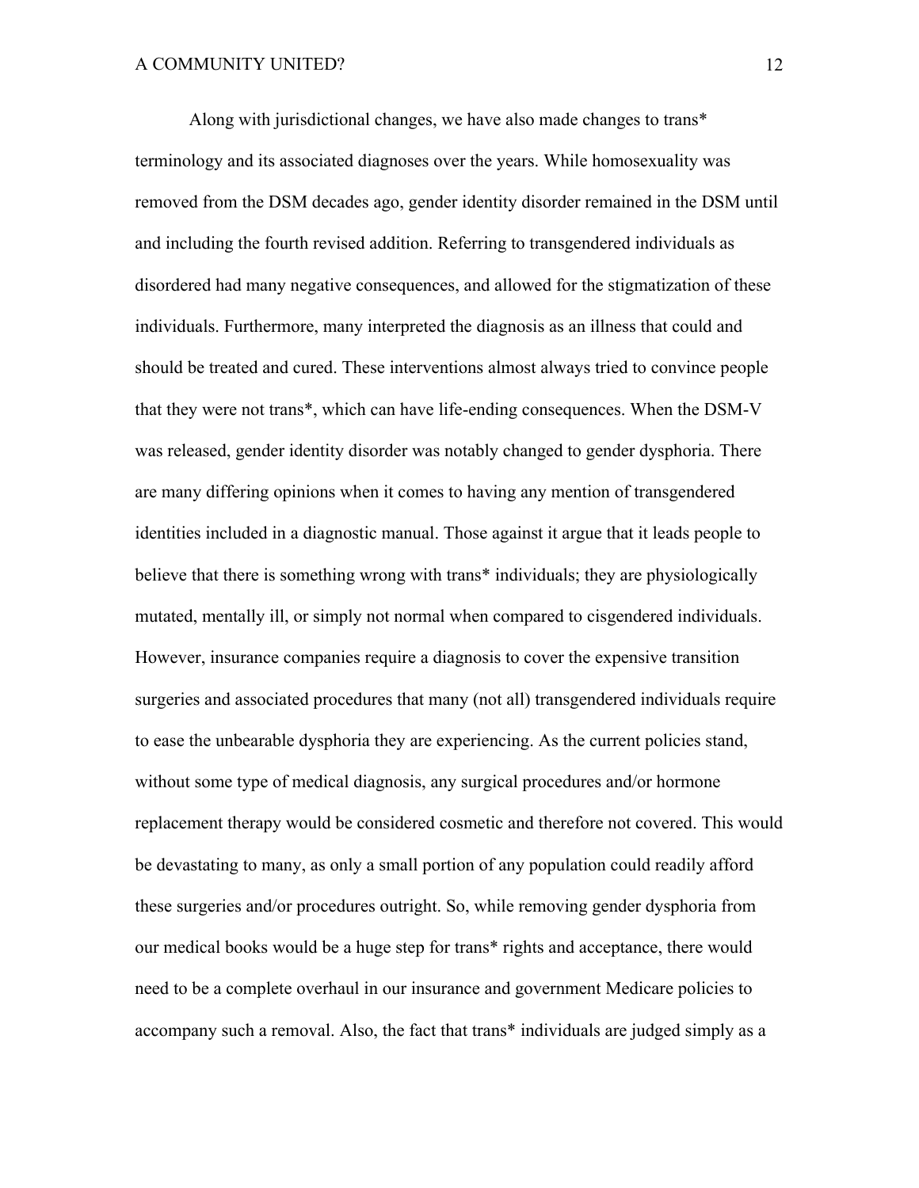Along with jurisdictional changes, we have also made changes to trans* terminology and its associated diagnoses over the years. While homosexuality was removed from the DSM decades ago, gender identity disorder remained in the DSM until and including the fourth revised addition. Referring to transgendered individuals as disordered had many negative consequences, and allowed for the stigmatization of these individuals. Furthermore, many interpreted the diagnosis as an illness that could and should be treated and cured. These interventions almost always tried to convince people that they were not trans*, which can have life-ending consequences. When the DSM-V was released, gender identity disorder was notably changed to gender dysphoria. There are many differing opinions when it comes to having any mention of transgendered identities included in a diagnostic manual. Those against it argue that it leads people to believe that there is something wrong with trans* individuals; they are physiologically mutated, mentally ill, or simply not normal when compared to cisgendered individuals. However, insurance companies require a diagnosis to cover the expensive transition surgeries and associated procedures that many (not all) transgendered individuals require to ease the unbearable dysphoria they are experiencing. As the current policies stand, without some type of medical diagnosis, any surgical procedures and/or hormone replacement therapy would be considered cosmetic and therefore not covered. This would be devastating to many, as only a small portion of any population could readily afford these surgeries and/or procedures outright. So, while removing gender dysphoria from our medical books would be a huge step for trans* rights and acceptance, there would need to be a complete overhaul in our insurance and government Medicare policies to accompany such a removal. Also, the fact that trans* individuals are judged simply as a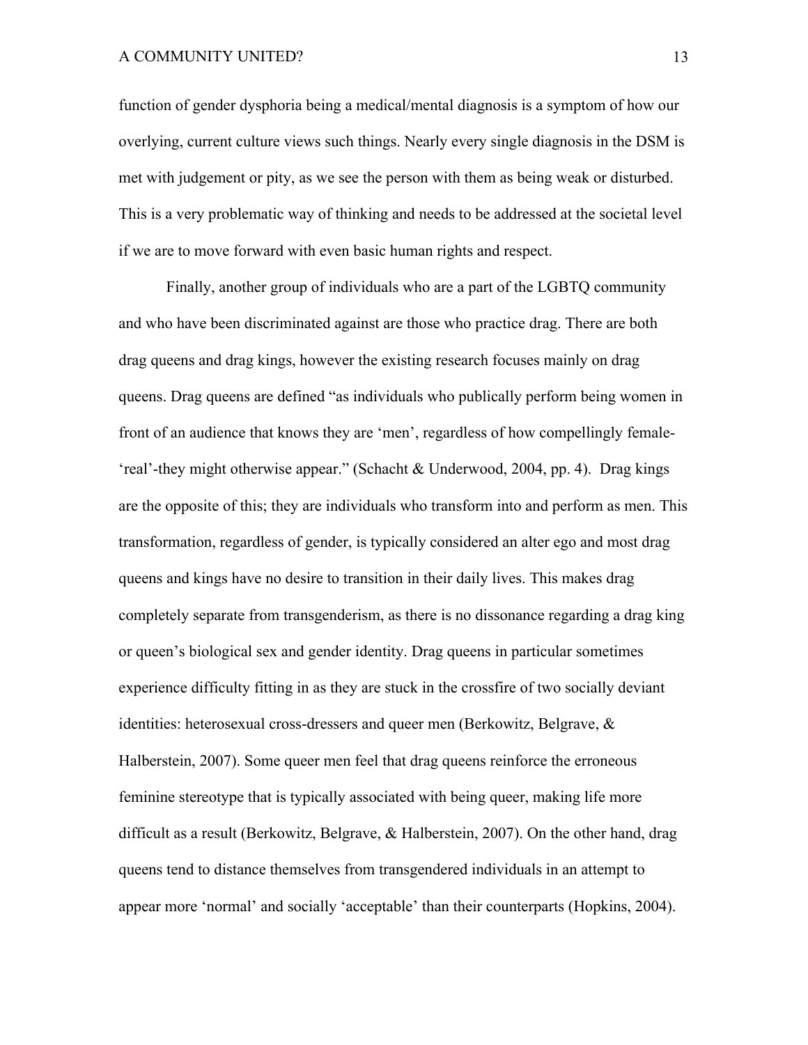function of gender dysphoria being a medical/mental diagnosis is a symptom of how our overlying, current culture views such things. Nearly every single diagnosis in the DSM is met with judgement or pity, as we see the person with them as being weak or disturbed. This is a very problematic way of thinking and needs to be addressed at the societal level if we are to move forward with even basic human rights and respect.

Finally, another group of individuals who are a part of the LGBTQ community and who have been discriminated against are those who practice drag. There are both drag queens and drag kings, however the existing research focuses mainly on drag queens. Drag queens are defined "as individuals who publically perform being women in front of an audience that knows they are 'men', regardless of how compellingly female-'real'-they might otherwise appear." (Schacht & Underwood, 2004, pp. 4). Drag kings are the opposite of this; they are individuals who transform into and perform as men. This transformation, regardless of gender, is typically considered an alter ego and most drag queens and kings have no desire to transition in their daily lives. This makes drag completely separate from transgenderism, as there is no dissonance regarding a drag king or queen's biological sex and gender identity. Drag queens in particular sometimes experience difficulty fitting in as they are stuck in the crossfire of two socially deviant identities: heterosexual cross-dressers and queer men (Berkowitz, Belgrave, & Halberstein, 2007). Some queer men feel that drag queens reinforce the erroneous feminine stereotype that is typically associated with being queer, making life more difficult as a result (Berkowitz, Belgrave, & Halberstein, 2007). On the other hand, drag queens tend to distance themselves from transgendered individuals in an attempt to appear more 'normal' and socially 'acceptable' than their counterparts (Hopkins, 2004).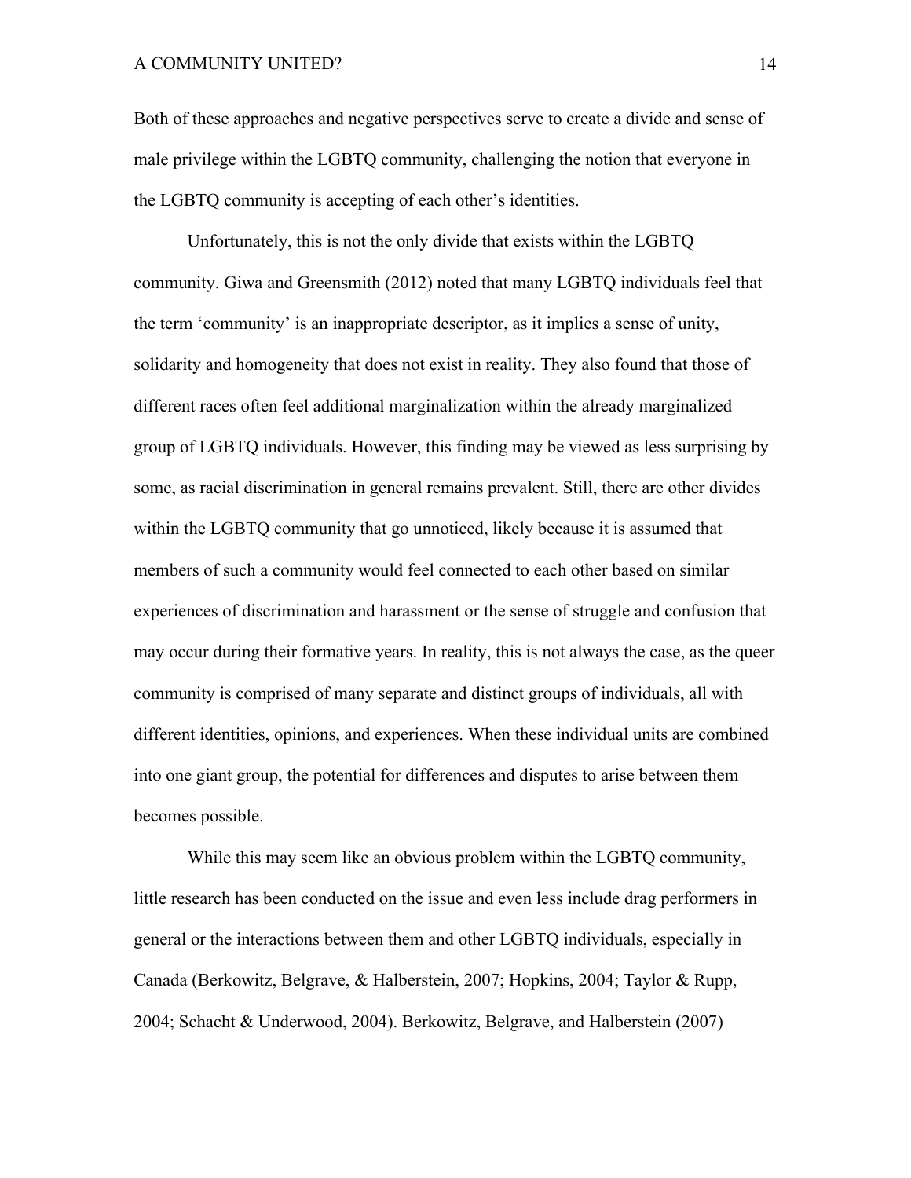Both of these approaches and negative perspectives serve to create a divide and sense of male privilege within the LGBTQ community, challenging the notion that everyone in the LGBTQ community is accepting of each other's identities.

Unfortunately, this is not the only divide that exists within the LGBTQ community. Giwa and Greensmith (2012) noted that many LGBTQ individuals feel that the term 'community' is an inappropriate descriptor, as it implies a sense of unity, solidarity and homogeneity that does not exist in reality. They also found that those of different races often feel additional marginalization within the already marginalized group of LGBTQ individuals. However, this finding may be viewed as less surprising by some, as racial discrimination in general remains prevalent. Still, there are other divides within the LGBTQ community that go unnoticed, likely because it is assumed that members of such a community would feel connected to each other based on similar experiences of discrimination and harassment or the sense of struggle and confusion that may occur during their formative years. In reality, this is not always the case, as the queer community is comprised of many separate and distinct groups of individuals, all with different identities, opinions, and experiences. When these individual units are combined into one giant group, the potential for differences and disputes to arise between them becomes possible.

While this may seem like an obvious problem within the LGBTQ community, little research has been conducted on the issue and even less include drag performers in general or the interactions between them and other LGBTQ individuals, especially in Canada (Berkowitz, Belgrave, & Halberstein, 2007; Hopkins, 2004; Taylor & Rupp, 2004; Schacht & Underwood, 2004). Berkowitz, Belgrave, and Halberstein (2007)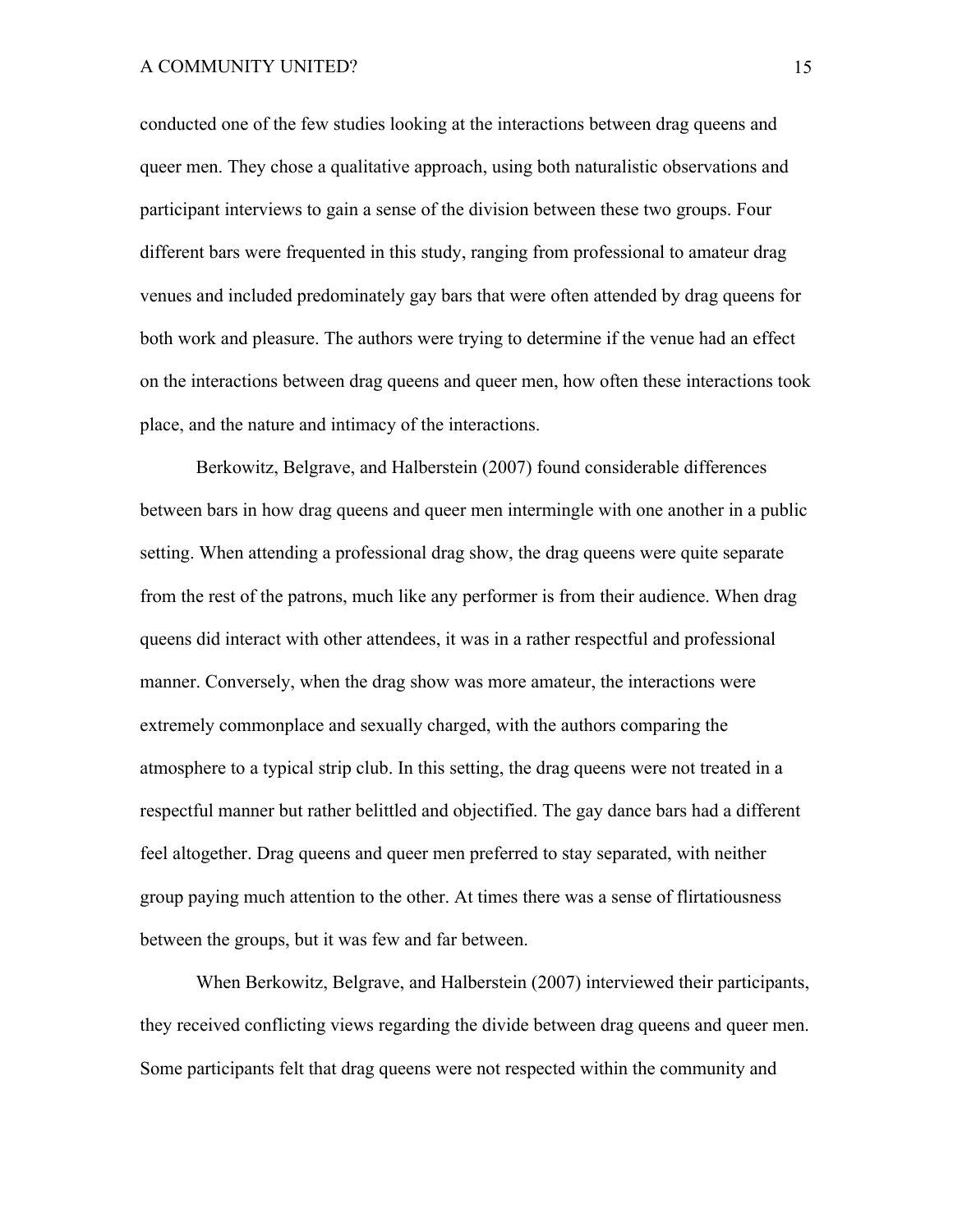conducted one of the few studies looking at the interactions between drag queens and queer men. They chose a qualitative approach, using both naturalistic observations and participant interviews to gain a sense of the division between these two groups. Four different bars were frequented in this study, ranging from professional to amateur drag venues and included predominately gay bars that were often attended by drag queens for both work and pleasure. The authors were trying to determine if the venue had an effect on the interactions between drag queens and queer men, how often these interactions took place, and the nature and intimacy of the interactions.

Berkowitz, Belgrave, and Halberstein (2007) found considerable differences between bars in how drag queens and queer men intermingle with one another in a public setting. When attending a professional drag show, the drag queens were quite separate from the rest of the patrons, much like any performer is from their audience. When drag queens did interact with other attendees, it was in a rather respectful and professional manner. Conversely, when the drag show was more amateur, the interactions were extremely commonplace and sexually charged, with the authors comparing the atmosphere to a typical strip club. In this setting, the drag queens were not treated in a respectful manner but rather belittled and objectified. The gay dance bars had a different feel altogether. Drag queens and queer men preferred to stay separated, with neither group paying much attention to the other. At times there was a sense of flirtatiousness between the groups, but it was few and far between.

When Berkowitz, Belgrave, and Halberstein (2007) interviewed their participants, they received conflicting views regarding the divide between drag queens and queer men. Some participants felt that drag queens were not respected within the community and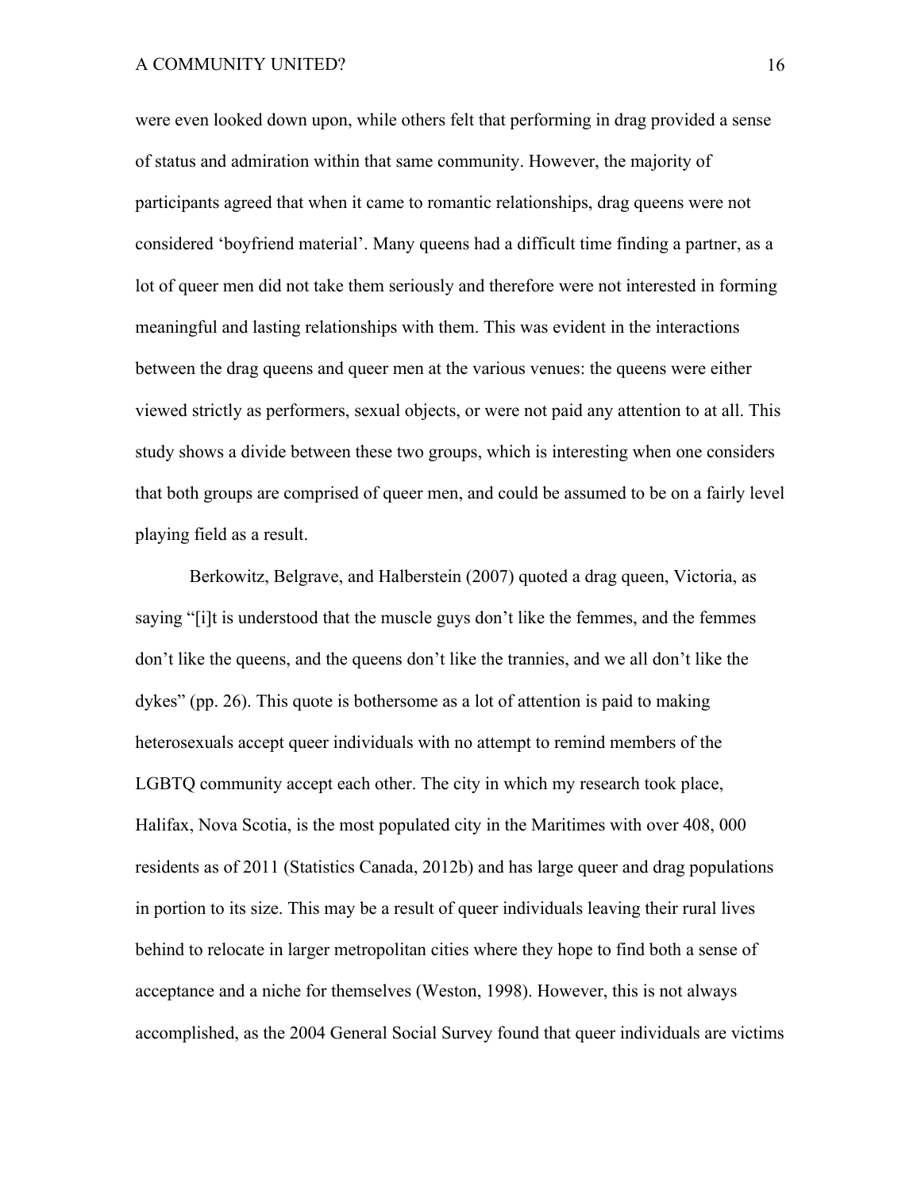were even looked down upon, while others felt that performing in drag provided a sense of status and admiration within that same community. However, the majority of participants agreed that when it came to romantic relationships, drag queens were not considered 'boyfriend material'. Many queens had a difficult time finding a partner, as a lot of queer men did not take them seriously and therefore were not interested in forming meaningful and lasting relationships with them. This was evident in the interactions between the drag queens and queer men at the various venues: the queens were either viewed strictly as performers, sexual objects, or were not paid any attention to at all. This study shows a divide between these two groups, which is interesting when one considers that both groups are comprised of queer men, and could be assumed to be on a fairly level playing field as a result.

Berkowitz, Belgrave, and Halberstein (2007) quoted a drag queen, Victoria, as saying "[i]t is understood that the muscle guys don't like the femmes, and the femmes don't like the queens, and the queens don't like the trannies, and we all don't like the dykes" (pp. 26). This quote is bothersome as a lot of attention is paid to making heterosexuals accept queer individuals with no attempt to remind members of the LGBTQ community accept each other. The city in which my research took place, Halifax, Nova Scotia, is the most populated city in the Maritimes with over 408, 000 residents as of 2011 (Statistics Canada, 2012b) and has large queer and drag populations in portion to its size. This may be a result of queer individuals leaving their rural lives behind to relocate in larger metropolitan cities where they hope to find both a sense of acceptance and a niche for themselves (Weston, 1998). However, this is not always accomplished, as the 2004 General Social Survey found that queer individuals are victims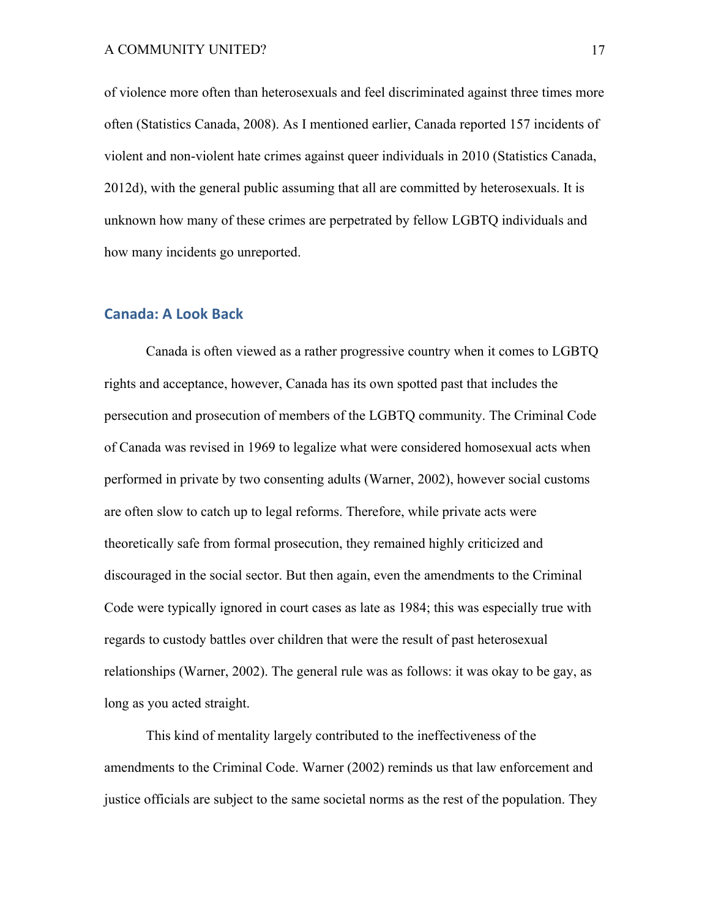of violence more often than heterosexuals and feel discriminated against three times more often (Statistics Canada, 2008). As I mentioned earlier, Canada reported 157 incidents of violent and non-violent hate crimes against queer individuals in 2010 (Statistics Canada, 2012d), with the general public assuming that all are committed by heterosexuals. It is unknown how many of these crimes are perpetrated by fellow LGBTQ individuals and how many incidents go unreported.

## Canada: A Look Back

Canada is often viewed as a rather progressive country when it comes to LGBTQ rights and acceptance, however, Canada has its own spotted past that includes the persecution and prosecution of members of the LGBTQ community. The Criminal Code of Canada was revised in 1969 to legalize what were considered homosexual acts when performed in private by two consenting adults (Warner, 2002), however social customs are often slow to catch up to legal reforms. Therefore, while private acts were theoretically safe from formal prosecution, they remained highly criticized and discouraged in the social sector. But then again, even the amendments to the Criminal Code were typically ignored in court cases as late as 1984; this was especially true with regards to custody battles over children that were the result of past heterosexual relationships (Warner, 2002). The general rule was as follows: it was okay to be gay, as long as you acted straight.

This kind of mentality largely contributed to the ineffectiveness of the amendments to the Criminal Code. Warner (2002) reminds us that law enforcement and justice officials are subject to the same societal norms as the rest of the population. They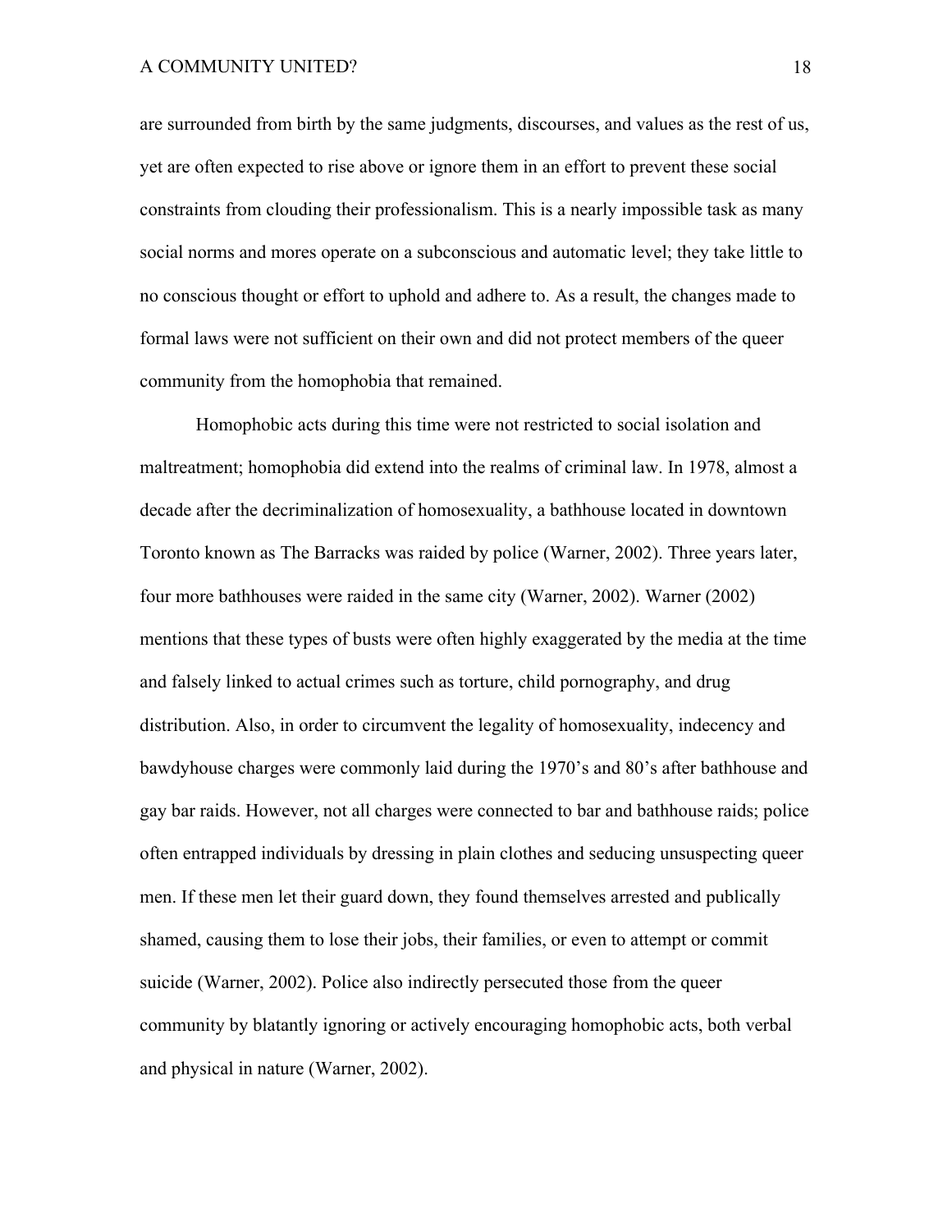are surrounded from birth by the same judgments, discourses, and values as the rest of us, yet are often expected to rise above or ignore them in an effort to prevent these social constraints from clouding their professionalism. This is a nearly impossible task as many social norms and mores operate on a subconscious and automatic level; they take little to no conscious thought or effort to uphold and adhere to. As a result, the changes made to formal laws were not sufficient on their own and did not protect members of the queer community from the homophobia that remained.

Homophobic acts during this time were not restricted to social isolation and maltreatment; homophobia did extend into the realms of criminal law. In 1978, almost a decade after the decriminalization of homosexuality, a bathhouse located in downtown Toronto known as The Barracks was raided by police (Warner, 2002). Three years later, four more bathhouses were raided in the same city (Warner, 2002). Warner (2002) mentions that these types of busts were often highly exaggerated by the media at the time and falsely linked to actual crimes such as torture, child pornography, and drug distribution. Also, in order to circumvent the legality of homosexuality, indecency and bawdyhouse charges were commonly laid during the 1970's and 80's after bathhouse and gay bar raids. However, not all charges were connected to bar and bathhouse raids; police often entrapped individuals by dressing in plain clothes and seducing unsuspecting queer men. If these men let their guard down, they found themselves arrested and publically shamed, causing them to lose their jobs, their families, or even to attempt or commit suicide (Warner, 2002). Police also indirectly persecuted those from the queer community by blatantly ignoring or actively encouraging homophobic acts, both verbal and physical in nature (Warner, 2002).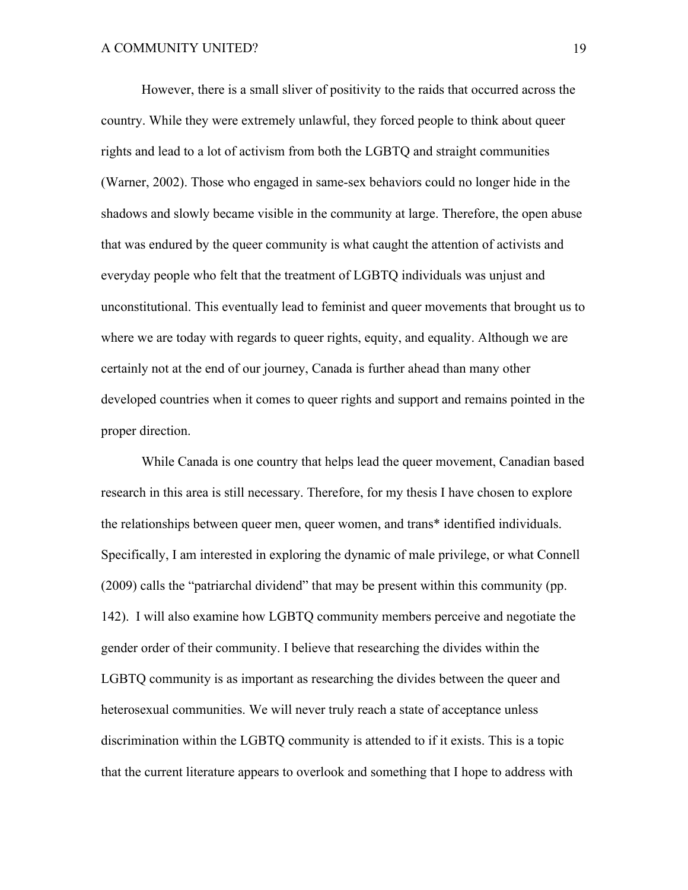However, there is a small sliver of positivity to the raids that occurred across the country. While they were extremely unlawful, they forced people to think about queer rights and lead to a lot of activism from both the LGBTQ and straight communities (Warner, 2002). Those who engaged in same-sex behaviors could no longer hide in the shadows and slowly became visible in the community at large. Therefore, the open abuse that was endured by the queer community is what caught the attention of activists and everyday people who felt that the treatment of LGBTQ individuals was unjust and unconstitutional. This eventually lead to feminist and queer movements that brought us to where we are today with regards to queer rights, equity, and equality. Although we are certainly not at the end of our journey, Canada is further ahead than many other developed countries when it comes to queer rights and support and remains pointed in the proper direction.

While Canada is one country that helps lead the queer movement, Canadian based research in this area is still necessary. Therefore, for my thesis I have chosen to explore the relationships between queer men, queer women, and trans* identified individuals. Specifically, I am interested in exploring the dynamic of male privilege, or what Connell (2009) calls the "patriarchal dividend" that may be present within this community (pp. 142). I will also examine how LGBTQ community members perceive and negotiate the gender order of their community. I believe that researching the divides within the LGBTQ community is as important as researching the divides between the queer and heterosexual communities. We will never truly reach a state of acceptance unless discrimination within the LGBTQ community is attended to if it exists. This is a topic that the current literature appears to overlook and something that I hope to address with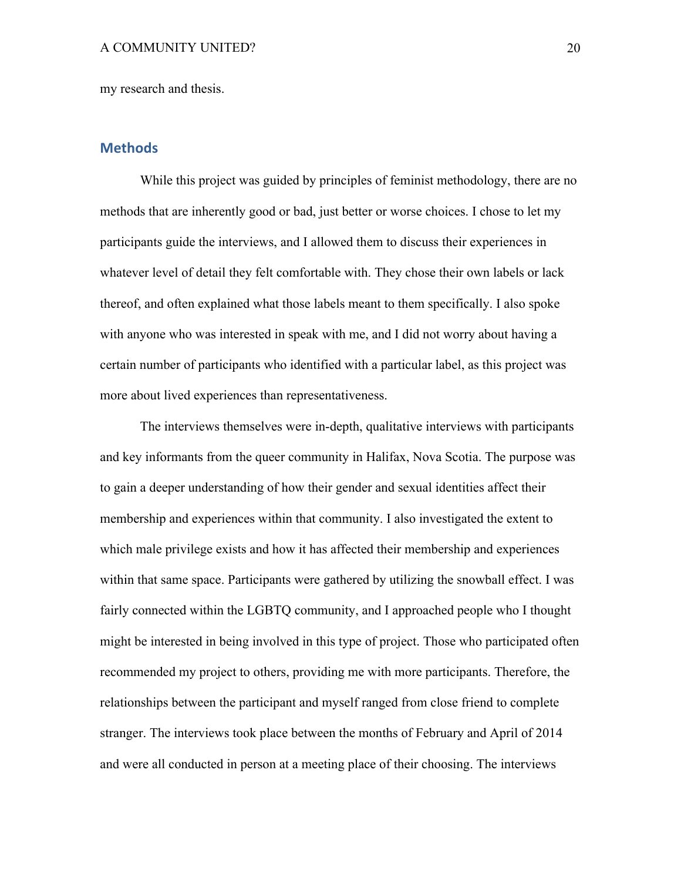my research and thesis.

## Methods

While this project was guided by principles of feminist methodology, there are no methods that are inherently good or bad, just better or worse choices. I chose to let my participants guide the interviews, and I allowed them to discuss their experiences in whatever level of detail they felt comfortable with. They chose their own labels or lack thereof, and often explained what those labels meant to them specifically. I also spoke with anyone who was interested in speak with me, and I did not worry about having a certain number of participants who identified with a particular label, as this project was more about lived experiences than representativeness.

The interviews themselves were in-depth, qualitative interviews with participants and key informants from the queer community in Halifax, Nova Scotia. The purpose was to gain a deeper understanding of how their gender and sexual identities affect their membership and experiences within that community. I also investigated the extent to which male privilege exists and how it has affected their membership and experiences within that same space. Participants were gathered by utilizing the snowball effect. I was fairly connected within the LGBTQ community, and I approached people who I thought might be interested in being involved in this type of project. Those who participated often recommended my project to others, providing me with more participants. Therefore, the relationships between the participant and myself ranged from close friend to complete stranger. The interviews took place between the months of February and April of 2014 and were all conducted in person at a meeting place of their choosing. The interviews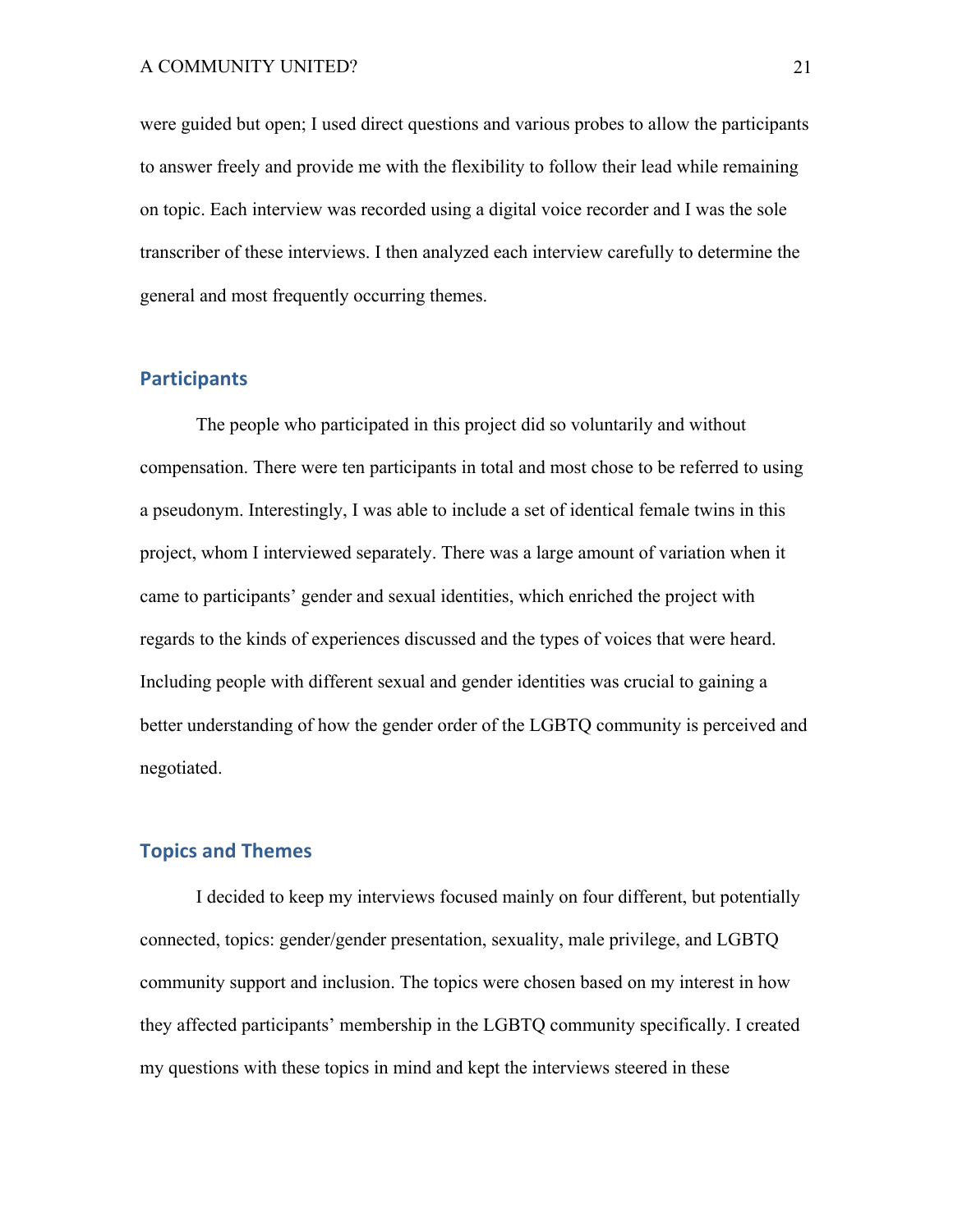were guided but open; I used direct questions and various probes to allow the participants to answer freely and provide me with the flexibility to follow their lead while remaining on topic. Each interview was recorded using a digital voice recorder and I was the sole transcriber of these interviews. I then analyzed each interview carefully to determine the general and most frequently occurring themes.

## Participants

The people who participated in this project did so voluntarily and without compensation. There were ten participants in total and most chose to be referred to using a pseudonym. Interestingly, I was able to include a set of identical female twins in this project, whom I interviewed separately. There was a large amount of variation when it came to participants' gender and sexual identities, which enriched the project with regards to the kinds of experiences discussed and the types of voices that were heard. Including people with different sexual and gender identities was crucial to gaining a better understanding of how the gender order of the LGBTQ community is perceived and negotiated.

## Topics and Themes

I decided to keep my interviews focused mainly on four different, but potentially connected, topics: gender/gender presentation, sexuality, male privilege, and LGBTQ community support and inclusion. The topics were chosen based on my interest in how they affected participants' membership in the LGBTQ community specifically. I created my questions with these topics in mind and kept the interviews steered in these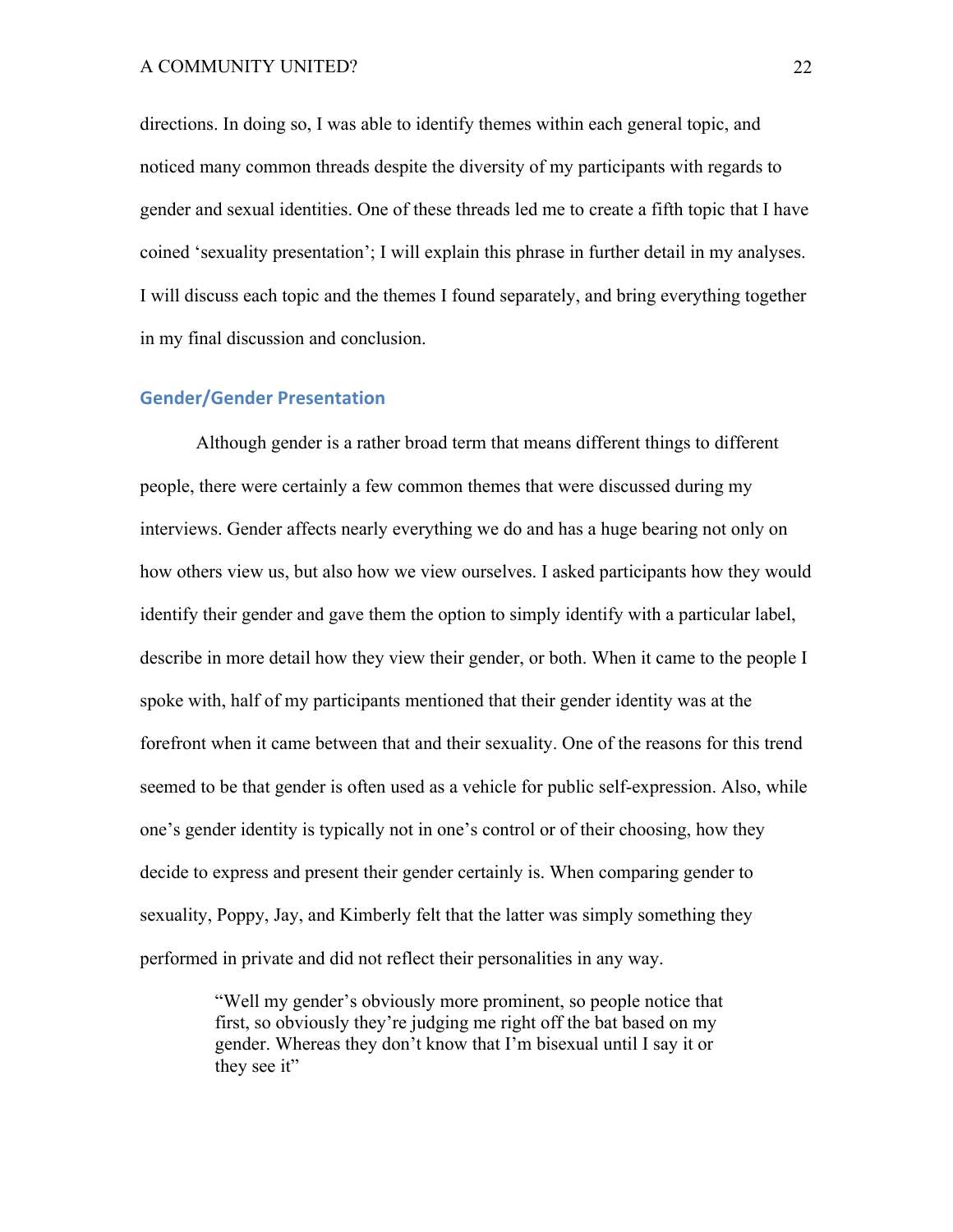directions. In doing so, I was able to identify themes within each general topic, and noticed many common threads despite the diversity of my participants with regards to gender and sexual identities. One of these threads led me to create a fifth topic that I have coined 'sexuality presentation'; I will explain this phrase in further detail in my analyses. I will discuss each topic and the themes I found separately, and bring everything together in my final discussion and conclusion.

## Gender/Gender Presentation

Although gender is a rather broad term that means different things to different people, there were certainly a few common themes that were discussed during my interviews. Gender affects nearly everything we do and has a huge bearing not only on how others view us, but also how we view ourselves. I asked participants how they would identify their gender and gave them the option to simply identify with a particular label, describe in more detail how they view their gender, or both. When it came to the people I spoke with, half of my participants mentioned that their gender identity was at the forefront when it came between that and their sexuality. One of the reasons for this trend seemed to be that gender is often used as a vehicle for public self-expression. Also, while one's gender identity is typically not in one's control or of their choosing, how they decide to express and present their gender certainly is. When comparing gender to sexuality, Poppy, Jay, and Kimberly felt that the latter was simply something they performed in private and did not reflect their personalities in any way.

> "Well my gender's obviously more prominent, so people notice that first, so obviously they're judging me right off the bat based on my gender. Whereas they don't know that I'm bisexual until I say it or they see it"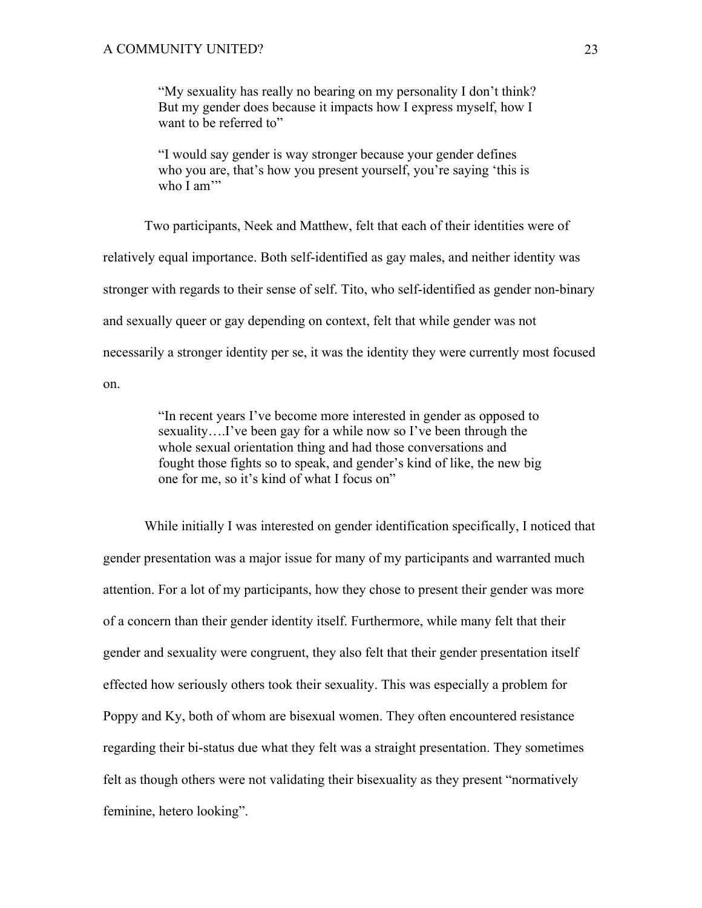> "My sexuality has really no bearing on my personality I don't think? But my gender does because it impacts how I express myself, how I want to be referred to"

> "I would say gender is way stronger because your gender defines who you are, that's how you present yourself, you're saying 'this is who I am'"

Two participants, Neek and Matthew, felt that each of their identities were of relatively equal importance. Both self-identified as gay males, and neither identity was stronger with regards to their sense of self. Tito, who self-identified as gender non-binary and sexually queer or gay depending on context, felt that while gender was not necessarily a stronger identity per se, it was the identity they were currently most focused on.

> "In recent years I've become more interested in gender as opposed to sexuality….I've been gay for a while now so I've been through the whole sexual orientation thing and had those conversations and fought those fights so to speak, and gender's kind of like, the new big one for me, so it's kind of what I focus on"

While initially I was interested on gender identification specifically, I noticed that gender presentation was a major issue for many of my participants and warranted much attention. For a lot of my participants, how they chose to present their gender was more of a concern than their gender identity itself. Furthermore, while many felt that their gender and sexuality were congruent, they also felt that their gender presentation itself effected how seriously others took their sexuality. This was especially a problem for Poppy and Ky, both of whom are bisexual women. They often encountered resistance regarding their bi-status due what they felt was a straight presentation. They sometimes felt as though others were not validating their bisexuality as they present "normatively feminine, hetero looking".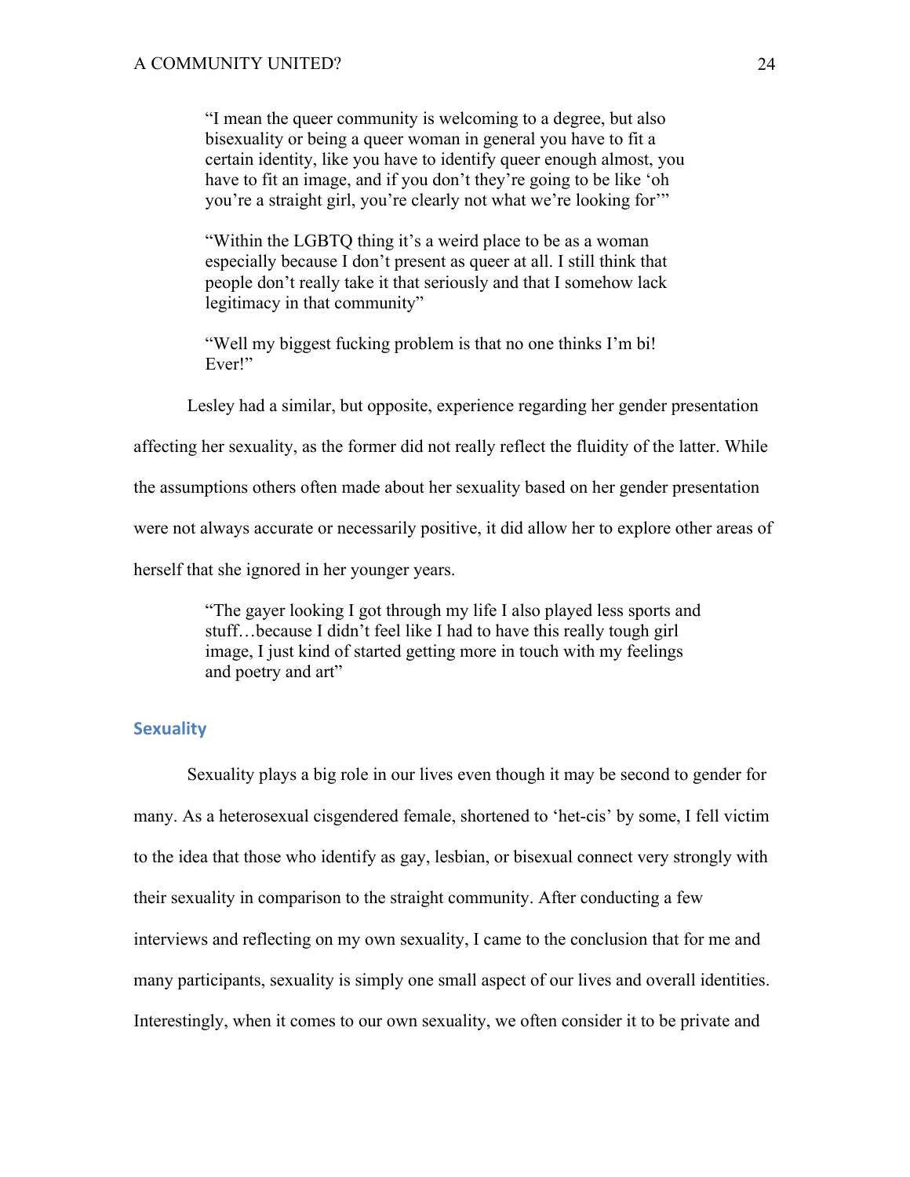> "I mean the queer community is welcoming to a degree, but also bisexuality or being a queer woman in general you have to fit a certain identity, like you have to identify queer enough almost, you have to fit an image, and if you don't they're going to be like 'oh you're a straight girl, you're clearly not what we're looking for'"

> "Within the LGBTQ thing it's a weird place to be as a woman especially because I don't present as queer at all. I still think that people don't really take it that seriously and that I somehow lack legitimacy in that community"

> "Well my biggest fucking problem is that no one thinks I'm bi! Ever!"

Lesley had a similar, but opposite, experience regarding her gender presentation affecting her sexuality, as the former did not really reflect the fluidity of the latter. While the assumptions others often made about her sexuality based on her gender presentation were not always accurate or necessarily positive, it did allow her to explore other areas of herself that she ignored in her younger years.

> "The gayer looking I got through my life I also played less sports and stuff…because I didn't feel like I had to have this really tough girl image, I just kind of started getting more in touch with my feelings and poetry and art"

## Sexuality

Sexuality plays a big role in our lives even though it may be second to gender for many. As a heterosexual cisgendered female, shortened to 'het-cis' by some, I fell victim to the idea that those who identify as gay, lesbian, or bisexual connect very strongly with their sexuality in comparison to the straight community. After conducting a few interviews and reflecting on my own sexuality, I came to the conclusion that for me and many participants, sexuality is simply one small aspect of our lives and overall identities. Interestingly, when it comes to our own sexuality, we often consider it to be private and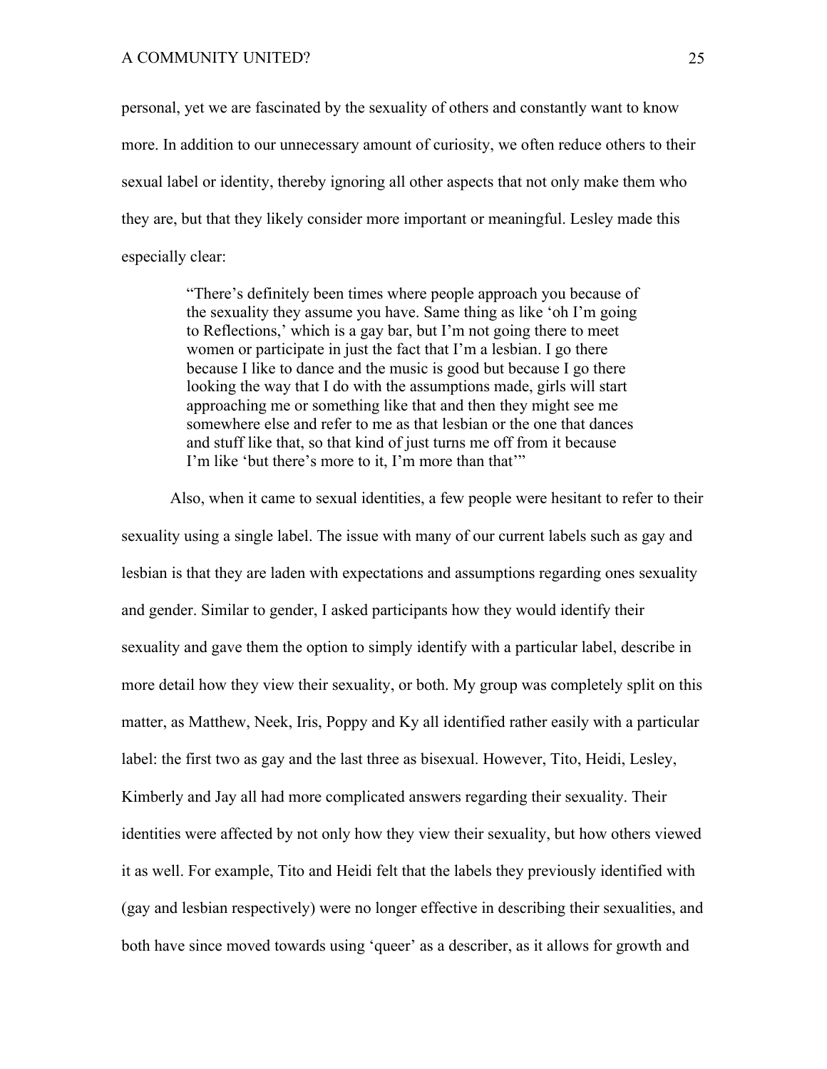personal, yet we are fascinated by the sexuality of others and constantly want to know more. In addition to our unnecessary amount of curiosity, we often reduce others to their sexual label or identity, thereby ignoring all other aspects that not only make them who they are, but that they likely consider more important or meaningful. Lesley made this especially clear:

> "There's definitely been times where people approach you because of the sexuality they assume you have. Same thing as like 'oh I'm going to Reflections,' which is a gay bar, but I'm not going there to meet women or participate in just the fact that I'm a lesbian. I go there because I like to dance and the music is good but because I go there looking the way that I do with the assumptions made, girls will start approaching me or something like that and then they might see me somewhere else and refer to me as that lesbian or the one that dances and stuff like that, so that kind of just turns me off from it because I'm like 'but there's more to it, I'm more than that'"

Also, when it came to sexual identities, a few people were hesitant to refer to their sexuality using a single label. The issue with many of our current labels such as gay and lesbian is that they are laden with expectations and assumptions regarding ones sexuality and gender. Similar to gender, I asked participants how they would identify their sexuality and gave them the option to simply identify with a particular label, describe in more detail how they view their sexuality, or both. My group was completely split on this matter, as Matthew, Neek, Iris, Poppy and Ky all identified rather easily with a particular label: the first two as gay and the last three as bisexual. However, Tito, Heidi, Lesley, Kimberly and Jay all had more complicated answers regarding their sexuality. Their identities were affected by not only how they view their sexuality, but how others viewed it as well. For example, Tito and Heidi felt that the labels they previously identified with (gay and lesbian respectively) were no longer effective in describing their sexualities, and both have since moved towards using 'queer' as a describer, as it allows for growth and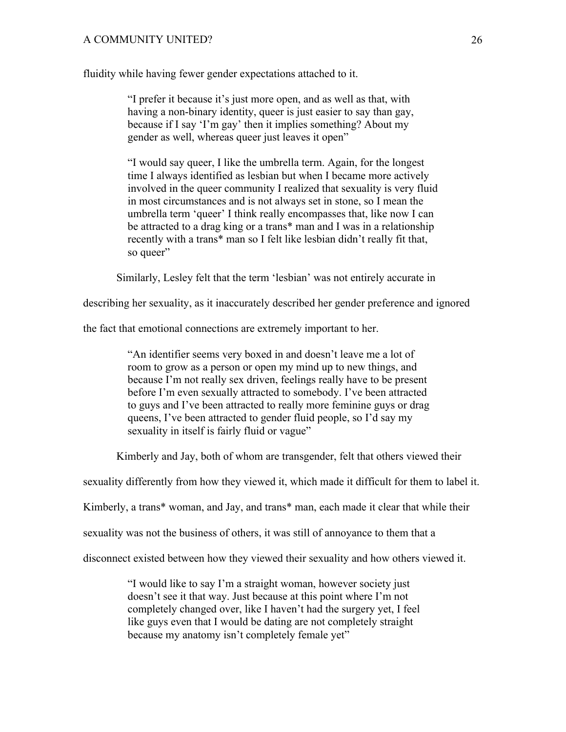fluidity while having fewer gender expectations attached to it.

> "I prefer it because it's just more open, and as well as that, with having a non-binary identity, queer is just easier to say than gay, because if I say 'I'm gay' then it implies something? About my gender as well, whereas queer just leaves it open"

> "I would say queer, I like the umbrella term. Again, for the longest time I always identified as lesbian but when I became more actively involved in the queer community I realized that sexuality is very fluid in most circumstances and is not always set in stone, so I mean the umbrella term 'queer' I think really encompasses that, like now I can be attracted to a drag king or a trans* man and I was in a relationship recently with a trans* man so I felt like lesbian didn't really fit that, so queer"

Similarly, Lesley felt that the term 'lesbian' was not entirely accurate in describing her sexuality, as it inaccurately described her gender preference and ignored the fact that emotional connections are extremely important to her.

> "An identifier seems very boxed in and doesn't leave me a lot of room to grow as a person or open my mind up to new things, and because I'm not really sex driven, feelings really have to be present before I'm even sexually attracted to somebody. I've been attracted to guys and I've been attracted to really more feminine guys or drag queens, I've been attracted to gender fluid people, so I'd say my sexuality in itself is fairly fluid or vague"

Kimberly and Jay, both of whom are transgender, felt that others viewed their sexuality differently from how they viewed it, which made it difficult for them to label it. Kimberly, a trans* woman, and Jay, and trans* man, each made it clear that while their sexuality was not the business of others, it was still of annoyance to them that a disconnect existed between how they viewed their sexuality and how others viewed it.

> "I would like to say I'm a straight woman, however society just doesn't see it that way. Just because at this point where I'm not completely changed over, like I haven't had the surgery yet, I feel like guys even that I would be dating are not completely straight because my anatomy isn't completely female yet"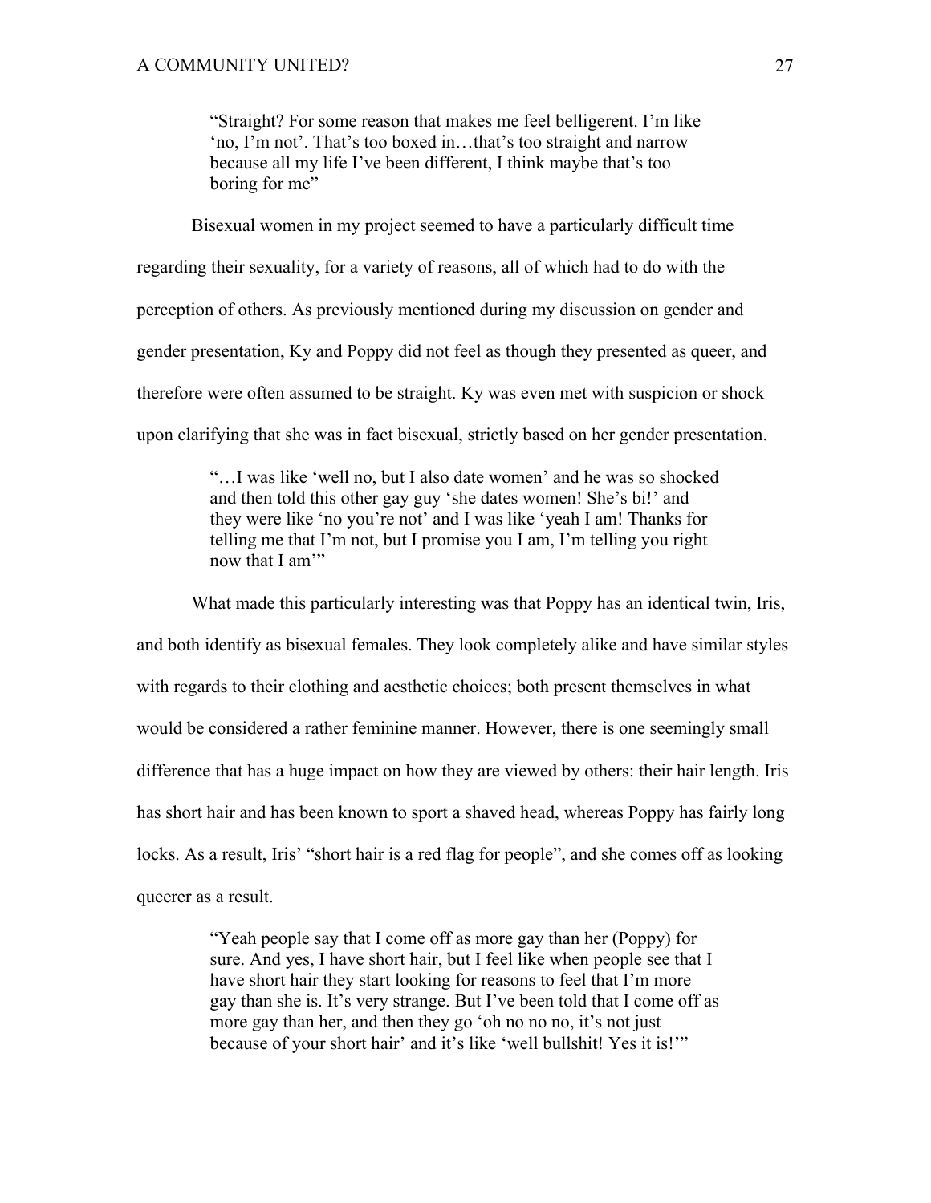> "Straight? For some reason that makes me feel belligerent. I'm like 'no, I'm not'. That's too boxed in…that's too straight and narrow because all my life I've been different, I think maybe that's too boring for me"

Bisexual women in my project seemed to have a particularly difficult time regarding their sexuality, for a variety of reasons, all of which had to do with the perception of others. As previously mentioned during my discussion on gender and gender presentation, Ky and Poppy did not feel as though they presented as queer, and therefore were often assumed to be straight. Ky was even met with suspicion or shock upon clarifying that she was in fact bisexual, strictly based on her gender presentation.

> "…I was like 'well no, but I also date women' and he was so shocked and then told this other gay guy 'she dates women! She's bi!' and they were like 'no you're not' and I was like 'yeah I am! Thanks for telling me that I'm not, but I promise you I am, I'm telling you right now that I am'"

What made this particularly interesting was that Poppy has an identical twin, Iris, and both identify as bisexual females. They look completely alike and have similar styles with regards to their clothing and aesthetic choices; both present themselves in what would be considered a rather feminine manner. However, there is one seemingly small difference that has a huge impact on how they are viewed by others: their hair length. Iris has short hair and has been known to sport a shaved head, whereas Poppy has fairly long locks. As a result, Iris' "short hair is a red flag for people", and she comes off as looking queerer as a result.

> "Yeah people say that I come off as more gay than her (Poppy) for sure. And yes, I have short hair, but I feel like when people see that I have short hair they start looking for reasons to feel that I'm more gay than she is. It's very strange. But I've been told that I come off as more gay than her, and then they go 'oh no no no, it's not just because of your short hair' and it's like 'well bullshit! Yes it is!'"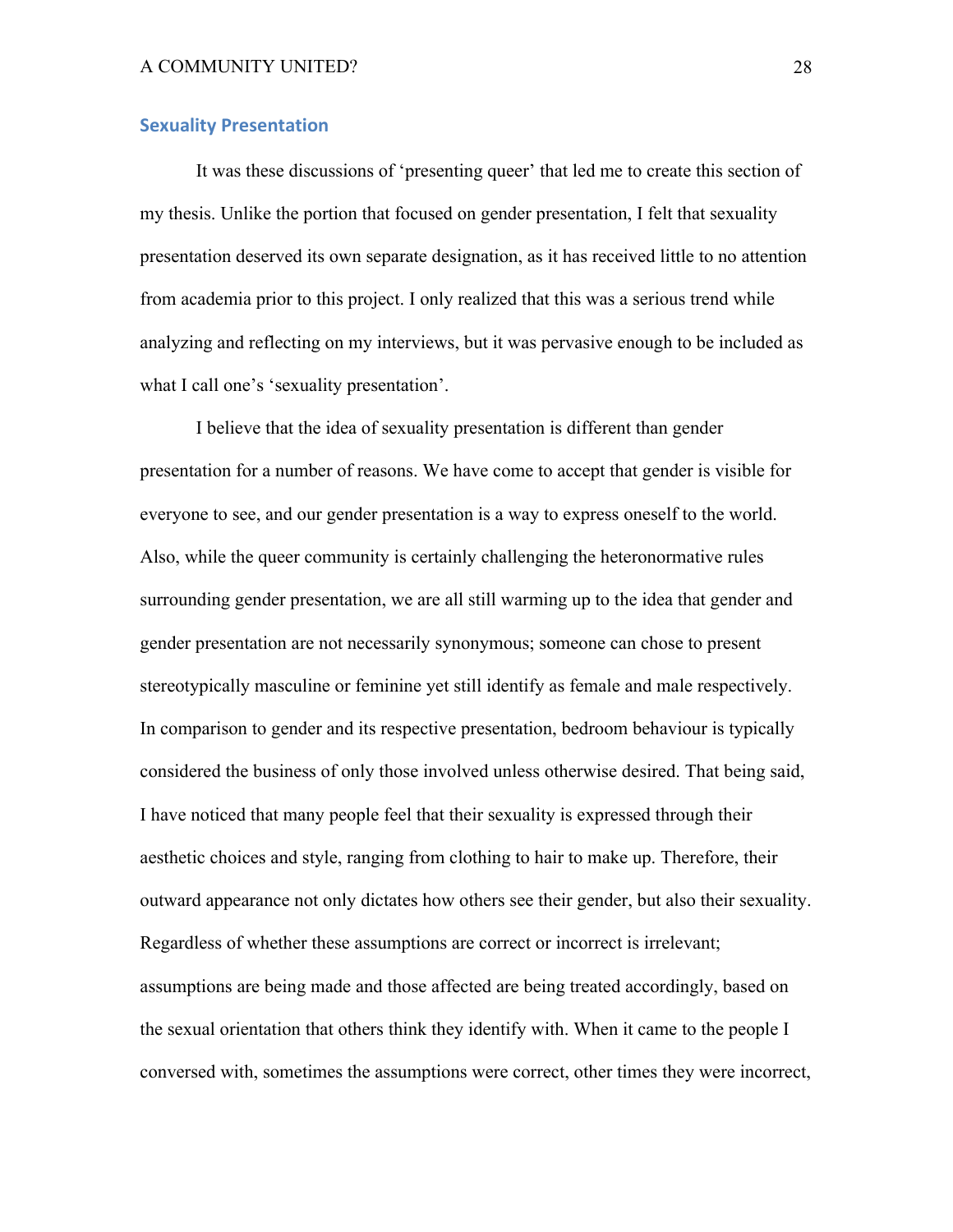## Sexuality Presentation

It was these discussions of 'presenting queer' that led me to create this section of my thesis. Unlike the portion that focused on gender presentation, I felt that sexuality presentation deserved its own separate designation, as it has received little to no attention from academia prior to this project. I only realized that this was a serious trend while analyzing and reflecting on my interviews, but it was pervasive enough to be included as what I call one's 'sexuality presentation'.

I believe that the idea of sexuality presentation is different than gender presentation for a number of reasons. We have come to accept that gender is visible for everyone to see, and our gender presentation is a way to express oneself to the world. Also, while the queer community is certainly challenging the heteronormative rules surrounding gender presentation, we are all still warming up to the idea that gender and gender presentation are not necessarily synonymous; someone can chose to present stereotypically masculine or feminine yet still identify as female and male respectively. In comparison to gender and its respective presentation, bedroom behaviour is typically considered the business of only those involved unless otherwise desired. That being said, I have noticed that many people feel that their sexuality is expressed through their aesthetic choices and style, ranging from clothing to hair to make up. Therefore, their outward appearance not only dictates how others see their gender, but also their sexuality. Regardless of whether these assumptions are correct or incorrect is irrelevant; assumptions are being made and those affected are being treated accordingly, based on the sexual orientation that others think they identify with. When it came to the people I conversed with, sometimes the assumptions were correct, other times they were incorrect,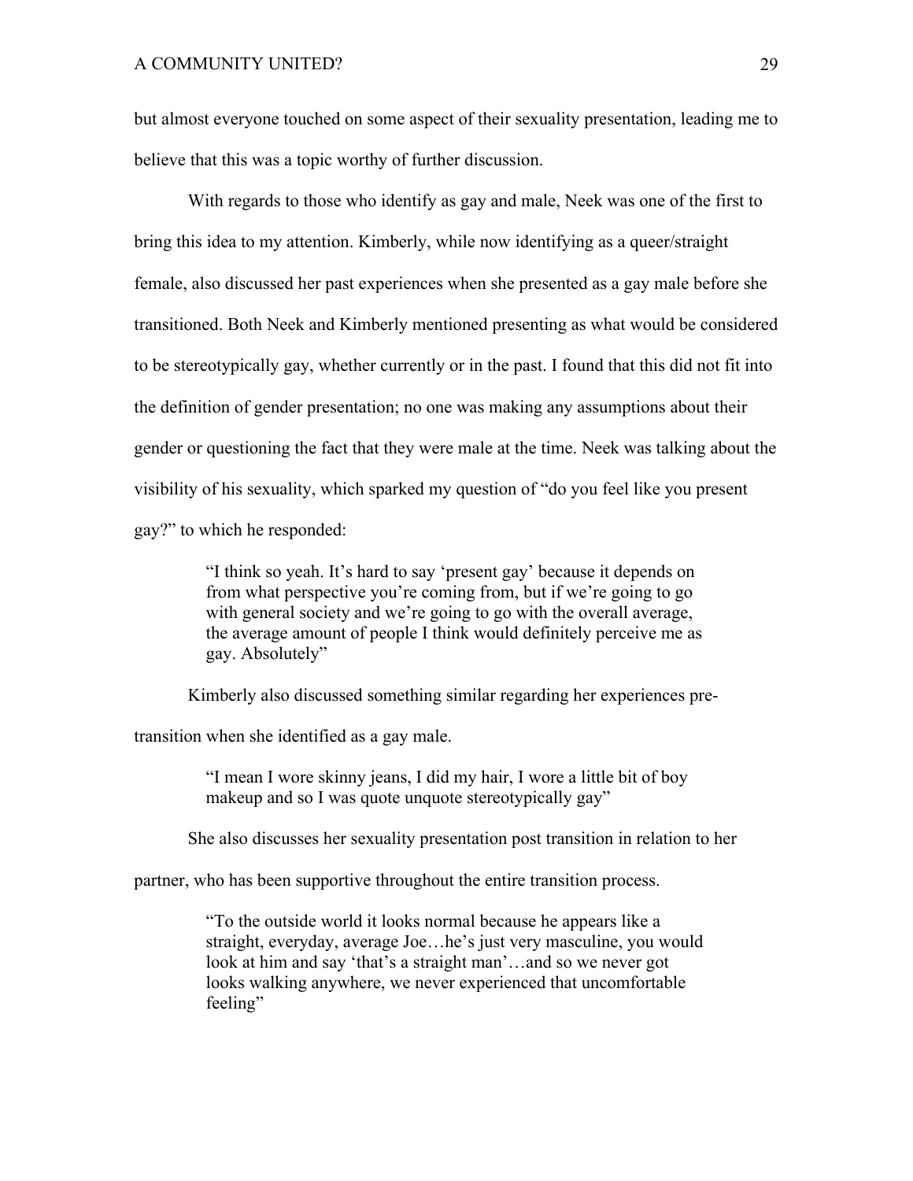but almost everyone touched on some aspect of their sexuality presentation, leading me to believe that this was a topic worthy of further discussion.

With regards to those who identify as gay and male, Neek was one of the first to bring this idea to my attention. Kimberly, while now identifying as a queer/straight female, also discussed her past experiences when she presented as a gay male before she transitioned. Both Neek and Kimberly mentioned presenting as what would be considered to be stereotypically gay, whether currently or in the past. I found that this did not fit into the definition of gender presentation; no one was making any assumptions about their gender or questioning the fact that they were male at the time. Neek was talking about the visibility of his sexuality, which sparked my question of "do you feel like you present gay?" to which he responded:

> "I think so yeah. It's hard to say 'present gay' because it depends on from what perspective you're coming from, but if we're going to go with general society and we're going to go with the overall average, the average amount of people I think would definitely perceive me as gay. Absolutely"

Kimberly also discussed something similar regarding her experiences pre-transition when she identified as a gay male.

> "I mean I wore skinny jeans, I did my hair, I wore a little bit of boy makeup and so I was quote unquote stereotypically gay"

She also discusses her sexuality presentation post transition in relation to her partner, who has been supportive throughout the entire transition process.

> "To the outside world it looks normal because he appears like a straight, everyday, average Joe…he's just very masculine, you would look at him and say 'that's a straight man'…and so we never got looks walking anywhere, we never experienced that uncomfortable feeling"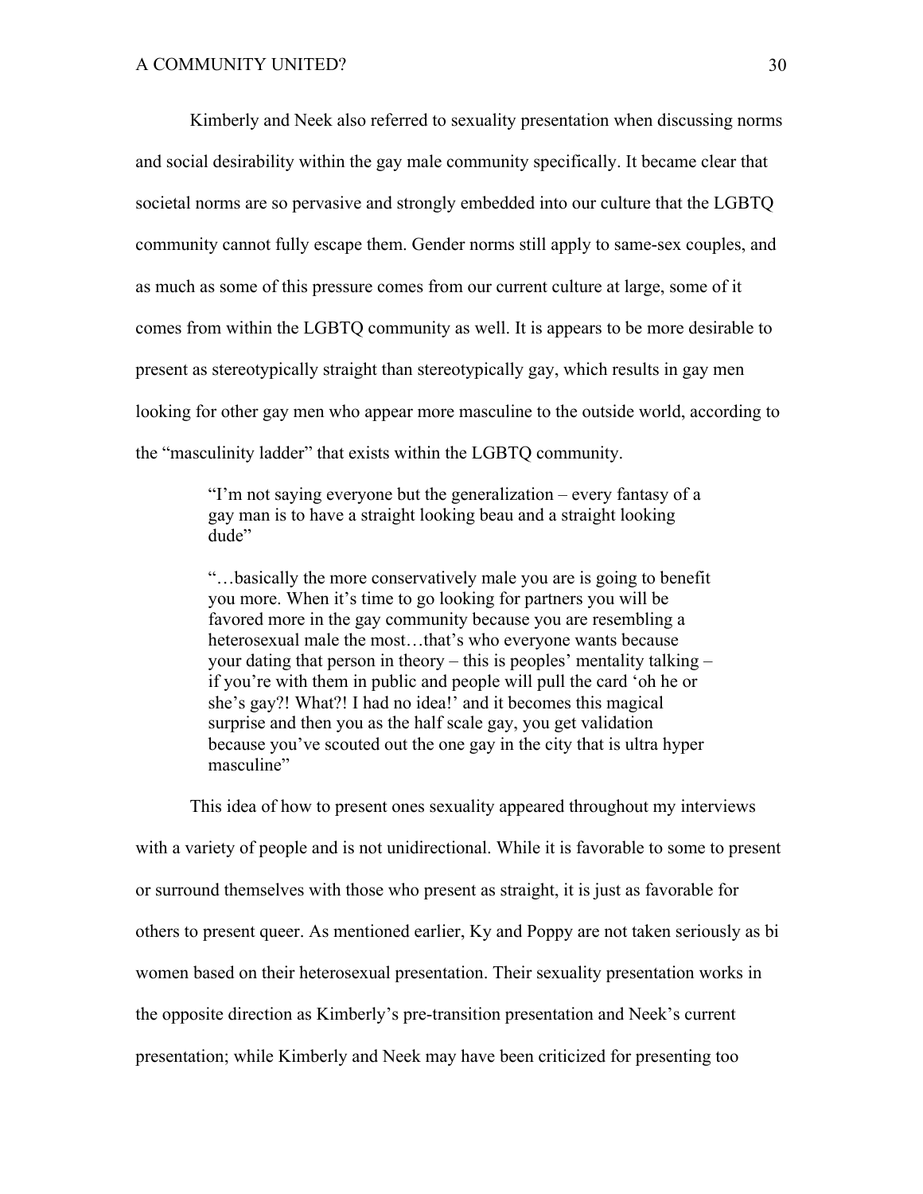Kimberly and Neek also referred to sexuality presentation when discussing norms and social desirability within the gay male community specifically. It became clear that societal norms are so pervasive and strongly embedded into our culture that the LGBTQ community cannot fully escape them. Gender norms still apply to same-sex couples, and as much as some of this pressure comes from our current culture at large, some of it comes from within the LGBTQ community as well. It is appears to be more desirable to present as stereotypically straight than stereotypically gay, which results in gay men looking for other gay men who appear more masculine to the outside world, according to the "masculinity ladder" that exists within the LGBTQ community.

> "I'm not saying everyone but the generalization – every fantasy of a gay man is to have a straight looking beau and a straight looking dude"
>
> "…basically the more conservatively male you are is going to benefit you more. When it's time to go looking for partners you will be favored more in the gay community because you are resembling a heterosexual male the most…that's who everyone wants because your dating that person in theory – this is peoples' mentality talking – if you're with them in public and people will pull the card 'oh he or she's gay?! What?! I had no idea!' and it becomes this magical surprise and then you as the half scale gay, you get validation because you've scouted out the one gay in the city that is ultra hyper masculine"

This idea of how to present ones sexuality appeared throughout my interviews with a variety of people and is not unidirectional. While it is favorable to some to present or surround themselves with those who present as straight, it is just as favorable for others to present queer. As mentioned earlier, Ky and Poppy are not taken seriously as bi women based on their heterosexual presentation. Their sexuality presentation works in the opposite direction as Kimberly's pre-transition presentation and Neek's current presentation; while Kimberly and Neek may have been criticized for presenting too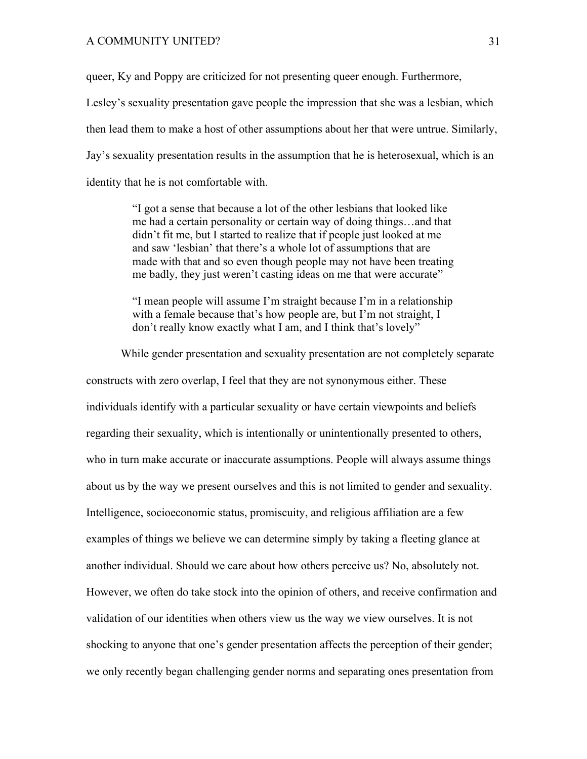queer, Ky and Poppy are criticized for not presenting queer enough. Furthermore, Lesley's sexuality presentation gave people the impression that she was a lesbian, which then lead them to make a host of other assumptions about her that were untrue. Similarly, Jay's sexuality presentation results in the assumption that he is heterosexual, which is an identity that he is not comfortable with.

> "I got a sense that because a lot of the other lesbians that looked like me had a certain personality or certain way of doing things…and that didn't fit me, but I started to realize that if people just looked at me and saw 'lesbian' that there's a whole lot of assumptions that are made with that and so even though people may not have been treating me badly, they just weren't casting ideas on me that were accurate"

> "I mean people will assume I'm straight because I'm in a relationship with a female because that's how people are, but I'm not straight, I don't really know exactly what I am, and I think that's lovely"

While gender presentation and sexuality presentation are not completely separate constructs with zero overlap, I feel that they are not synonymous either. These individuals identify with a particular sexuality or have certain viewpoints and beliefs regarding their sexuality, which is intentionally or unintentionally presented to others, who in turn make accurate or inaccurate assumptions. People will always assume things about us by the way we present ourselves and this is not limited to gender and sexuality. Intelligence, socioeconomic status, promiscuity, and religious affiliation are a few examples of things we believe we can determine simply by taking a fleeting glance at another individual. Should we care about how others perceive us? No, absolutely not. However, we often do take stock into the opinion of others, and receive confirmation and validation of our identities when others view us the way we view ourselves. It is not shocking to anyone that one's gender presentation affects the perception of their gender; we only recently began challenging gender norms and separating ones presentation from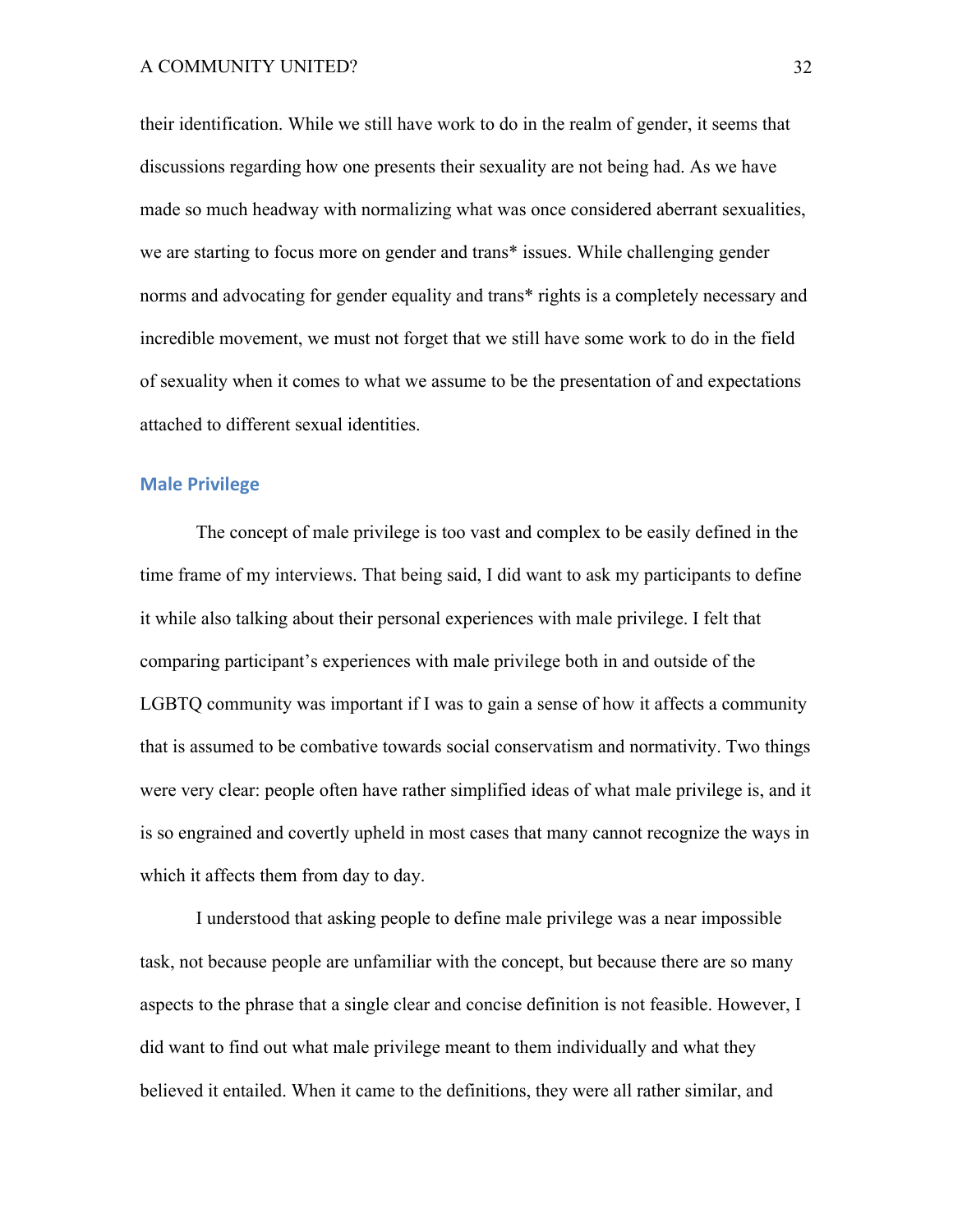their identification. While we still have work to do in the realm of gender, it seems that discussions regarding how one presents their sexuality are not being had. As we have made so much headway with normalizing what was once considered aberrant sexualities, we are starting to focus more on gender and trans* issues. While challenging gender norms and advocating for gender equality and trans* rights is a completely necessary and incredible movement, we must not forget that we still have some work to do in the field of sexuality when it comes to what we assume to be the presentation of and expectations attached to different sexual identities.

## Male Privilege

The concept of male privilege is too vast and complex to be easily defined in the time frame of my interviews. That being said, I did want to ask my participants to define it while also talking about their personal experiences with male privilege. I felt that comparing participant's experiences with male privilege both in and outside of the LGBTQ community was important if I was to gain a sense of how it affects a community that is assumed to be combative towards social conservatism and normativity. Two things were very clear: people often have rather simplified ideas of what male privilege is, and it is so engrained and covertly upheld in most cases that many cannot recognize the ways in which it affects them from day to day.

I understood that asking people to define male privilege was a near impossible task, not because people are unfamiliar with the concept, but because there are so many aspects to the phrase that a single clear and concise definition is not feasible. However, I did want to find out what male privilege meant to them individually and what they believed it entailed. When it came to the definitions, they were all rather similar, and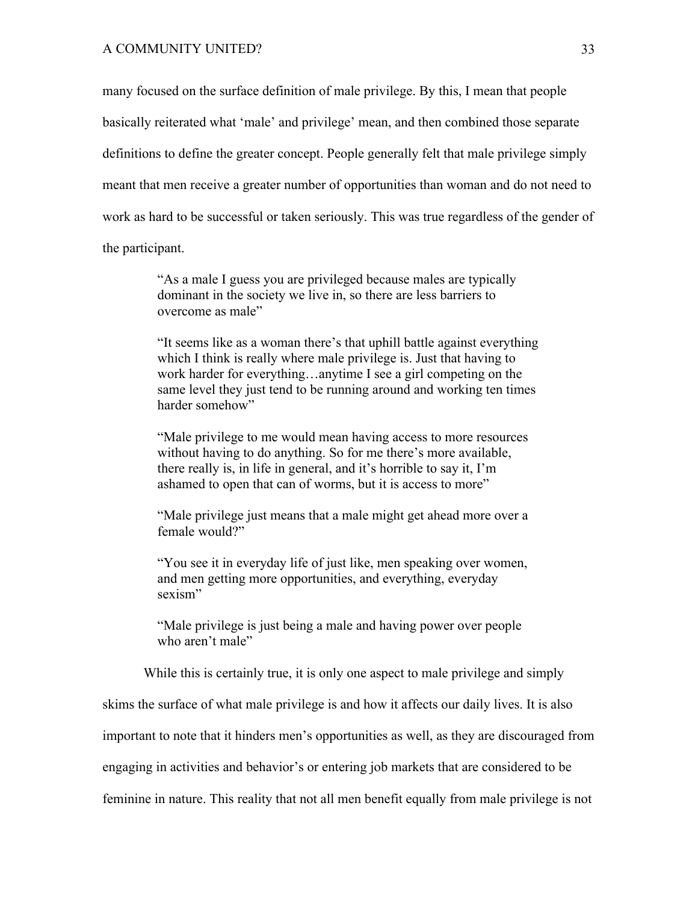many focused on the surface definition of male privilege. By this, I mean that people basically reiterated what 'male' and privilege' mean, and then combined those separate definitions to define the greater concept. People generally felt that male privilege simply meant that men receive a greater number of opportunities than woman and do not need to work as hard to be successful or taken seriously. This was true regardless of the gender of the participant.

> "As a male I guess you are privileged because males are typically dominant in the society we live in, so there are less barriers to overcome as male"
>
> "It seems like as a woman there's that uphill battle against everything which I think is really where male privilege is. Just that having to work harder for everything…anytime I see a girl competing on the same level they just tend to be running around and working ten times harder somehow"
>
> "Male privilege to me would mean having access to more resources without having to do anything. So for me there's more available, there really is, in life in general, and it's horrible to say it, I'm ashamed to open that can of worms, but it is access to more"
>
> "Male privilege just means that a male might get ahead more over a female would?"
>
> "You see it in everyday life of just like, men speaking over women, and men getting more opportunities, and everything, everyday sexism"
>
> "Male privilege is just being a male and having power over people who aren't male"

While this is certainly true, it is only one aspect to male privilege and simply skims the surface of what male privilege is and how it affects our daily lives. It is also important to note that it hinders men's opportunities as well, as they are discouraged from engaging in activities and behavior's or entering job markets that are considered to be feminine in nature. This reality that not all men benefit equally from male privilege is not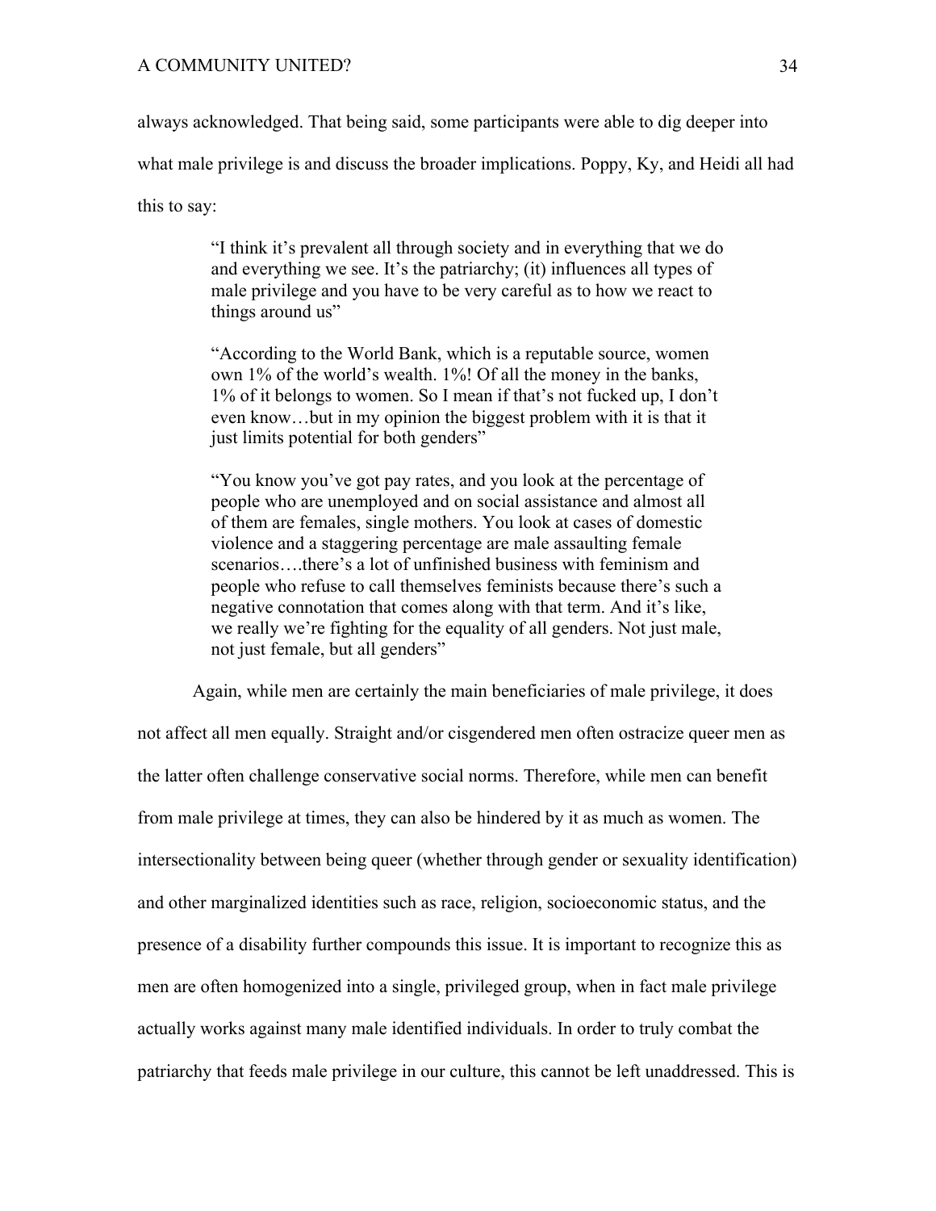always acknowledged. That being said, some participants were able to dig deeper into what male privilege is and discuss the broader implications. Poppy, Ky, and Heidi all had this to say:

> "I think it's prevalent all through society and in everything that we do and everything we see. It's the patriarchy; (it) influences all types of male privilege and you have to be very careful as to how we react to things around us"
>
> "According to the World Bank, which is a reputable source, women own 1% of the world's wealth. 1%! Of all the money in the banks, 1% of it belongs to women. So I mean if that's not fucked up, I don't even know…but in my opinion the biggest problem with it is that it just limits potential for both genders"
>
> "You know you've got pay rates, and you look at the percentage of people who are unemployed and on social assistance and almost all of them are females, single mothers. You look at cases of domestic violence and a staggering percentage are male assaulting female scenarios….there's a lot of unfinished business with feminism and people who refuse to call themselves feminists because there's such a negative connotation that comes along with that term. And it's like, we really we're fighting for the equality of all genders. Not just male, not just female, but all genders"

Again, while men are certainly the main beneficiaries of male privilege, it does not affect all men equally. Straight and/or cisgendered men often ostracize queer men as the latter often challenge conservative social norms. Therefore, while men can benefit from male privilege at times, they can also be hindered by it as much as women. The intersectionality between being queer (whether through gender or sexuality identification) and other marginalized identities such as race, religion, socioeconomic status, and the presence of a disability further compounds this issue. It is important to recognize this as men are often homogenized into a single, privileged group, when in fact male privilege actually works against many male identified individuals. In order to truly combat the patriarchy that feeds male privilege in our culture, this cannot be left unaddressed. This is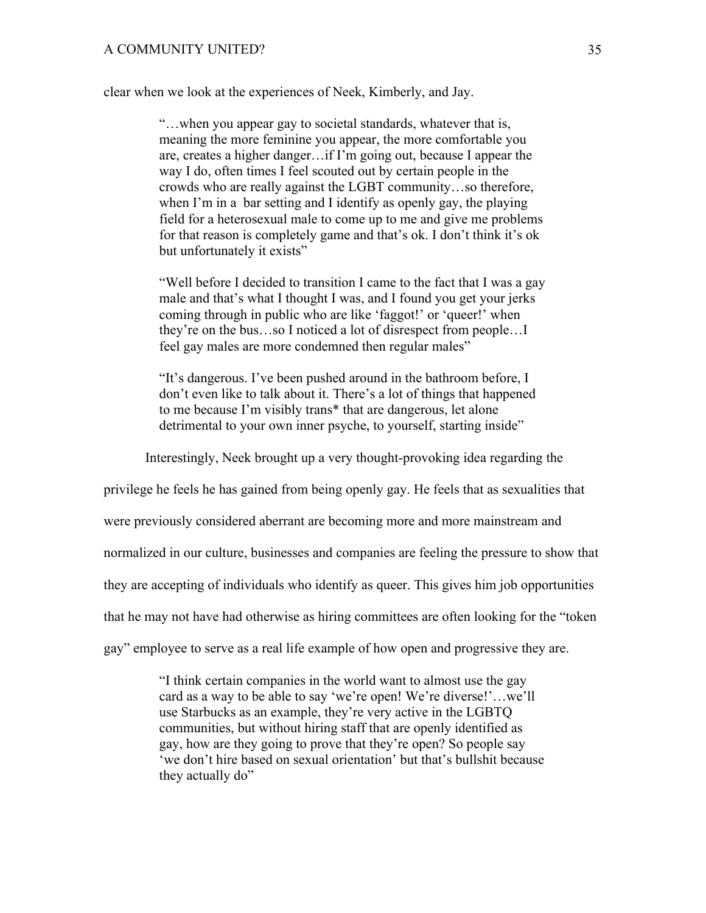clear when we look at the experiences of Neek, Kimberly, and Jay.

> "…when you appear gay to societal standards, whatever that is, meaning the more feminine you appear, the more comfortable you are, creates a higher danger…if I'm going out, because I appear the way I do, often times I feel scouted out by certain people in the crowds who are really against the LGBT community…so therefore, when I'm in a bar setting and I identify as openly gay, the playing field for a heterosexual male to come up to me and give me problems for that reason is completely game and that's ok. I don't think it's ok but unfortunately it exists"

> "Well before I decided to transition I came to the fact that I was a gay male and that's what I thought I was, and I found you get your jerks coming through in public who are like 'faggot!' or 'queer!' when they're on the bus…so I noticed a lot of disrespect from people…I feel gay males are more condemned then regular males"

> "It's dangerous. I've been pushed around in the bathroom before, I don't even like to talk about it. There's a lot of things that happened to me because I'm visibly trans* that are dangerous, let alone detrimental to your own inner psyche, to yourself, starting inside"

Interestingly, Neek brought up a very thought-provoking idea regarding the privilege he feels he has gained from being openly gay. He feels that as sexualities that were previously considered aberrant are becoming more and more mainstream and normalized in our culture, businesses and companies are feeling the pressure to show that they are accepting of individuals who identify as queer. This gives him job opportunities that he may not have had otherwise as hiring committees are often looking for the "token gay" employee to serve as a real life example of how open and progressive they are.

> "I think certain companies in the world want to almost use the gay card as a way to be able to say 'we're open! We're diverse!'…we'll use Starbucks as an example, they're very active in the LGBTQ communities, but without hiring staff that are openly identified as gay, how are they going to prove that they're open? So people say 'we don't hire based on sexual orientation' but that's bullshit because they actually do"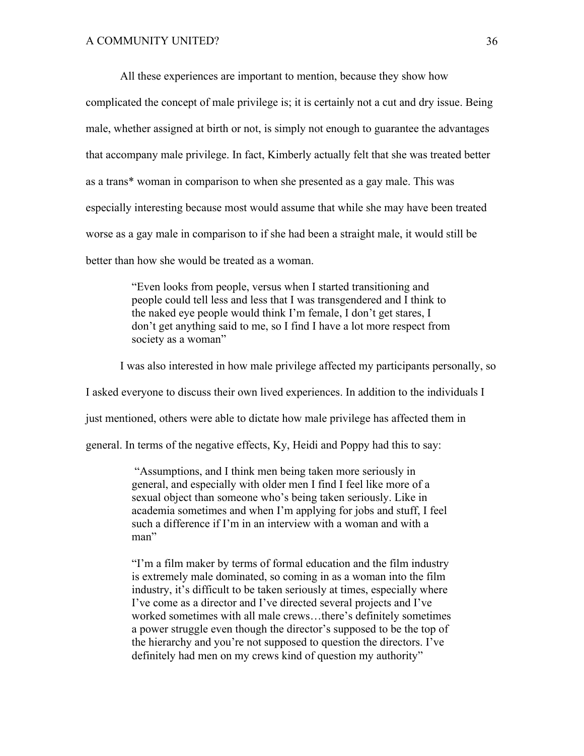All these experiences are important to mention, because they show how complicated the concept of male privilege is; it is certainly not a cut and dry issue. Being male, whether assigned at birth or not, is simply not enough to guarantee the advantages that accompany male privilege. In fact, Kimberly actually felt that she was treated better as a trans* woman in comparison to when she presented as a gay male. This was especially interesting because most would assume that while she may have been treated worse as a gay male in comparison to if she had been a straight male, it would still be better than how she would be treated as a woman.

> "Even looks from people, versus when I started transitioning and people could tell less and less that I was transgendered and I think to the naked eye people would think I'm female, I don't get stares, I don't get anything said to me, so I find I have a lot more respect from society as a woman"

I was also interested in how male privilege affected my participants personally, so I asked everyone to discuss their own lived experiences. In addition to the individuals I just mentioned, others were able to dictate how male privilege has affected them in general. In terms of the negative effects, Ky, Heidi and Poppy had this to say:

> "Assumptions, and I think men being taken more seriously in general, and especially with older men I find I feel like more of a sexual object than someone who's being taken seriously. Like in academia sometimes and when I'm applying for jobs and stuff, I feel such a difference if I'm in an interview with a woman and with a man"

> "I'm a film maker by terms of formal education and the film industry is extremely male dominated, so coming in as a woman into the film industry, it's difficult to be taken seriously at times, especially where I've come as a director and I've directed several projects and I've worked sometimes with all male crews…there's definitely sometimes a power struggle even though the director's supposed to be the top of the hierarchy and you're not supposed to question the directors. I've definitely had men on my crews kind of question my authority"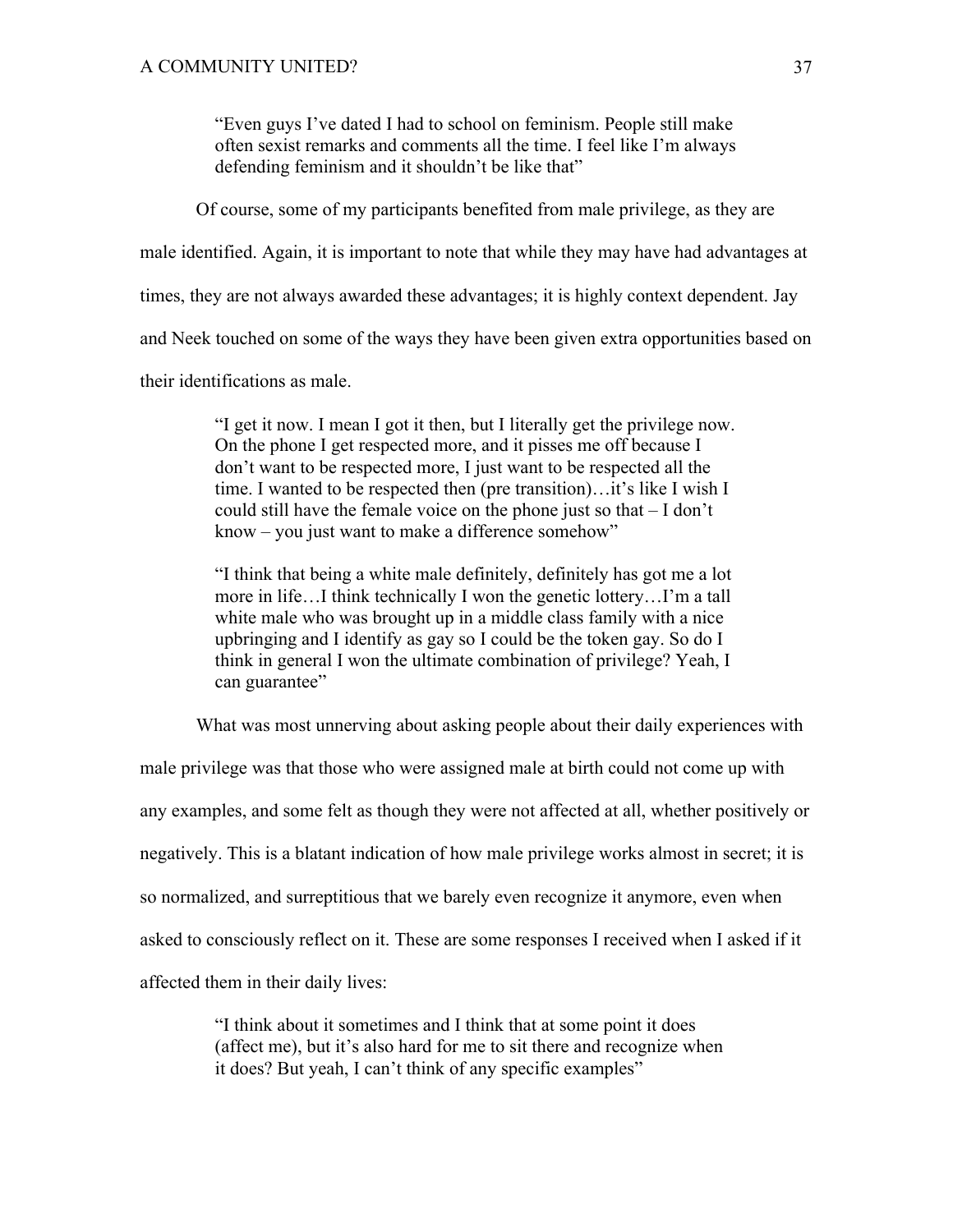> "Even guys I've dated I had to school on feminism. People still make often sexist remarks and comments all the time. I feel like I'm always defending feminism and it shouldn't be like that"

Of course, some of my participants benefited from male privilege, as they are male identified. Again, it is important to note that while they may have had advantages at times, they are not always awarded these advantages; it is highly context dependent. Jay and Neek touched on some of the ways they have been given extra opportunities based on their identifications as male.

> "I get it now. I mean I got it then, but I literally get the privilege now. On the phone I get respected more, and it pisses me off because I don't want to be respected more, I just want to be respected all the time. I wanted to be respected then (pre transition)…it's like I wish I could still have the female voice on the phone just so that – I don't know – you just want to make a difference somehow"

> "I think that being a white male definitely, definitely has got me a lot more in life…I think technically I won the genetic lottery…I'm a tall white male who was brought up in a middle class family with a nice upbringing and I identify as gay so I could be the token gay. So do I think in general I won the ultimate combination of privilege? Yeah, I can guarantee"

What was most unnerving about asking people about their daily experiences with male privilege was that those who were assigned male at birth could not come up with any examples, and some felt as though they were not affected at all, whether positively or negatively. This is a blatant indication of how male privilege works almost in secret; it is so normalized, and surreptitious that we barely even recognize it anymore, even when asked to consciously reflect on it. These are some responses I received when I asked if it affected them in their daily lives:

> "I think about it sometimes and I think that at some point it does (affect me), but it's also hard for me to sit there and recognize when it does? But yeah, I can't think of any specific examples"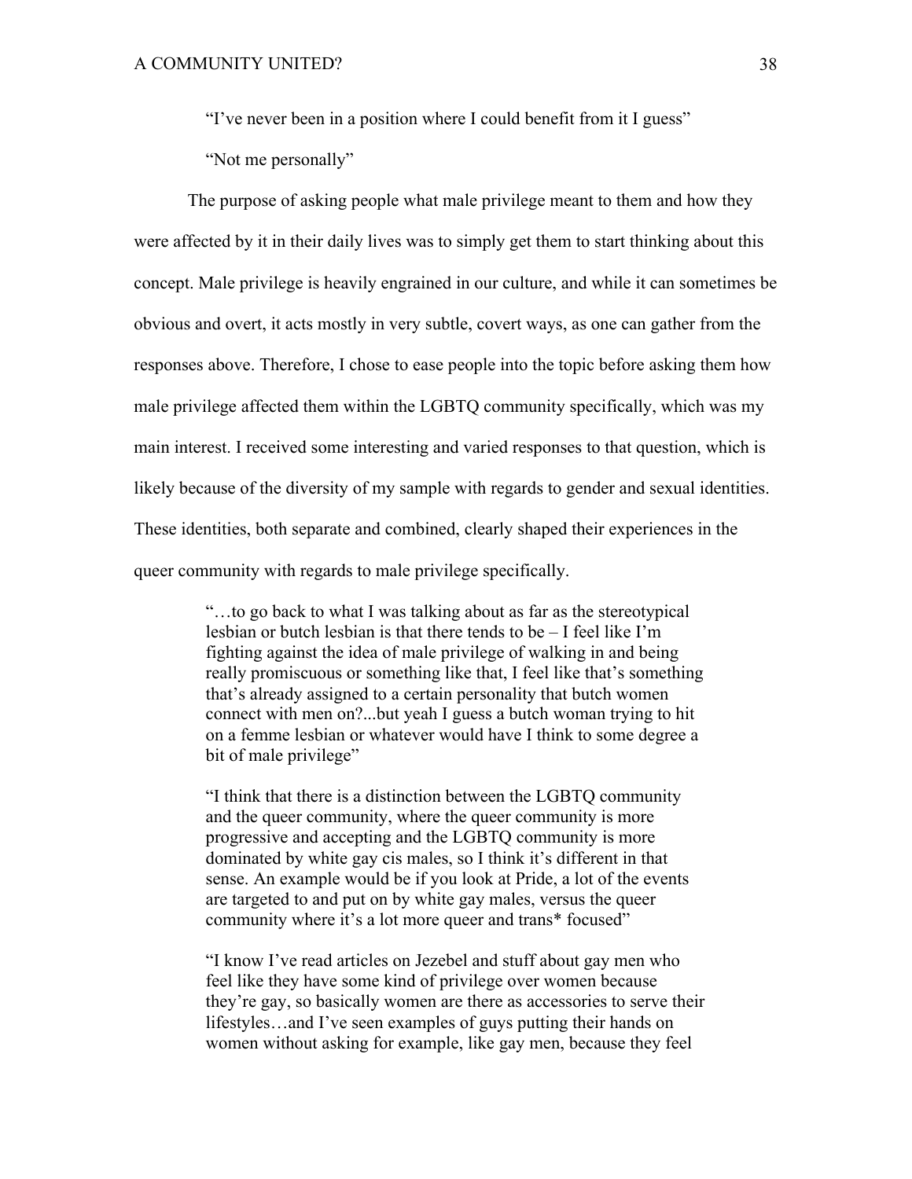"I've never been in a position where I could benefit from it I guess"

"Not me personally"

The purpose of asking people what male privilege meant to them and how they were affected by it in their daily lives was to simply get them to start thinking about this concept. Male privilege is heavily engrained in our culture, and while it can sometimes be obvious and overt, it acts mostly in very subtle, covert ways, as one can gather from the responses above. Therefore, I chose to ease people into the topic before asking them how male privilege affected them within the LGBTQ community specifically, which was my main interest. I received some interesting and varied responses to that question, which is likely because of the diversity of my sample with regards to gender and sexual identities. These identities, both separate and combined, clearly shaped their experiences in the queer community with regards to male privilege specifically.

> "…to go back to what I was talking about as far as the stereotypical lesbian or butch lesbian is that there tends to be – I feel like I'm fighting against the idea of male privilege of walking in and being really promiscuous or something like that, I feel like that's something that's already assigned to a certain personality that butch women connect with men on?...but yeah I guess a butch woman trying to hit on a femme lesbian or whatever would have I think to some degree a bit of male privilege"

> "I think that there is a distinction between the LGBTQ community and the queer community, where the queer community is more progressive and accepting and the LGBTQ community is more dominated by white gay cis males, so I think it's different in that sense. An example would be if you look at Pride, a lot of the events are targeted to and put on by white gay males, versus the queer community where it's a lot more queer and trans* focused"

> "I know I've read articles on Jezebel and stuff about gay men who feel like they have some kind of privilege over women because they're gay, so basically women are there as accessories to serve their lifestyles…and I've seen examples of guys putting their hands on women without asking for example, like gay men, because they feel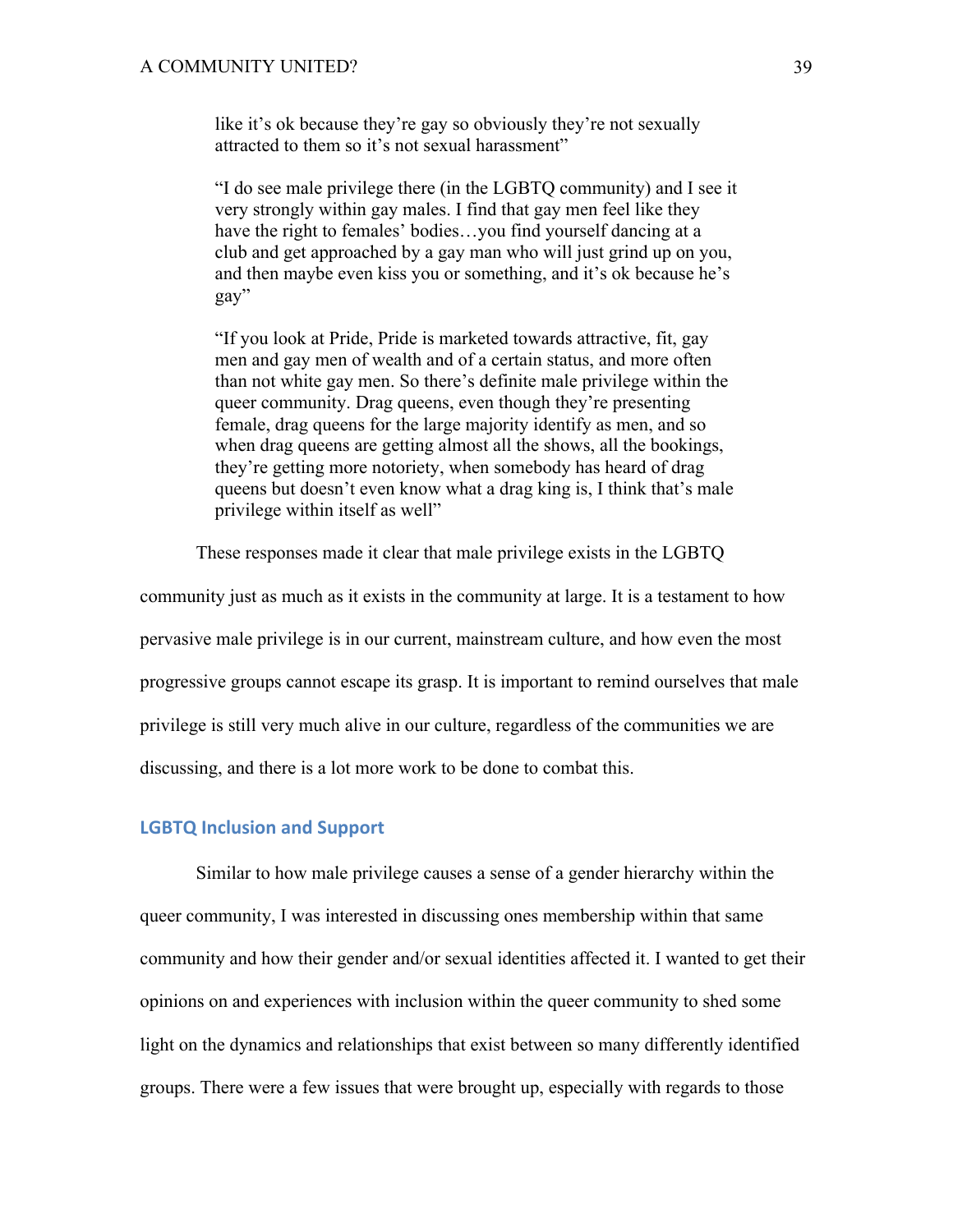like it's ok because they're gay so obviously they're not sexually attracted to them so it's not sexual harassment"

> "I do see male privilege there (in the LGBTQ community) and I see it very strongly within gay males. I find that gay men feel like they have the right to females' bodies…you find yourself dancing at a club and get approached by a gay man who will just grind up on you, and then maybe even kiss you or something, and it's ok because he's gay"

> "If you look at Pride, Pride is marketed towards attractive, fit, gay men and gay men of wealth and of a certain status, and more often than not white gay men. So there's definite male privilege within the queer community. Drag queens, even though they're presenting female, drag queens for the large majority identify as men, and so when drag queens are getting almost all the shows, all the bookings, they're getting more notoriety, when somebody has heard of drag queens but doesn't even know what a drag king is, I think that's male privilege within itself as well"

These responses made it clear that male privilege exists in the LGBTQ community just as much as it exists in the community at large. It is a testament to how pervasive male privilege is in our current, mainstream culture, and how even the most progressive groups cannot escape its grasp. It is important to remind ourselves that male privilege is still very much alive in our culture, regardless of the communities we are discussing, and there is a lot more work to be done to combat this.

## LGBTQ Inclusion and Support

Similar to how male privilege causes a sense of a gender hierarchy within the queer community, I was interested in discussing ones membership within that same community and how their gender and/or sexual identities affected it. I wanted to get their opinions on and experiences with inclusion within the queer community to shed some light on the dynamics and relationships that exist between so many differently identified groups. There were a few issues that were brought up, especially with regards to those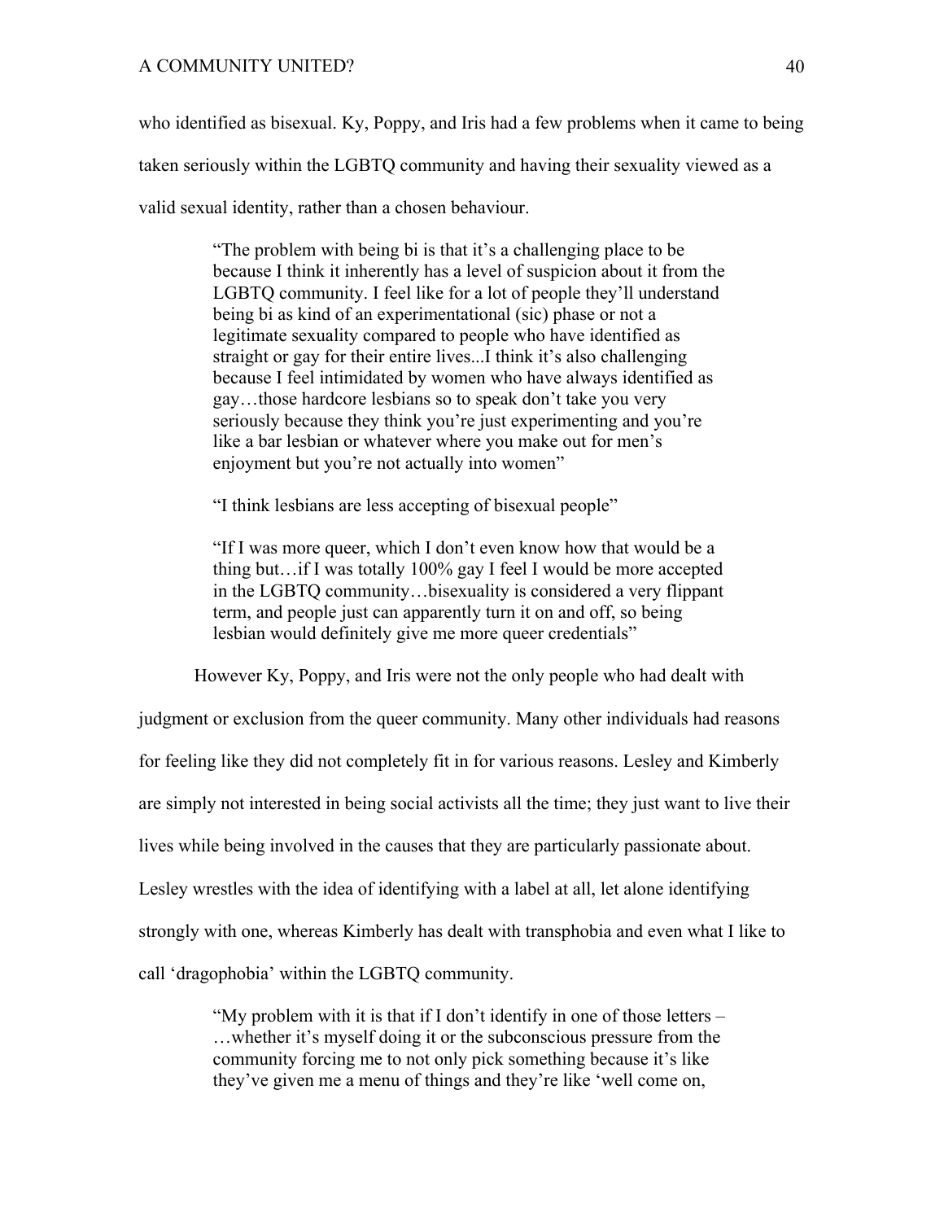who identified as bisexual. Ky, Poppy, and Iris had a few problems when it came to being taken seriously within the LGBTQ community and having their sexuality viewed as a valid sexual identity, rather than a chosen behaviour.

> "The problem with being bi is that it's a challenging place to be because I think it inherently has a level of suspicion about it from the LGBTQ community. I feel like for a lot of people they'll understand being bi as kind of an experimentational (sic) phase or not a legitimate sexuality compared to people who have identified as straight or gay for their entire lives...I think it's also challenging because I feel intimidated by women who have always identified as gay…those hardcore lesbians so to speak don't take you very seriously because they think you're just experimenting and you're like a bar lesbian or whatever where you make out for men's enjoyment but you're not actually into women"

> "I think lesbians are less accepting of bisexual people"

> "If I was more queer, which I don't even know how that would be a thing but…if I was totally 100% gay I feel I would be more accepted in the LGBTQ community…bisexuality is considered a very flippant term, and people just can apparently turn it on and off, so being lesbian would definitely give me more queer credentials"

However Ky, Poppy, and Iris were not the only people who had dealt with judgment or exclusion from the queer community. Many other individuals had reasons for feeling like they did not completely fit in for various reasons. Lesley and Kimberly are simply not interested in being social activists all the time; they just want to live their lives while being involved in the causes that they are particularly passionate about. Lesley wrestles with the idea of identifying with a label at all, let alone identifying strongly with one, whereas Kimberly has dealt with transphobia and even what I like to call 'dragophobia' within the LGBTQ community.

> "My problem with it is that if I don't identify in one of those letters – …whether it's myself doing it or the subconscious pressure from the community forcing me to not only pick something because it's like they've given me a menu of things and they're like 'well come on,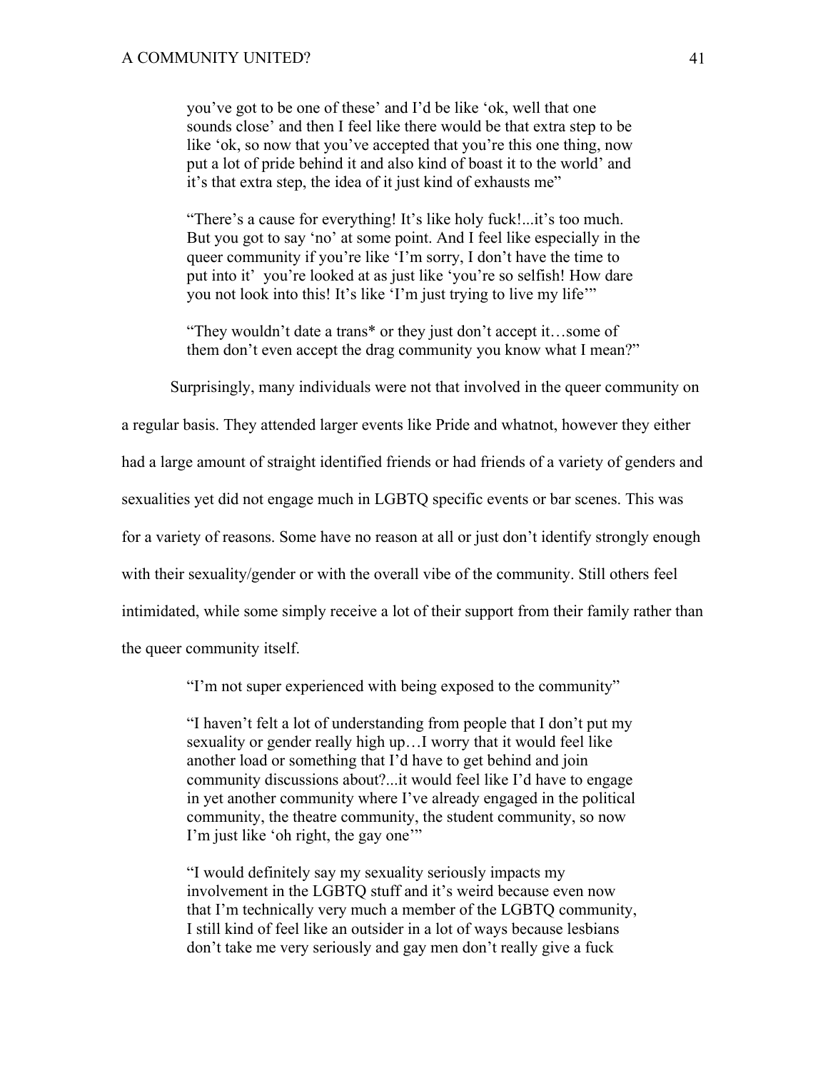> you've got to be one of these' and I'd be like 'ok, well that one sounds close' and then I feel like there would be that extra step to be like 'ok, so now that you've accepted that you're this one thing, now put a lot of pride behind it and also kind of boast it to the world' and it's that extra step, the idea of it just kind of exhausts me"

> "There's a cause for everything! It's like holy fuck!...it's too much. But you got to say 'no' at some point. And I feel like especially in the queer community if you're like 'I'm sorry, I don't have the time to put into it' you're looked at as just like 'you're so selfish! How dare you not look into this! It's like 'I'm just trying to live my life'"

> "They wouldn't date a trans* or they just don't accept it…some of them don't even accept the drag community you know what I mean?"

Surprisingly, many individuals were not that involved in the queer community on a regular basis. They attended larger events like Pride and whatnot, however they either had a large amount of straight identified friends or had friends of a variety of genders and sexualities yet did not engage much in LGBTQ specific events or bar scenes. This was for a variety of reasons. Some have no reason at all or just don't identify strongly enough with their sexuality/gender or with the overall vibe of the community. Still others feel intimidated, while some simply receive a lot of their support from their family rather than the queer community itself.

> "I'm not super experienced with being exposed to the community"

> "I haven't felt a lot of understanding from people that I don't put my sexuality or gender really high up…I worry that it would feel like another load or something that I'd have to get behind and join community discussions about?...it would feel like I'd have to engage in yet another community where I've already engaged in the political community, the theatre community, the student community, so now I'm just like 'oh right, the gay one'"

> "I would definitely say my sexuality seriously impacts my involvement in the LGBTQ stuff and it's weird because even now that I'm technically very much a member of the LGBTQ community, I still kind of feel like an outsider in a lot of ways because lesbians don't take me very seriously and gay men don't really give a fuck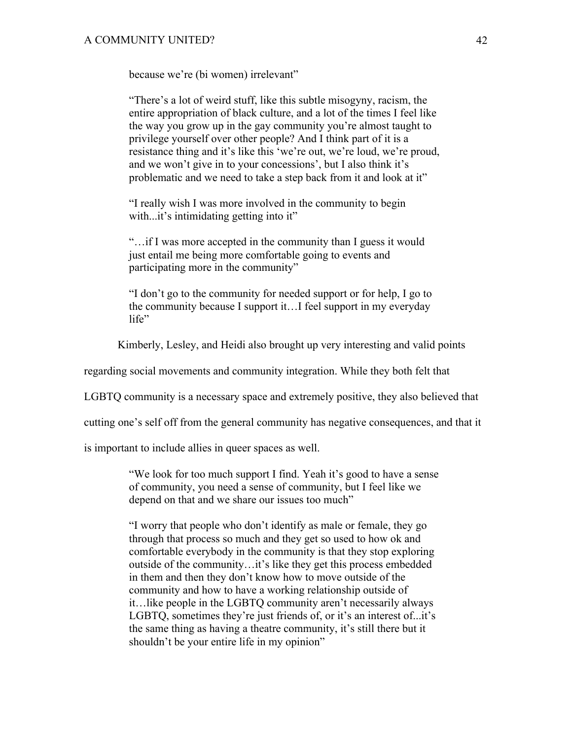> because we're (bi women) irrelevant"

> "There's a lot of weird stuff, like this subtle misogyny, racism, the entire appropriation of black culture, and a lot of the times I feel like the way you grow up in the gay community you're almost taught to privilege yourself over other people? And I think part of it is a resistance thing and it's like this 'we're out, we're loud, we're proud, and we won't give in to your concessions', but I also think it's problematic and we need to take a step back from it and look at it"

> "I really wish I was more involved in the community to begin with...it's intimidating getting into it"

> "…if I was more accepted in the community than I guess it would just entail me being more comfortable going to events and participating more in the community"

> "I don't go to the community for needed support or for help, I go to the community because I support it…I feel support in my everyday life"

Kimberly, Lesley, and Heidi also brought up very interesting and valid points regarding social movements and community integration. While they both felt that LGBTQ community is a necessary space and extremely positive, they also believed that cutting one's self off from the general community has negative consequences, and that it is important to include allies in queer spaces as well.

> "We look for too much support I find. Yeah it's good to have a sense of community, you need a sense of community, but I feel like we depend on that and we share our issues too much"

> "I worry that people who don't identify as male or female, they go through that process so much and they get so used to how ok and comfortable everybody in the community is that they stop exploring outside of the community…it's like they get this process embedded in them and then they don't know how to move outside of the community and how to have a working relationship outside of it…like people in the LGBTQ community aren't necessarily always LGBTQ, sometimes they're just friends of, or it's an interest of...it's the same thing as having a theatre community, it's still there but it shouldn't be your entire life in my opinion"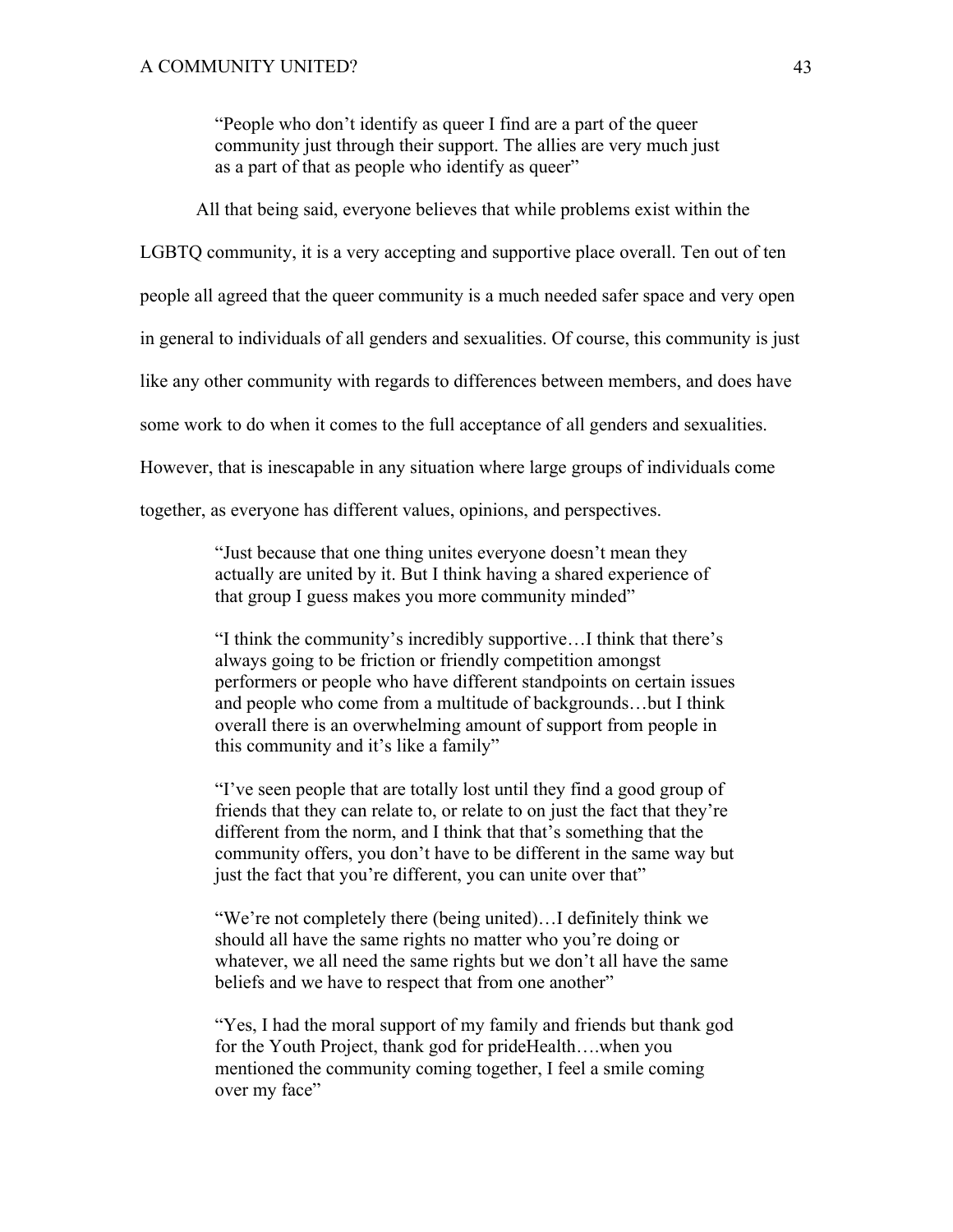> "People who don't identify as queer I find are a part of the queer community just through their support. The allies are very much just as a part of that as people who identify as queer"

All that being said, everyone believes that while problems exist within the LGBTQ community, it is a very accepting and supportive place overall. Ten out of ten people all agreed that the queer community is a much needed safer space and very open in general to individuals of all genders and sexualities. Of course, this community is just like any other community with regards to differences between members, and does have some work to do when it comes to the full acceptance of all genders and sexualities. However, that is inescapable in any situation where large groups of individuals come together, as everyone has different values, opinions, and perspectives.

> "Just because that one thing unites everyone doesn't mean they actually are united by it. But I think having a shared experience of that group I guess makes you more community minded"

> "I think the community's incredibly supportive…I think that there's always going to be friction or friendly competition amongst performers or people who have different standpoints on certain issues and people who come from a multitude of backgrounds…but I think overall there is an overwhelming amount of support from people in this community and it's like a family"

> "I've seen people that are totally lost until they find a good group of friends that they can relate to, or relate to on just the fact that they're different from the norm, and I think that that's something that the community offers, you don't have to be different in the same way but just the fact that you're different, you can unite over that"

> "We're not completely there (being united)…I definitely think we should all have the same rights no matter who you're doing or whatever, we all need the same rights but we don't all have the same beliefs and we have to respect that from one another"

> "Yes, I had the moral support of my family and friends but thank god for the Youth Project, thank god for prideHealth….when you mentioned the community coming together, I feel a smile coming over my face"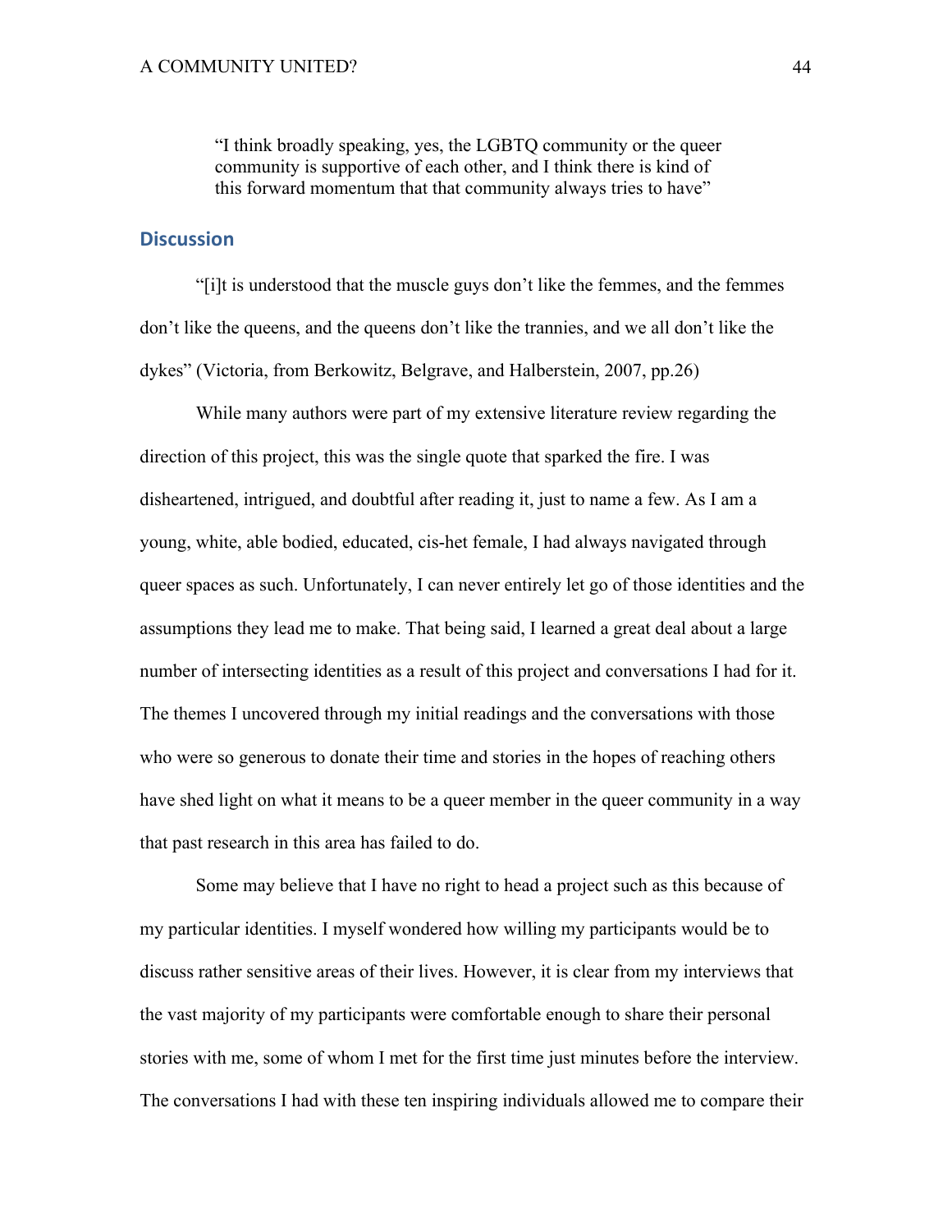> "I think broadly speaking, yes, the LGBTQ community or the queer community is supportive of each other, and I think there is kind of this forward momentum that that community always tries to have"

## Discussion

"[i]t is understood that the muscle guys don't like the femmes, and the femmes don't like the queens, and the queens don't like the trannies, and we all don't like the dykes" (Victoria, from Berkowitz, Belgrave, and Halberstein, 2007, pp.26)

While many authors were part of my extensive literature review regarding the direction of this project, this was the single quote that sparked the fire. I was disheartened, intrigued, and doubtful after reading it, just to name a few. As I am a young, white, able bodied, educated, cis-het female, I had always navigated through queer spaces as such. Unfortunately, I can never entirely let go of those identities and the assumptions they lead me to make. That being said, I learned a great deal about a large number of intersecting identities as a result of this project and conversations I had for it. The themes I uncovered through my initial readings and the conversations with those who were so generous to donate their time and stories in the hopes of reaching others have shed light on what it means to be a queer member in the queer community in a way that past research in this area has failed to do.

Some may believe that I have no right to head a project such as this because of my particular identities. I myself wondered how willing my participants would be to discuss rather sensitive areas of their lives. However, it is clear from my interviews that the vast majority of my participants were comfortable enough to share their personal stories with me, some of whom I met for the first time just minutes before the interview. The conversations I had with these ten inspiring individuals allowed me to compare their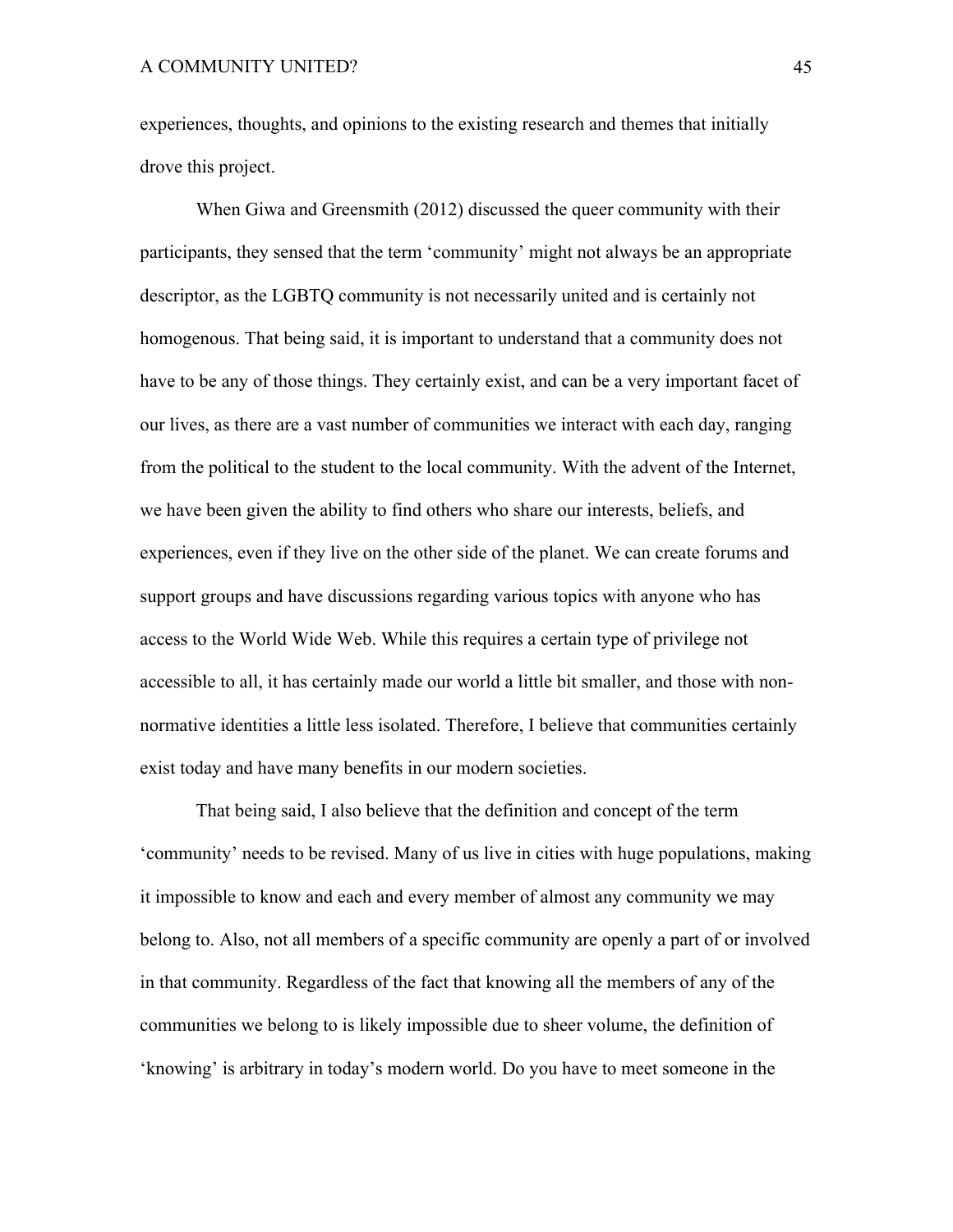experiences, thoughts, and opinions to the existing research and themes that initially drove this project.

When Giwa and Greensmith (2012) discussed the queer community with their participants, they sensed that the term 'community' might not always be an appropriate descriptor, as the LGBTQ community is not necessarily united and is certainly not homogenous. That being said, it is important to understand that a community does not have to be any of those things. They certainly exist, and can be a very important facet of our lives, as there are a vast number of communities we interact with each day, ranging from the political to the student to the local community. With the advent of the Internet, we have been given the ability to find others who share our interests, beliefs, and experiences, even if they live on the other side of the planet. We can create forums and support groups and have discussions regarding various topics with anyone who has access to the World Wide Web. While this requires a certain type of privilege not accessible to all, it has certainly made our world a little bit smaller, and those with non-normative identities a little less isolated. Therefore, I believe that communities certainly exist today and have many benefits in our modern societies.

That being said, I also believe that the definition and concept of the term 'community' needs to be revised. Many of us live in cities with huge populations, making it impossible to know and each and every member of almost any community we may belong to. Also, not all members of a specific community are openly a part of or involved in that community. Regardless of the fact that knowing all the members of any of the communities we belong to is likely impossible due to sheer volume, the definition of 'knowing' is arbitrary in today's modern world. Do you have to meet someone in the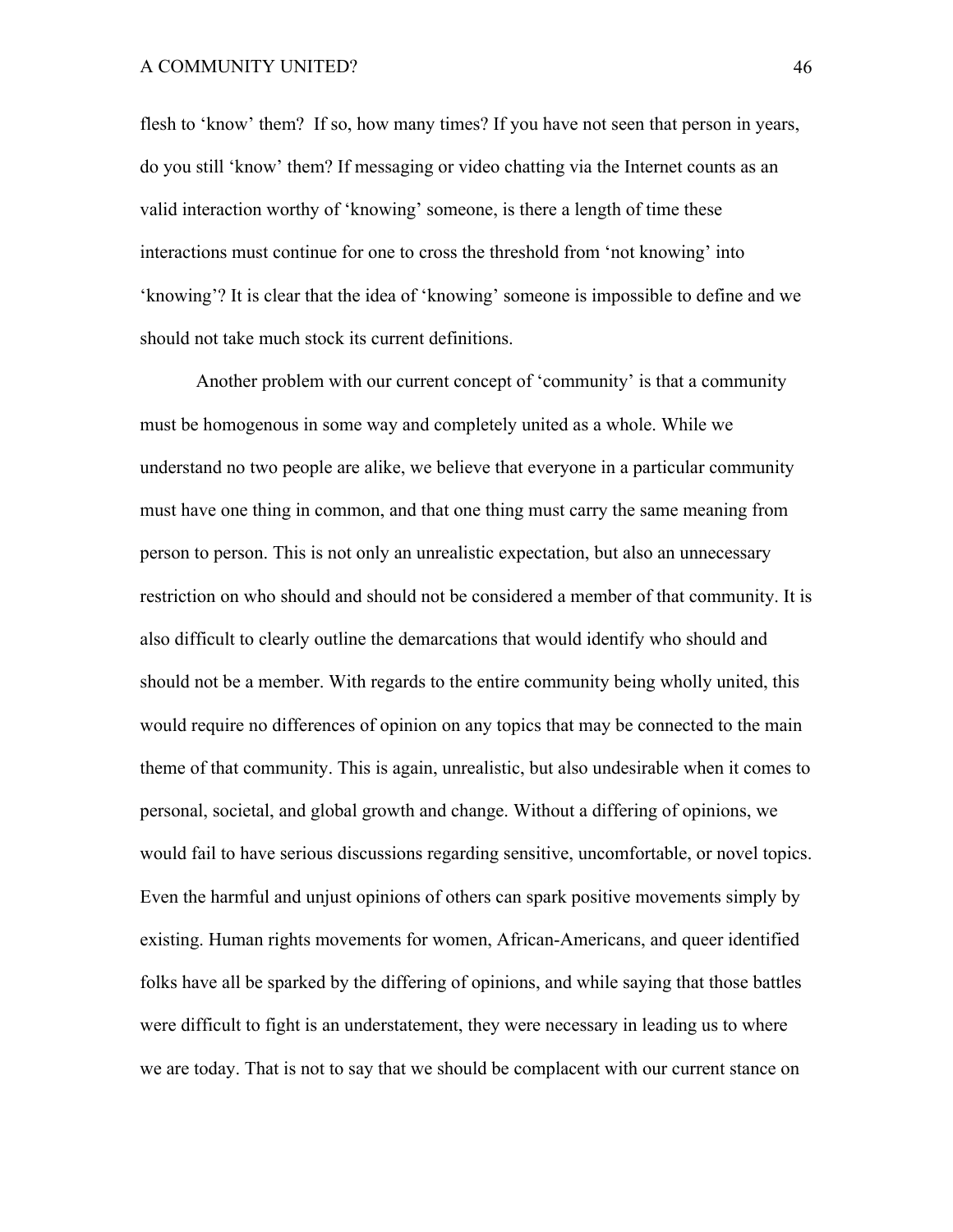flesh to 'know' them?  If so, how many times? If you have not seen that person in years, do you still 'know' them? If messaging or video chatting via the Internet counts as an valid interaction worthy of 'knowing' someone, is there a length of time these interactions must continue for one to cross the threshold from 'not knowing' into 'knowing'? It is clear that the idea of 'knowing' someone is impossible to define and we should not take much stock its current definitions.

Another problem with our current concept of 'community' is that a community must be homogenous in some way and completely united as a whole. While we understand no two people are alike, we believe that everyone in a particular community must have one thing in common, and that one thing must carry the same meaning from person to person. This is not only an unrealistic expectation, but also an unnecessary restriction on who should and should not be considered a member of that community. It is also difficult to clearly outline the demarcations that would identify who should and should not be a member. With regards to the entire community being wholly united, this would require no differences of opinion on any topics that may be connected to the main theme of that community. This is again, unrealistic, but also undesirable when it comes to personal, societal, and global growth and change. Without a differing of opinions, we would fail to have serious discussions regarding sensitive, uncomfortable, or novel topics. Even the harmful and unjust opinions of others can spark positive movements simply by existing. Human rights movements for women, African-Americans, and queer identified folks have all be sparked by the differing of opinions, and while saying that those battles were difficult to fight is an understatement, they were necessary in leading us to where we are today. That is not to say that we should be complacent with our current stance on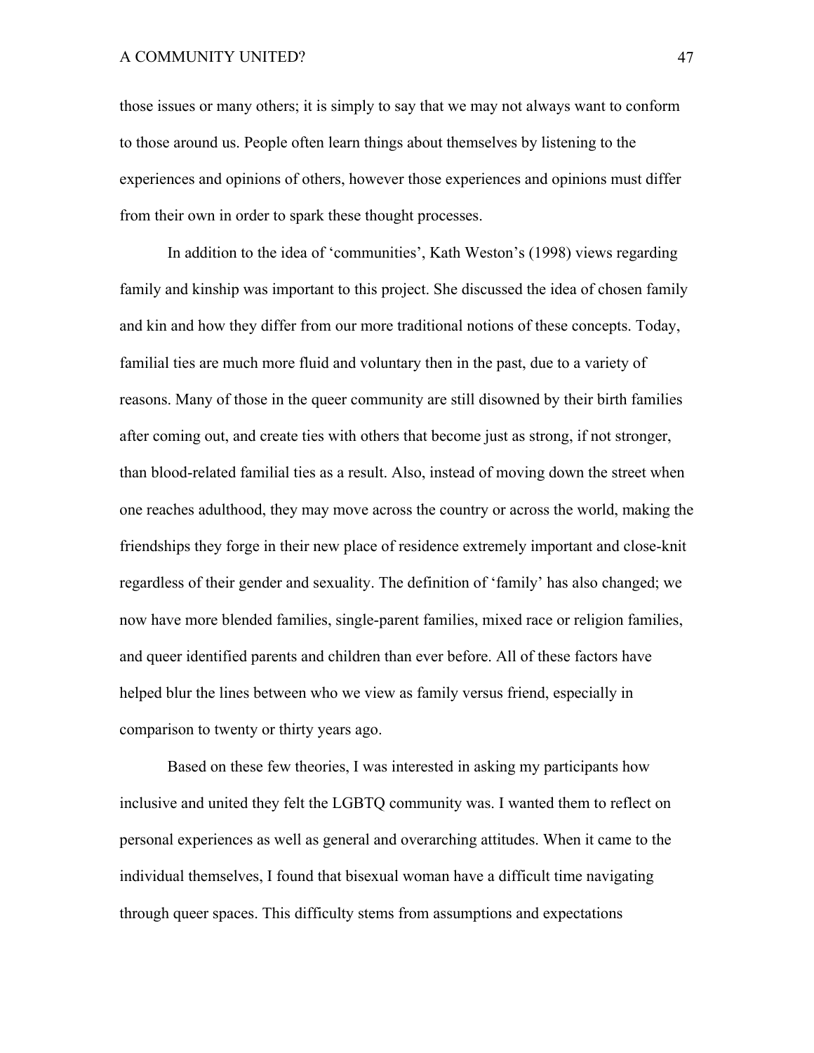those issues or many others; it is simply to say that we may not always want to conform to those around us. People often learn things about themselves by listening to the experiences and opinions of others, however those experiences and opinions must differ from their own in order to spark these thought processes.

In addition to the idea of 'communities', Kath Weston's (1998) views regarding family and kinship was important to this project. She discussed the idea of chosen family and kin and how they differ from our more traditional notions of these concepts. Today, familial ties are much more fluid and voluntary then in the past, due to a variety of reasons. Many of those in the queer community are still disowned by their birth families after coming out, and create ties with others that become just as strong, if not stronger, than blood-related familial ties as a result. Also, instead of moving down the street when one reaches adulthood, they may move across the country or across the world, making the friendships they forge in their new place of residence extremely important and close-knit regardless of their gender and sexuality. The definition of 'family' has also changed; we now have more blended families, single-parent families, mixed race or religion families, and queer identified parents and children than ever before. All of these factors have helped blur the lines between who we view as family versus friend, especially in comparison to twenty or thirty years ago.

Based on these few theories, I was interested in asking my participants how inclusive and united they felt the LGBTQ community was. I wanted them to reflect on personal experiences as well as general and overarching attitudes. When it came to the individual themselves, I found that bisexual woman have a difficult time navigating through queer spaces. This difficulty stems from assumptions and expectations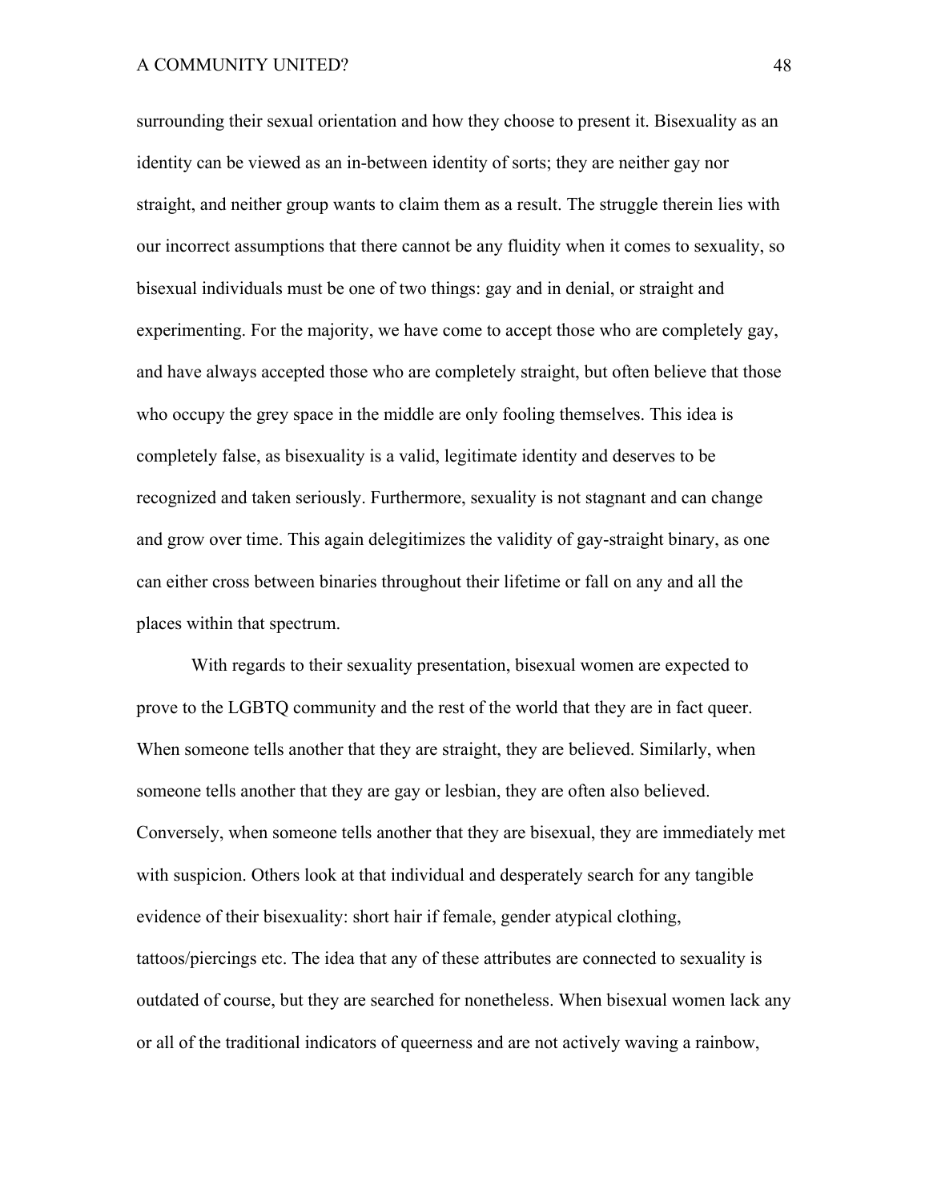surrounding their sexual orientation and how they choose to present it. Bisexuality as an identity can be viewed as an in-between identity of sorts; they are neither gay nor straight, and neither group wants to claim them as a result. The struggle therein lies with our incorrect assumptions that there cannot be any fluidity when it comes to sexuality, so bisexual individuals must be one of two things: gay and in denial, or straight and experimenting. For the majority, we have come to accept those who are completely gay, and have always accepted those who are completely straight, but often believe that those who occupy the grey space in the middle are only fooling themselves. This idea is completely false, as bisexuality is a valid, legitimate identity and deserves to be recognized and taken seriously. Furthermore, sexuality is not stagnant and can change and grow over time. This again delegitimizes the validity of gay-straight binary, as one can either cross between binaries throughout their lifetime or fall on any and all the places within that spectrum.

With regards to their sexuality presentation, bisexual women are expected to prove to the LGBTQ community and the rest of the world that they are in fact queer. When someone tells another that they are straight, they are believed. Similarly, when someone tells another that they are gay or lesbian, they are often also believed. Conversely, when someone tells another that they are bisexual, they are immediately met with suspicion. Others look at that individual and desperately search for any tangible evidence of their bisexuality: short hair if female, gender atypical clothing, tattoos/piercings etc. The idea that any of these attributes are connected to sexuality is outdated of course, but they are searched for nonetheless. When bisexual women lack any or all of the traditional indicators of queerness and are not actively waving a rainbow,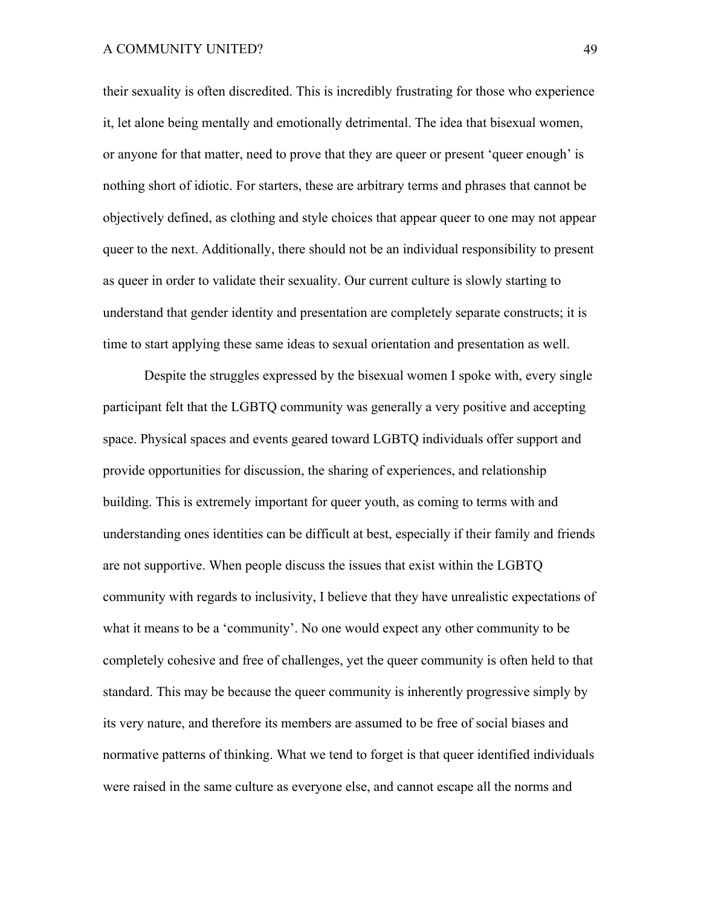their sexuality is often discredited. This is incredibly frustrating for those who experience it, let alone being mentally and emotionally detrimental. The idea that bisexual women, or anyone for that matter, need to prove that they are queer or present 'queer enough' is nothing short of idiotic. For starters, these are arbitrary terms and phrases that cannot be objectively defined, as clothing and style choices that appear queer to one may not appear queer to the next. Additionally, there should not be an individual responsibility to present as queer in order to validate their sexuality. Our current culture is slowly starting to understand that gender identity and presentation are completely separate constructs; it is time to start applying these same ideas to sexual orientation and presentation as well.

Despite the struggles expressed by the bisexual women I spoke with, every single participant felt that the LGBTQ community was generally a very positive and accepting space. Physical spaces and events geared toward LGBTQ individuals offer support and provide opportunities for discussion, the sharing of experiences, and relationship building. This is extremely important for queer youth, as coming to terms with and understanding ones identities can be difficult at best, especially if their family and friends are not supportive. When people discuss the issues that exist within the LGBTQ community with regards to inclusivity, I believe that they have unrealistic expectations of what it means to be a 'community'. No one would expect any other community to be completely cohesive and free of challenges, yet the queer community is often held to that standard. This may be because the queer community is inherently progressive simply by its very nature, and therefore its members are assumed to be free of social biases and normative patterns of thinking. What we tend to forget is that queer identified individuals were raised in the same culture as everyone else, and cannot escape all the norms and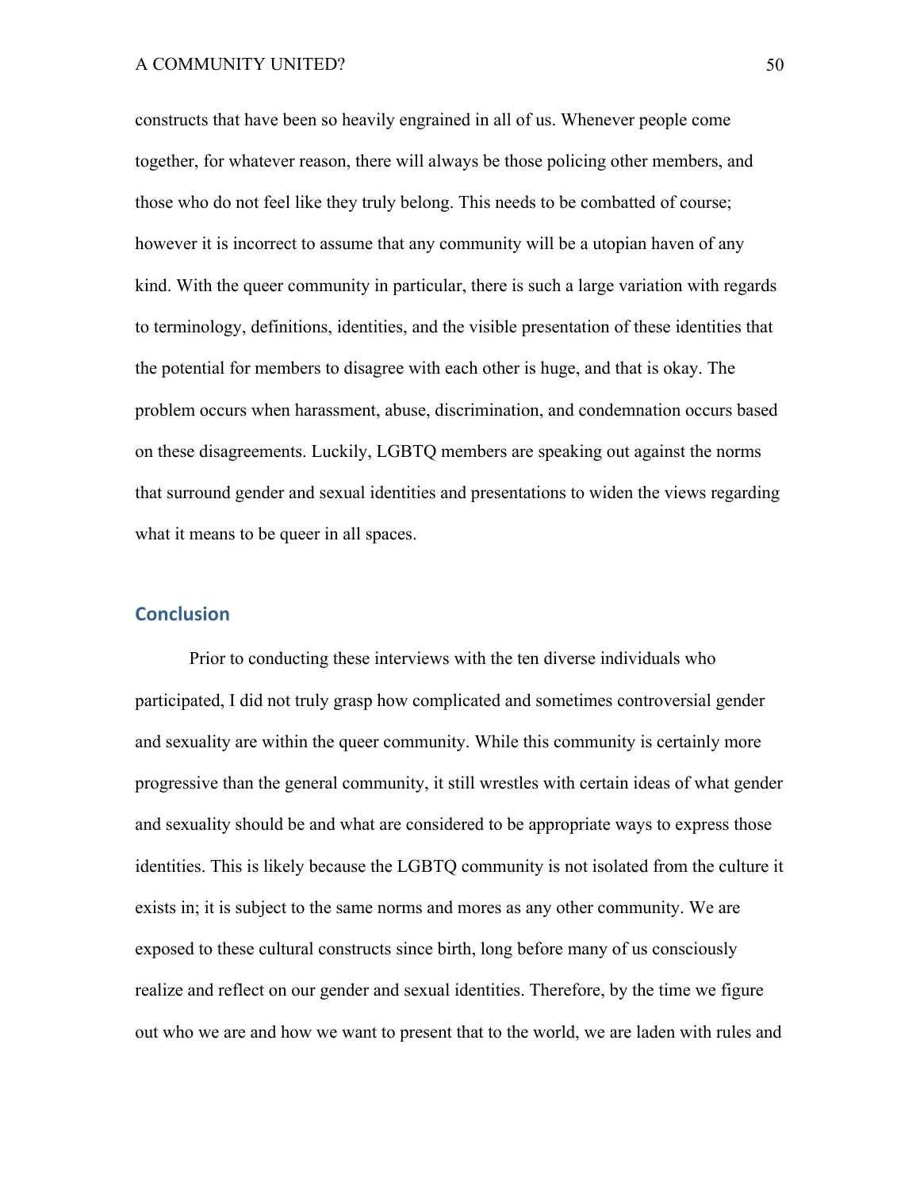constructs that have been so heavily engrained in all of us. Whenever people come together, for whatever reason, there will always be those policing other members, and those who do not feel like they truly belong. This needs to be combatted of course; however it is incorrect to assume that any community will be a utopian haven of any kind. With the queer community in particular, there is such a large variation with regards to terminology, definitions, identities, and the visible presentation of these identities that the potential for members to disagree with each other is huge, and that is okay. The problem occurs when harassment, abuse, discrimination, and condemnation occurs based on these disagreements. Luckily, LGBTQ members are speaking out against the norms that surround gender and sexual identities and presentations to widen the views regarding what it means to be queer in all spaces.

## Conclusion

Prior to conducting these interviews with the ten diverse individuals who participated, I did not truly grasp how complicated and sometimes controversial gender and sexuality are within the queer community. While this community is certainly more progressive than the general community, it still wrestles with certain ideas of what gender and sexuality should be and what are considered to be appropriate ways to express those identities. This is likely because the LGBTQ community is not isolated from the culture it exists in; it is subject to the same norms and mores as any other community. We are exposed to these cultural constructs since birth, long before many of us consciously realize and reflect on our gender and sexual identities. Therefore, by the time we figure out who we are and how we want to present that to the world, we are laden with rules and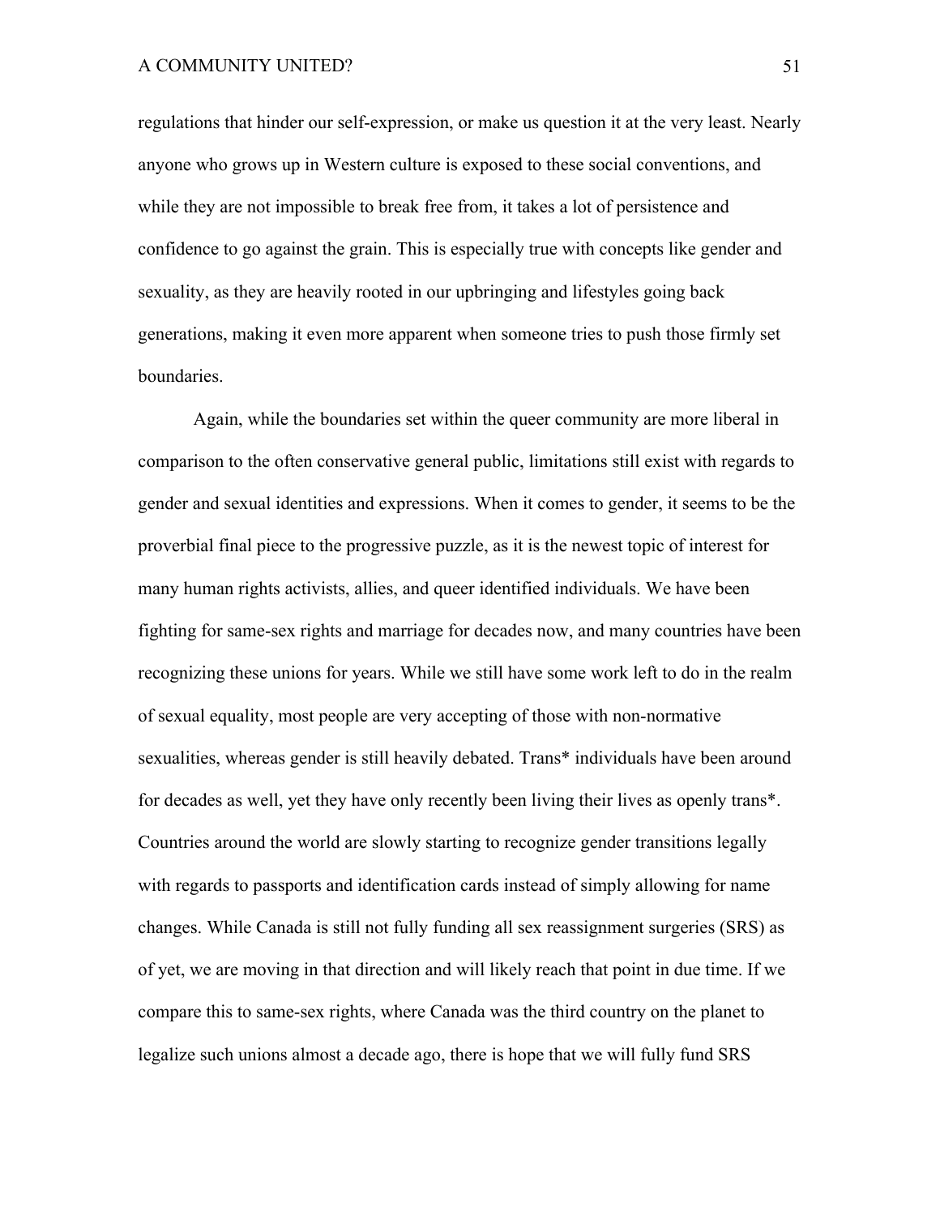regulations that hinder our self-expression, or make us question it at the very least. Nearly anyone who grows up in Western culture is exposed to these social conventions, and while they are not impossible to break free from, it takes a lot of persistence and confidence to go against the grain. This is especially true with concepts like gender and sexuality, as they are heavily rooted in our upbringing and lifestyles going back generations, making it even more apparent when someone tries to push those firmly set boundaries.

Again, while the boundaries set within the queer community are more liberal in comparison to the often conservative general public, limitations still exist with regards to gender and sexual identities and expressions. When it comes to gender, it seems to be the proverbial final piece to the progressive puzzle, as it is the newest topic of interest for many human rights activists, allies, and queer identified individuals. We have been fighting for same-sex rights and marriage for decades now, and many countries have been recognizing these unions for years. While we still have some work left to do in the realm of sexual equality, most people are very accepting of those with non-normative sexualities, whereas gender is still heavily debated. Trans* individuals have been around for decades as well, yet they have only recently been living their lives as openly trans*. Countries around the world are slowly starting to recognize gender transitions legally with regards to passports and identification cards instead of simply allowing for name changes. While Canada is still not fully funding all sex reassignment surgeries (SRS) as of yet, we are moving in that direction and will likely reach that point in due time. If we compare this to same-sex rights, where Canada was the third country on the planet to legalize such unions almost a decade ago, there is hope that we will fully fund SRS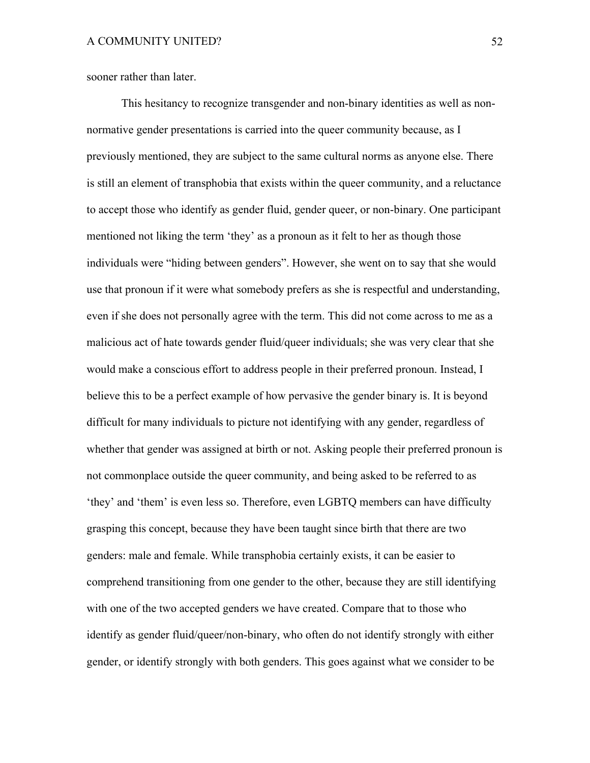sooner rather than later.

This hesitancy to recognize transgender and non-binary identities as well as non-normative gender presentations is carried into the queer community because, as I previously mentioned, they are subject to the same cultural norms as anyone else. There is still an element of transphobia that exists within the queer community, and a reluctance to accept those who identify as gender fluid, gender queer, or non-binary. One participant mentioned not liking the term 'they' as a pronoun as it felt to her as though those individuals were "hiding between genders". However, she went on to say that she would use that pronoun if it were what somebody prefers as she is respectful and understanding, even if she does not personally agree with the term. This did not come across to me as a malicious act of hate towards gender fluid/queer individuals; she was very clear that she would make a conscious effort to address people in their preferred pronoun. Instead, I believe this to be a perfect example of how pervasive the gender binary is. It is beyond difficult for many individuals to picture not identifying with any gender, regardless of whether that gender was assigned at birth or not. Asking people their preferred pronoun is not commonplace outside the queer community, and being asked to be referred to as 'they' and 'them' is even less so. Therefore, even LGBTQ members can have difficulty grasping this concept, because they have been taught since birth that there are two genders: male and female. While transphobia certainly exists, it can be easier to comprehend transitioning from one gender to the other, because they are still identifying with one of the two accepted genders we have created. Compare that to those who identify as gender fluid/queer/non-binary, who often do not identify strongly with either gender, or identify strongly with both genders. This goes against what we consider to be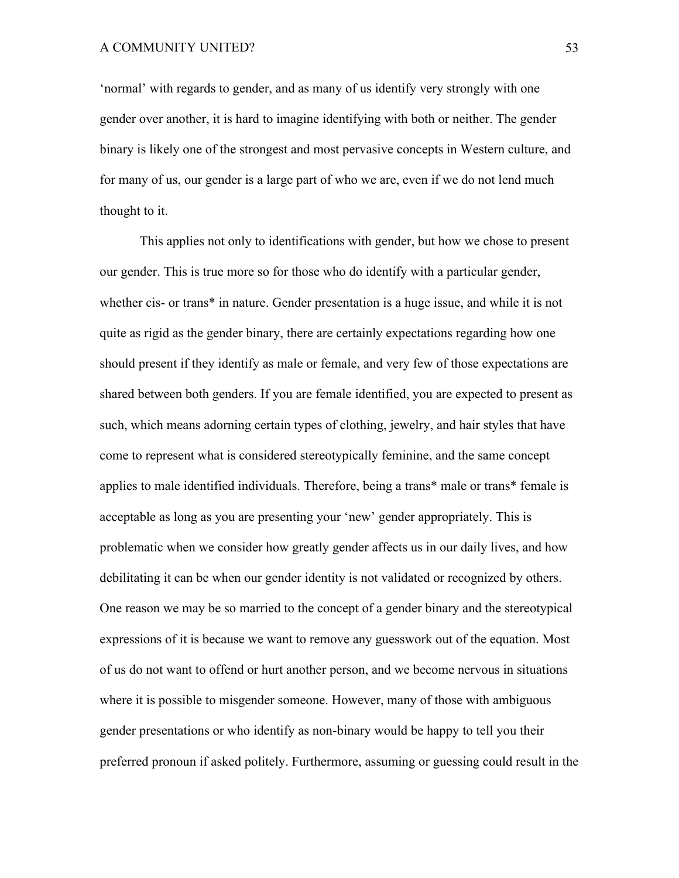'normal' with regards to gender, and as many of us identify very strongly with one gender over another, it is hard to imagine identifying with both or neither. The gender binary is likely one of the strongest and most pervasive concepts in Western culture, and for many of us, our gender is a large part of who we are, even if we do not lend much thought to it.

This applies not only to identifications with gender, but how we chose to present our gender. This is true more so for those who do identify with a particular gender, whether cis- or trans* in nature. Gender presentation is a huge issue, and while it is not quite as rigid as the gender binary, there are certainly expectations regarding how one should present if they identify as male or female, and very few of those expectations are shared between both genders. If you are female identified, you are expected to present as such, which means adorning certain types of clothing, jewelry, and hair styles that have come to represent what is considered stereotypically feminine, and the same concept applies to male identified individuals. Therefore, being a trans* male or trans* female is acceptable as long as you are presenting your 'new' gender appropriately. This is problematic when we consider how greatly gender affects us in our daily lives, and how debilitating it can be when our gender identity is not validated or recognized by others. One reason we may be so married to the concept of a gender binary and the stereotypical expressions of it is because we want to remove any guesswork out of the equation. Most of us do not want to offend or hurt another person, and we become nervous in situations where it is possible to misgender someone. However, many of those with ambiguous gender presentations or who identify as non-binary would be happy to tell you their preferred pronoun if asked politely. Furthermore, assuming or guessing could result in the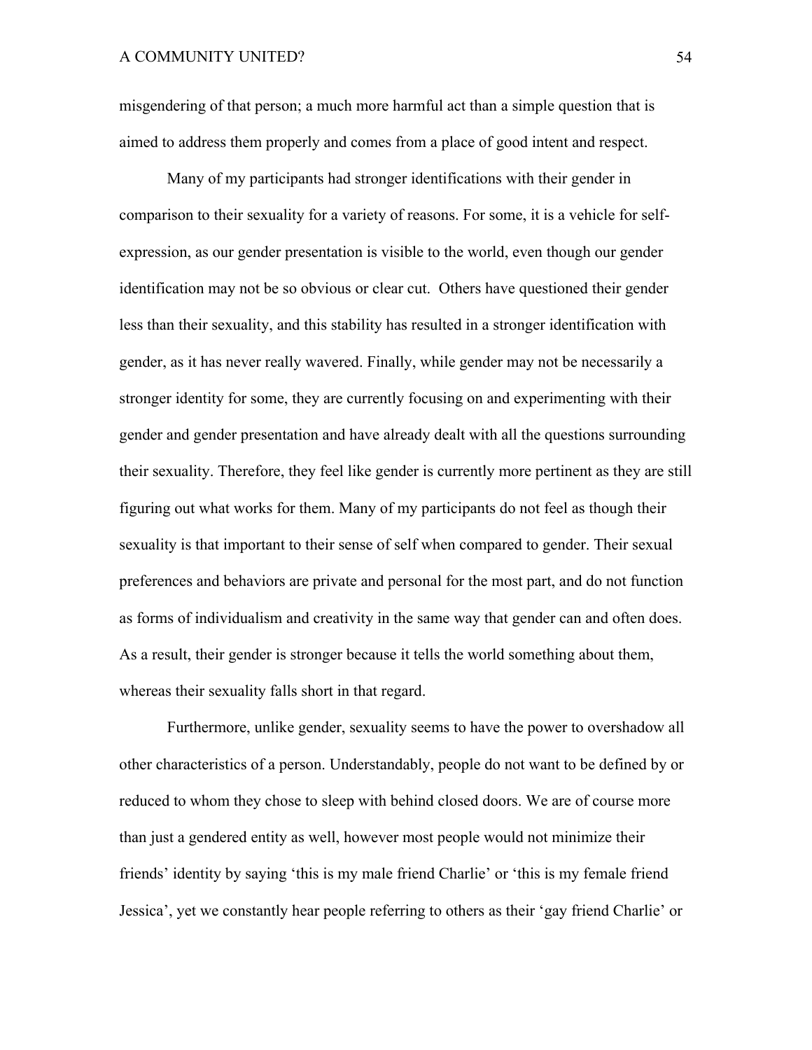misgendering of that person; a much more harmful act than a simple question that is aimed to address them properly and comes from a place of good intent and respect.

Many of my participants had stronger identifications with their gender in comparison to their sexuality for a variety of reasons. For some, it is a vehicle for self-expression, as our gender presentation is visible to the world, even though our gender identification may not be so obvious or clear cut. Others have questioned their gender less than their sexuality, and this stability has resulted in a stronger identification with gender, as it has never really wavered. Finally, while gender may not be necessarily a stronger identity for some, they are currently focusing on and experimenting with their gender and gender presentation and have already dealt with all the questions surrounding their sexuality. Therefore, they feel like gender is currently more pertinent as they are still figuring out what works for them. Many of my participants do not feel as though their sexuality is that important to their sense of self when compared to gender. Their sexual preferences and behaviors are private and personal for the most part, and do not function as forms of individualism and creativity in the same way that gender can and often does. As a result, their gender is stronger because it tells the world something about them, whereas their sexuality falls short in that regard.

Furthermore, unlike gender, sexuality seems to have the power to overshadow all other characteristics of a person. Understandably, people do not want to be defined by or reduced to whom they chose to sleep with behind closed doors. We are of course more than just a gendered entity as well, however most people would not minimize their friends' identity by saying 'this is my male friend Charlie' or 'this is my female friend Jessica', yet we constantly hear people referring to others as their 'gay friend Charlie' or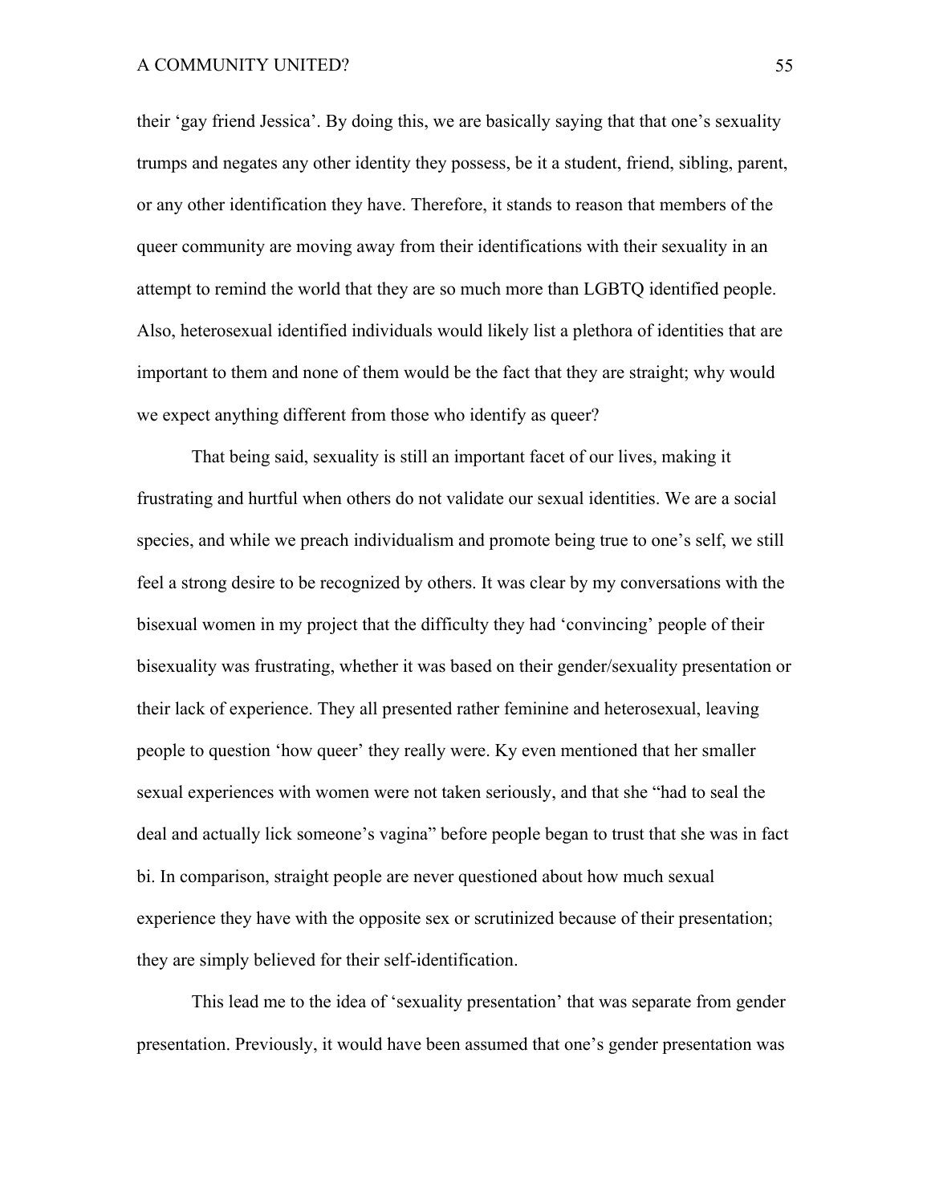their 'gay friend Jessica'. By doing this, we are basically saying that that one's sexuality trumps and negates any other identity they possess, be it a student, friend, sibling, parent, or any other identification they have. Therefore, it stands to reason that members of the queer community are moving away from their identifications with their sexuality in an attempt to remind the world that they are so much more than LGBTQ identified people. Also, heterosexual identified individuals would likely list a plethora of identities that are important to them and none of them would be the fact that they are straight; why would we expect anything different from those who identify as queer?

That being said, sexuality is still an important facet of our lives, making it frustrating and hurtful when others do not validate our sexual identities. We are a social species, and while we preach individualism and promote being true to one's self, we still feel a strong desire to be recognized by others. It was clear by my conversations with the bisexual women in my project that the difficulty they had 'convincing' people of their bisexuality was frustrating, whether it was based on their gender/sexuality presentation or their lack of experience. They all presented rather feminine and heterosexual, leaving people to question 'how queer' they really were. Ky even mentioned that her smaller sexual experiences with women were not taken seriously, and that she "had to seal the deal and actually lick someone's vagina" before people began to trust that she was in fact bi. In comparison, straight people are never questioned about how much sexual experience they have with the opposite sex or scrutinized because of their presentation; they are simply believed for their self-identification.

This lead me to the idea of 'sexuality presentation' that was separate from gender presentation. Previously, it would have been assumed that one's gender presentation was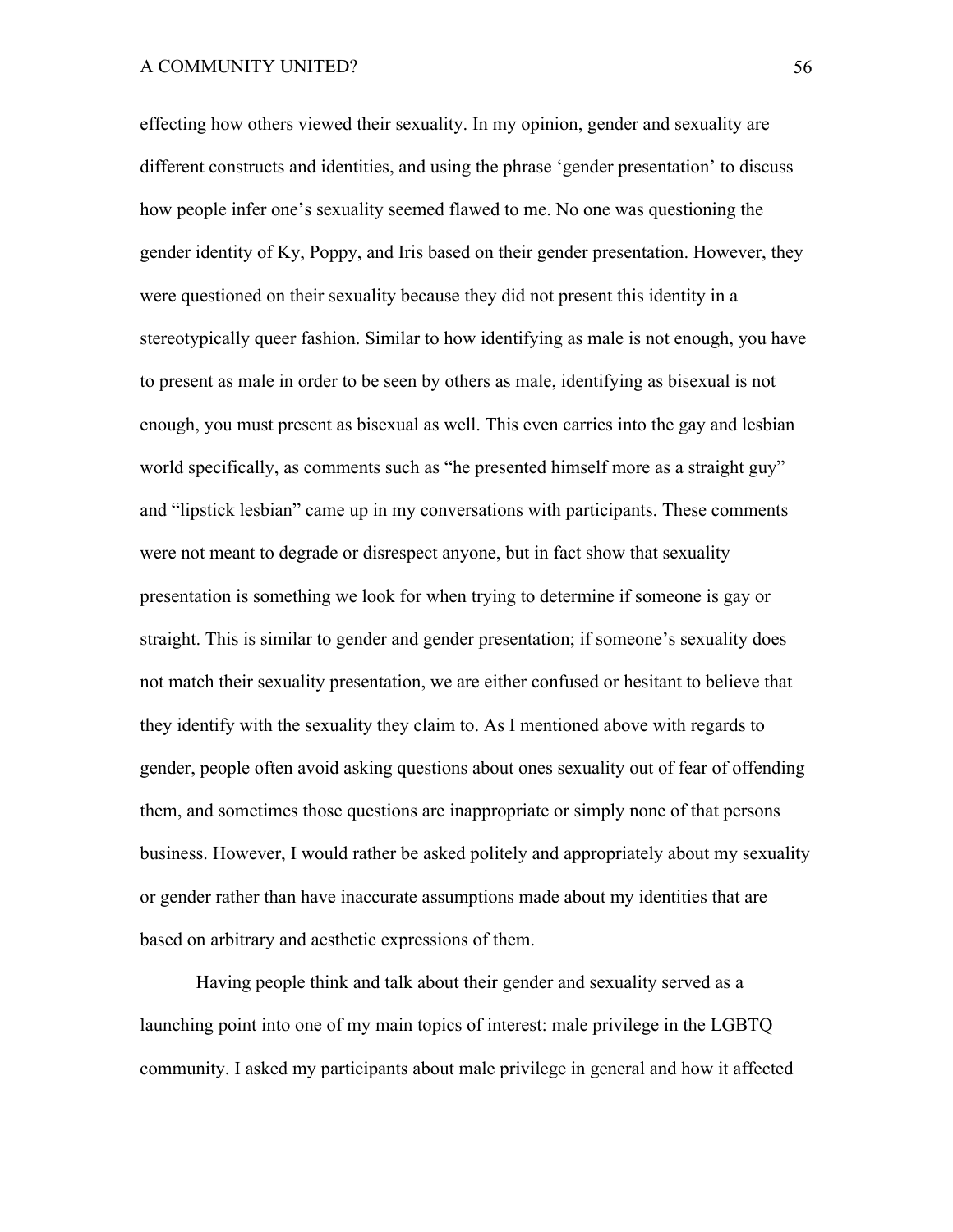effecting how others viewed their sexuality. In my opinion, gender and sexuality are different constructs and identities, and using the phrase 'gender presentation' to discuss how people infer one's sexuality seemed flawed to me. No one was questioning the gender identity of Ky, Poppy, and Iris based on their gender presentation. However, they were questioned on their sexuality because they did not present this identity in a stereotypically queer fashion. Similar to how identifying as male is not enough, you have to present as male in order to be seen by others as male, identifying as bisexual is not enough, you must present as bisexual as well. This even carries into the gay and lesbian world specifically, as comments such as "he presented himself more as a straight guy" and "lipstick lesbian" came up in my conversations with participants. These comments were not meant to degrade or disrespect anyone, but in fact show that sexuality presentation is something we look for when trying to determine if someone is gay or straight. This is similar to gender and gender presentation; if someone's sexuality does not match their sexuality presentation, we are either confused or hesitant to believe that they identify with the sexuality they claim to. As I mentioned above with regards to gender, people often avoid asking questions about ones sexuality out of fear of offending them, and sometimes those questions are inappropriate or simply none of that persons business. However, I would rather be asked politely and appropriately about my sexuality or gender rather than have inaccurate assumptions made about my identities that are based on arbitrary and aesthetic expressions of them.

Having people think and talk about their gender and sexuality served as a launching point into one of my main topics of interest: male privilege in the LGBTQ community. I asked my participants about male privilege in general and how it affected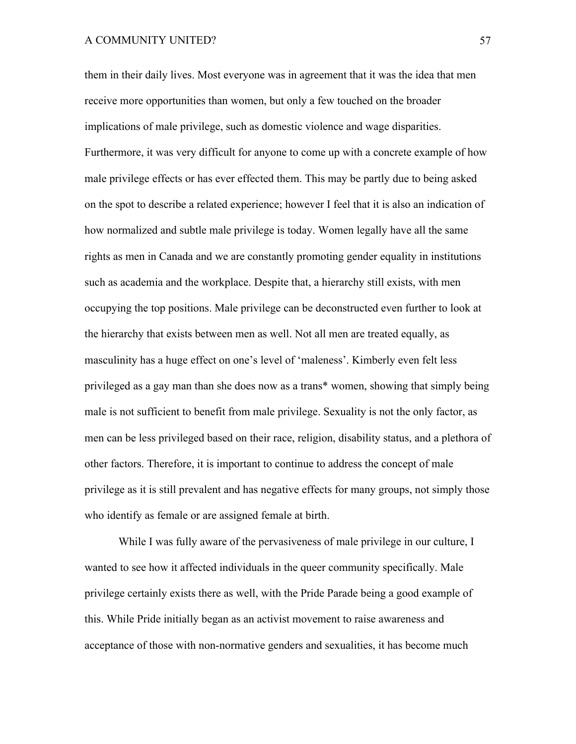them in their daily lives. Most everyone was in agreement that it was the idea that men receive more opportunities than women, but only a few touched on the broader implications of male privilege, such as domestic violence and wage disparities. Furthermore, it was very difficult for anyone to come up with a concrete example of how male privilege effects or has ever effected them. This may be partly due to being asked on the spot to describe a related experience; however I feel that it is also an indication of how normalized and subtle male privilege is today. Women legally have all the same rights as men in Canada and we are constantly promoting gender equality in institutions such as academia and the workplace. Despite that, a hierarchy still exists, with men occupying the top positions. Male privilege can be deconstructed even further to look at the hierarchy that exists between men as well. Not all men are treated equally, as masculinity has a huge effect on one's level of 'maleness'. Kimberly even felt less privileged as a gay man than she does now as a trans* women, showing that simply being male is not sufficient to benefit from male privilege. Sexuality is not the only factor, as men can be less privileged based on their race, religion, disability status, and a plethora of other factors. Therefore, it is important to continue to address the concept of male privilege as it is still prevalent and has negative effects for many groups, not simply those who identify as female or are assigned female at birth.

While I was fully aware of the pervasiveness of male privilege in our culture, I wanted to see how it affected individuals in the queer community specifically. Male privilege certainly exists there as well, with the Pride Parade being a good example of this. While Pride initially began as an activist movement to raise awareness and acceptance of those with non-normative genders and sexualities, it has become much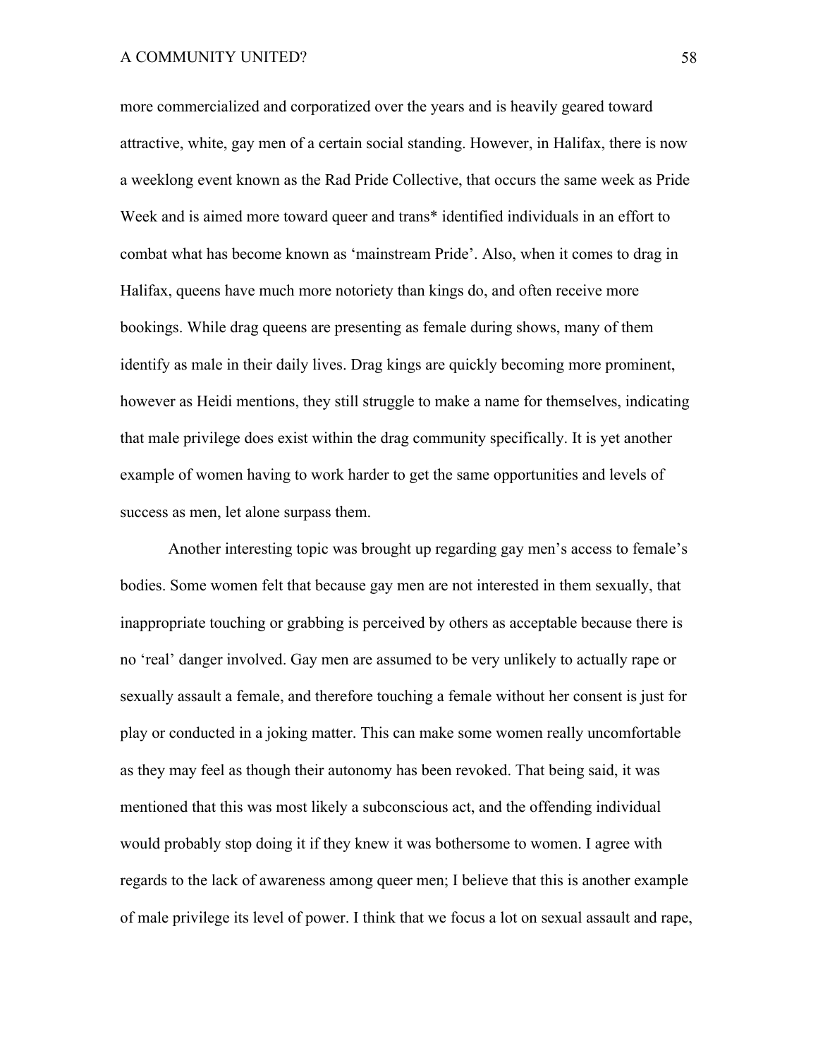more commercialized and corporatized over the years and is heavily geared toward attractive, white, gay men of a certain social standing. However, in Halifax, there is now a weeklong event known as the Rad Pride Collective, that occurs the same week as Pride Week and is aimed more toward queer and trans* identified individuals in an effort to combat what has become known as 'mainstream Pride'. Also, when it comes to drag in Halifax, queens have much more notoriety than kings do, and often receive more bookings. While drag queens are presenting as female during shows, many of them identify as male in their daily lives. Drag kings are quickly becoming more prominent, however as Heidi mentions, they still struggle to make a name for themselves, indicating that male privilege does exist within the drag community specifically. It is yet another example of women having to work harder to get the same opportunities and levels of success as men, let alone surpass them.

Another interesting topic was brought up regarding gay men's access to female's bodies. Some women felt that because gay men are not interested in them sexually, that inappropriate touching or grabbing is perceived by others as acceptable because there is no 'real' danger involved. Gay men are assumed to be very unlikely to actually rape or sexually assault a female, and therefore touching a female without her consent is just for play or conducted in a joking matter. This can make some women really uncomfortable as they may feel as though their autonomy has been revoked. That being said, it was mentioned that this was most likely a subconscious act, and the offending individual would probably stop doing it if they knew it was bothersome to women. I agree with regards to the lack of awareness among queer men; I believe that this is another example of male privilege its level of power. I think that we focus a lot on sexual assault and rape,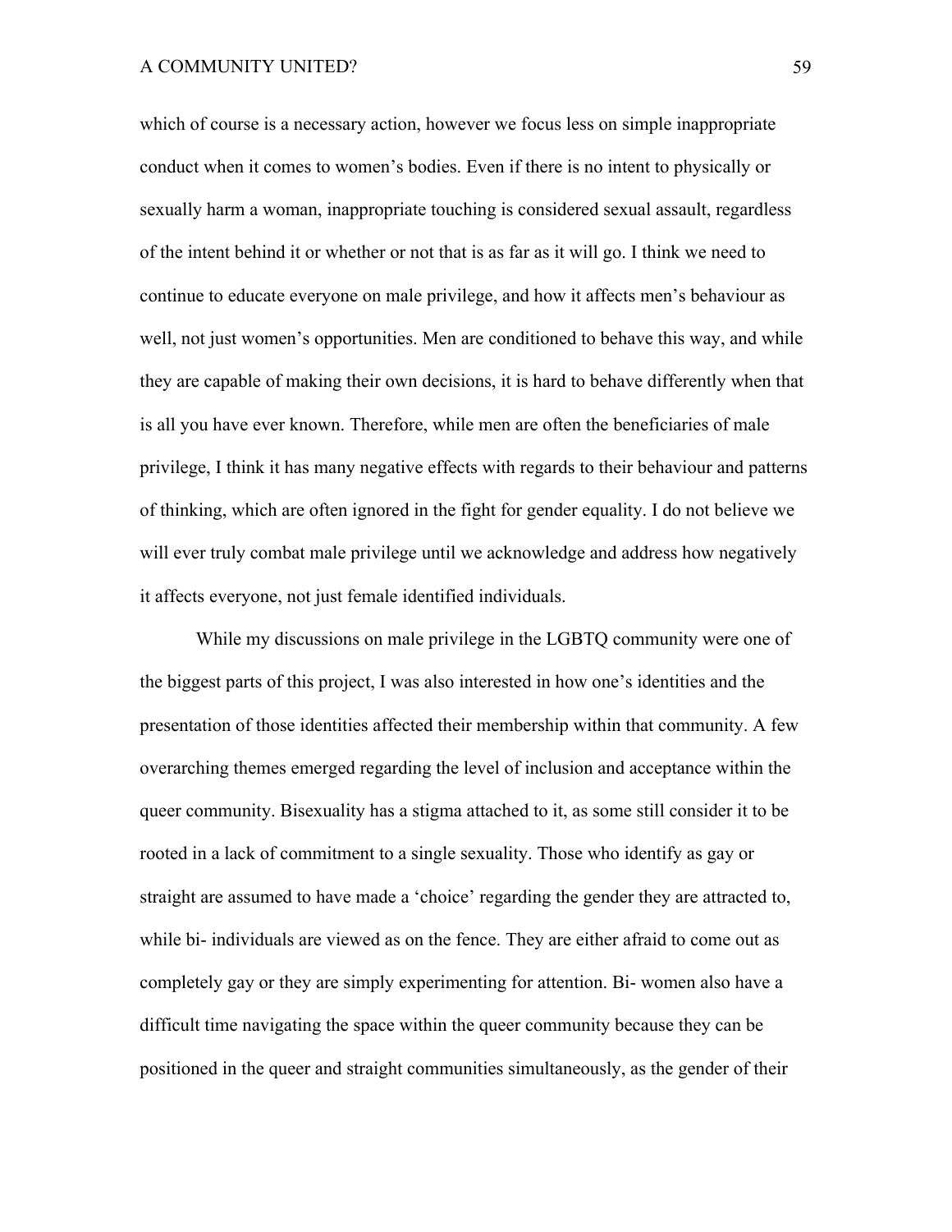which of course is a necessary action, however we focus less on simple inappropriate conduct when it comes to women's bodies. Even if there is no intent to physically or sexually harm a woman, inappropriate touching is considered sexual assault, regardless of the intent behind it or whether or not that is as far as it will go. I think we need to continue to educate everyone on male privilege, and how it affects men's behaviour as well, not just women's opportunities. Men are conditioned to behave this way, and while they are capable of making their own decisions, it is hard to behave differently when that is all you have ever known. Therefore, while men are often the beneficiaries of male privilege, I think it has many negative effects with regards to their behaviour and patterns of thinking, which are often ignored in the fight for gender equality. I do not believe we will ever truly combat male privilege until we acknowledge and address how negatively it affects everyone, not just female identified individuals.

While my discussions on male privilege in the LGBTQ community were one of the biggest parts of this project, I was also interested in how one's identities and the presentation of those identities affected their membership within that community. A few overarching themes emerged regarding the level of inclusion and acceptance within the queer community. Bisexuality has a stigma attached to it, as some still consider it to be rooted in a lack of commitment to a single sexuality. Those who identify as gay or straight are assumed to have made a 'choice' regarding the gender they are attracted to, while bi- individuals are viewed as on the fence. They are either afraid to come out as completely gay or they are simply experimenting for attention. Bi- women also have a difficult time navigating the space within the queer community because they can be positioned in the queer and straight communities simultaneously, as the gender of their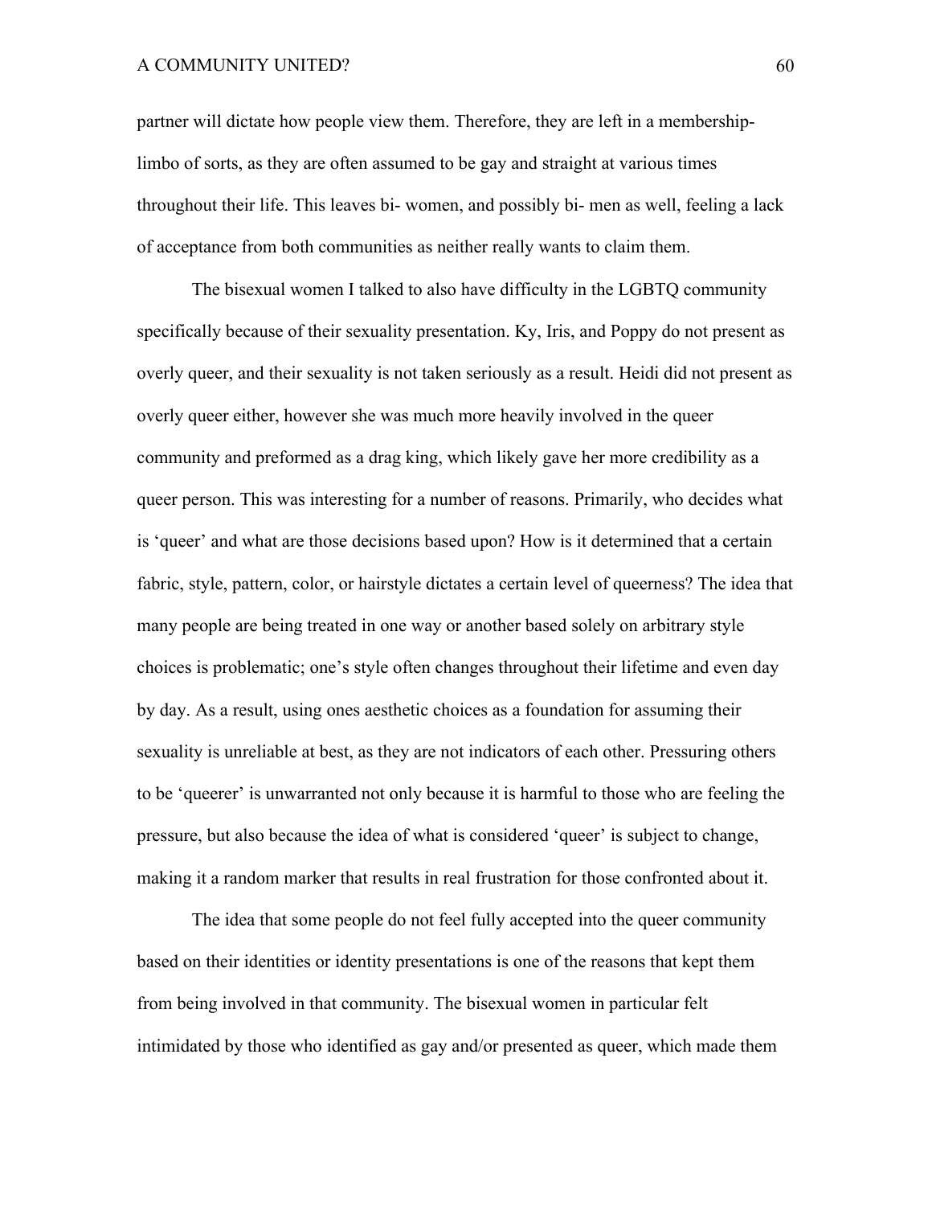partner will dictate how people view them. Therefore, they are left in a membership-limbo of sorts, as they are often assumed to be gay and straight at various times throughout their life. This leaves bi- women, and possibly bi- men as well, feeling a lack of acceptance from both communities as neither really wants to claim them.

The bisexual women I talked to also have difficulty in the LGBTQ community specifically because of their sexuality presentation. Ky, Iris, and Poppy do not present as overly queer, and their sexuality is not taken seriously as a result. Heidi did not present as overly queer either, however she was much more heavily involved in the queer community and preformed as a drag king, which likely gave her more credibility as a queer person. This was interesting for a number of reasons. Primarily, who decides what is 'queer' and what are those decisions based upon? How is it determined that a certain fabric, style, pattern, color, or hairstyle dictates a certain level of queerness? The idea that many people are being treated in one way or another based solely on arbitrary style choices is problematic; one's style often changes throughout their lifetime and even day by day. As a result, using ones aesthetic choices as a foundation for assuming their sexuality is unreliable at best, as they are not indicators of each other. Pressuring others to be 'queerer' is unwarranted not only because it is harmful to those who are feeling the pressure, but also because the idea of what is considered 'queer' is subject to change, making it a random marker that results in real frustration for those confronted about it.

The idea that some people do not feel fully accepted into the queer community based on their identities or identity presentations is one of the reasons that kept them from being involved in that community. The bisexual women in particular felt intimidated by those who identified as gay and/or presented as queer, which made them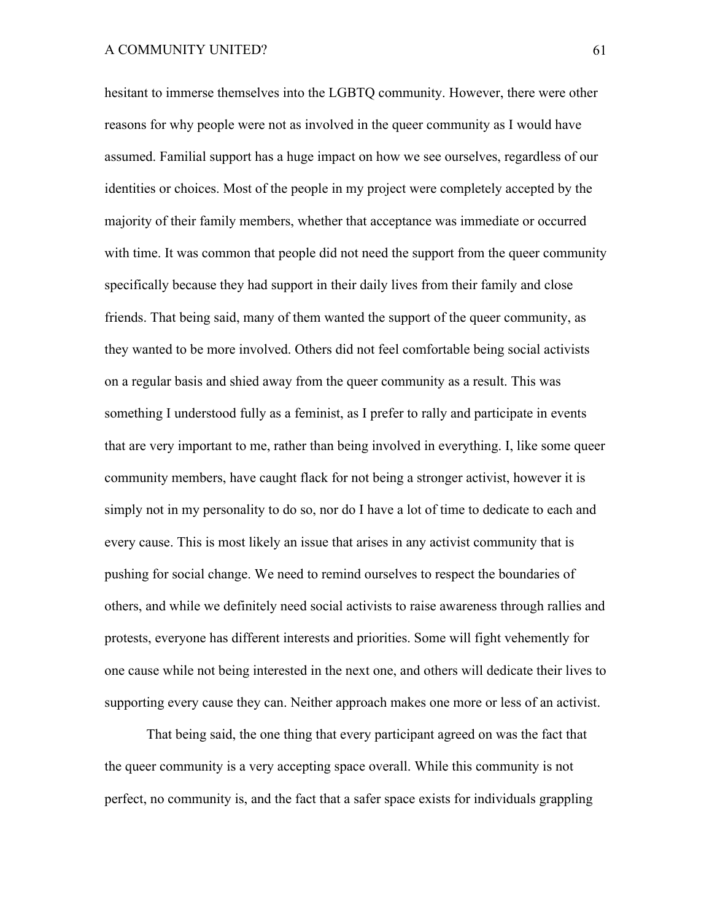hesitant to immerse themselves into the LGBTQ community. However, there were other reasons for why people were not as involved in the queer community as I would have assumed. Familial support has a huge impact on how we see ourselves, regardless of our identities or choices. Most of the people in my project were completely accepted by the majority of their family members, whether that acceptance was immediate or occurred with time. It was common that people did not need the support from the queer community specifically because they had support in their daily lives from their family and close friends. That being said, many of them wanted the support of the queer community, as they wanted to be more involved. Others did not feel comfortable being social activists on a regular basis and shied away from the queer community as a result. This was something I understood fully as a feminist, as I prefer to rally and participate in events that are very important to me, rather than being involved in everything. I, like some queer community members, have caught flack for not being a stronger activist, however it is simply not in my personality to do so, nor do I have a lot of time to dedicate to each and every cause. This is most likely an issue that arises in any activist community that is pushing for social change. We need to remind ourselves to respect the boundaries of others, and while we definitely need social activists to raise awareness through rallies and protests, everyone has different interests and priorities. Some will fight vehemently for one cause while not being interested in the next one, and others will dedicate their lives to supporting every cause they can. Neither approach makes one more or less of an activist.

That being said, the one thing that every participant agreed on was the fact that the queer community is a very accepting space overall. While this community is not perfect, no community is, and the fact that a safer space exists for individuals grappling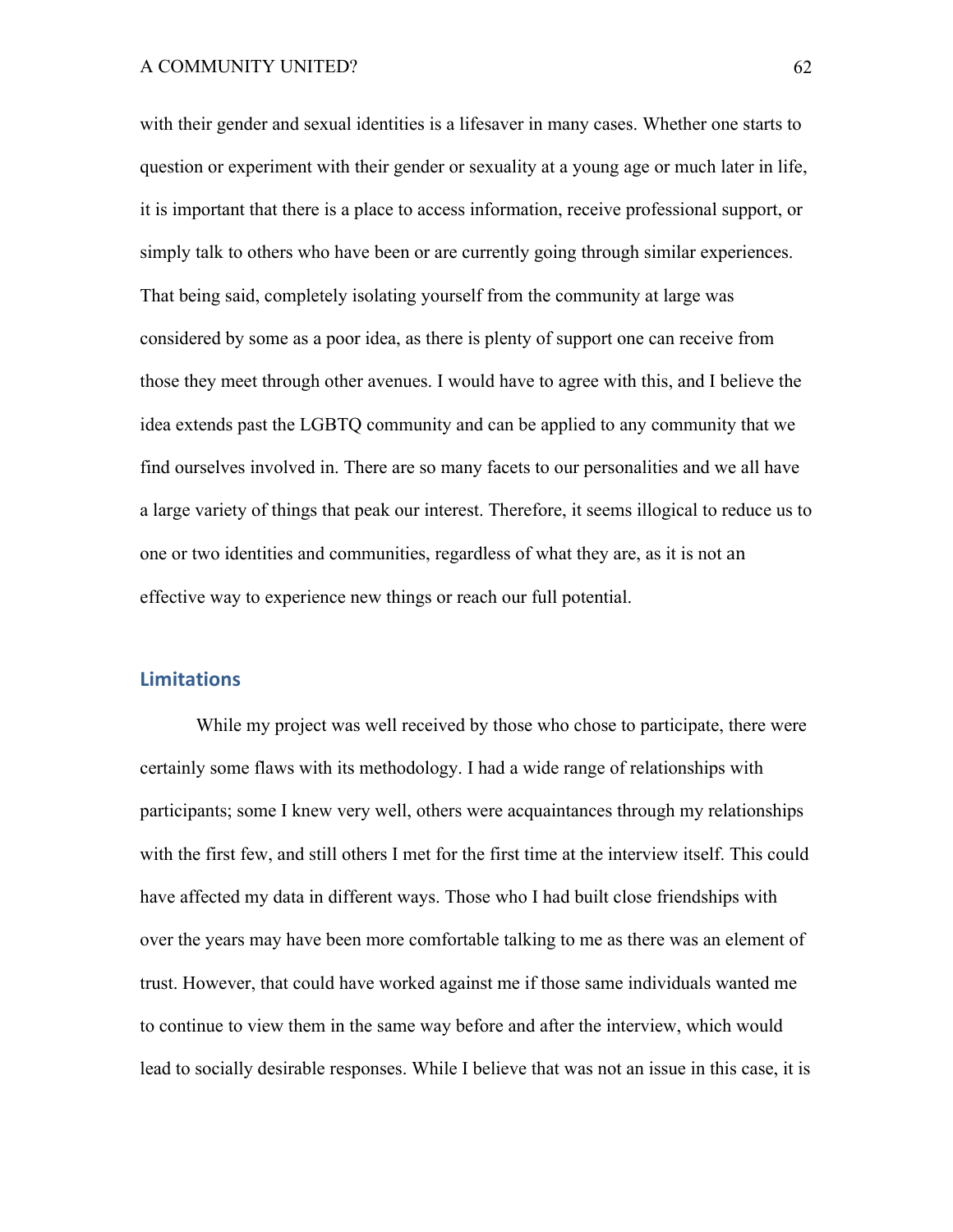with their gender and sexual identities is a lifesaver in many cases. Whether one starts to question or experiment with their gender or sexuality at a young age or much later in life, it is important that there is a place to access information, receive professional support, or simply talk to others who have been or are currently going through similar experiences. That being said, completely isolating yourself from the community at large was considered by some as a poor idea, as there is plenty of support one can receive from those they meet through other avenues. I would have to agree with this, and I believe the idea extends past the LGBTQ community and can be applied to any community that we find ourselves involved in. There are so many facets to our personalities and we all have a large variety of things that peak our interest. Therefore, it seems illogical to reduce us to one or two identities and communities, regardless of what they are, as it is not an effective way to experience new things or reach our full potential.

## Limitations

While my project was well received by those who chose to participate, there were certainly some flaws with its methodology. I had a wide range of relationships with participants; some I knew very well, others were acquaintances through my relationships with the first few, and still others I met for the first time at the interview itself. This could have affected my data in different ways. Those who I had built close friendships with over the years may have been more comfortable talking to me as there was an element of trust. However, that could have worked against me if those same individuals wanted me to continue to view them in the same way before and after the interview, which would lead to socially desirable responses. While I believe that was not an issue in this case, it is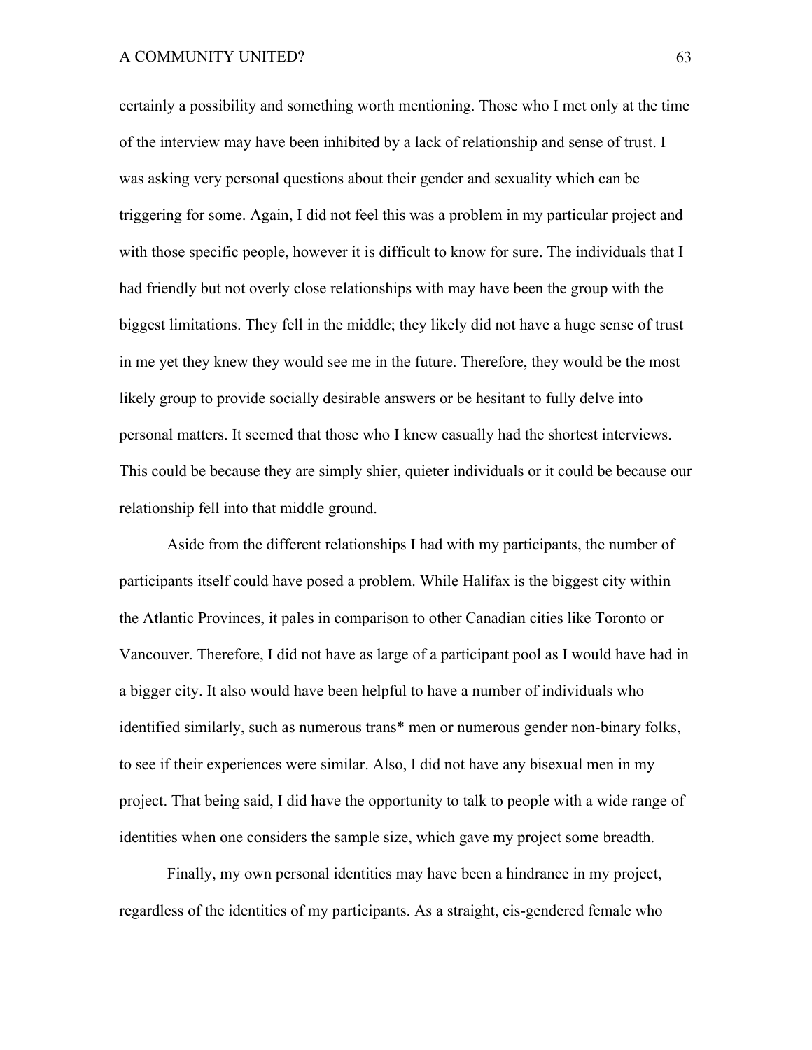certainly a possibility and something worth mentioning. Those who I met only at the time of the interview may have been inhibited by a lack of relationship and sense of trust. I was asking very personal questions about their gender and sexuality which can be triggering for some. Again, I did not feel this was a problem in my particular project and with those specific people, however it is difficult to know for sure. The individuals that I had friendly but not overly close relationships with may have been the group with the biggest limitations. They fell in the middle; they likely did not have a huge sense of trust in me yet they knew they would see me in the future. Therefore, they would be the most likely group to provide socially desirable answers or be hesitant to fully delve into personal matters. It seemed that those who I knew casually had the shortest interviews. This could be because they are simply shier, quieter individuals or it could be because our relationship fell into that middle ground.

Aside from the different relationships I had with my participants, the number of participants itself could have posed a problem. While Halifax is the biggest city within the Atlantic Provinces, it pales in comparison to other Canadian cities like Toronto or Vancouver. Therefore, I did not have as large of a participant pool as I would have had in a bigger city. It also would have been helpful to have a number of individuals who identified similarly, such as numerous trans* men or numerous gender non-binary folks, to see if their experiences were similar. Also, I did not have any bisexual men in my project. That being said, I did have the opportunity to talk to people with a wide range of identities when one considers the sample size, which gave my project some breadth.

Finally, my own personal identities may have been a hindrance in my project, regardless of the identities of my participants. As a straight, cis-gendered female who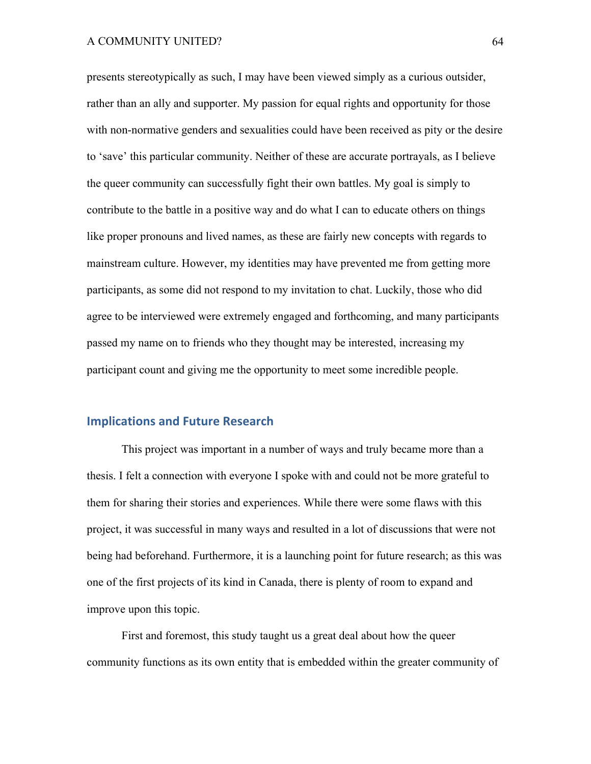presents stereotypically as such, I may have been viewed simply as a curious outsider, rather than an ally and supporter. My passion for equal rights and opportunity for those with non-normative genders and sexualities could have been received as pity or the desire to 'save' this particular community. Neither of these are accurate portrayals, as I believe the queer community can successfully fight their own battles. My goal is simply to contribute to the battle in a positive way and do what I can to educate others on things like proper pronouns and lived names, as these are fairly new concepts with regards to mainstream culture. However, my identities may have prevented me from getting more participants, as some did not respond to my invitation to chat. Luckily, those who did agree to be interviewed were extremely engaged and forthcoming, and many participants passed my name on to friends who they thought may be interested, increasing my participant count and giving me the opportunity to meet some incredible people.

## Implications and Future Research

This project was important in a number of ways and truly became more than a thesis. I felt a connection with everyone I spoke with and could not be more grateful to them for sharing their stories and experiences. While there were some flaws with this project, it was successful in many ways and resulted in a lot of discussions that were not being had beforehand. Furthermore, it is a launching point for future research; as this was one of the first projects of its kind in Canada, there is plenty of room to expand and improve upon this topic.

First and foremost, this study taught us a great deal about how the queer community functions as its own entity that is embedded within the greater community of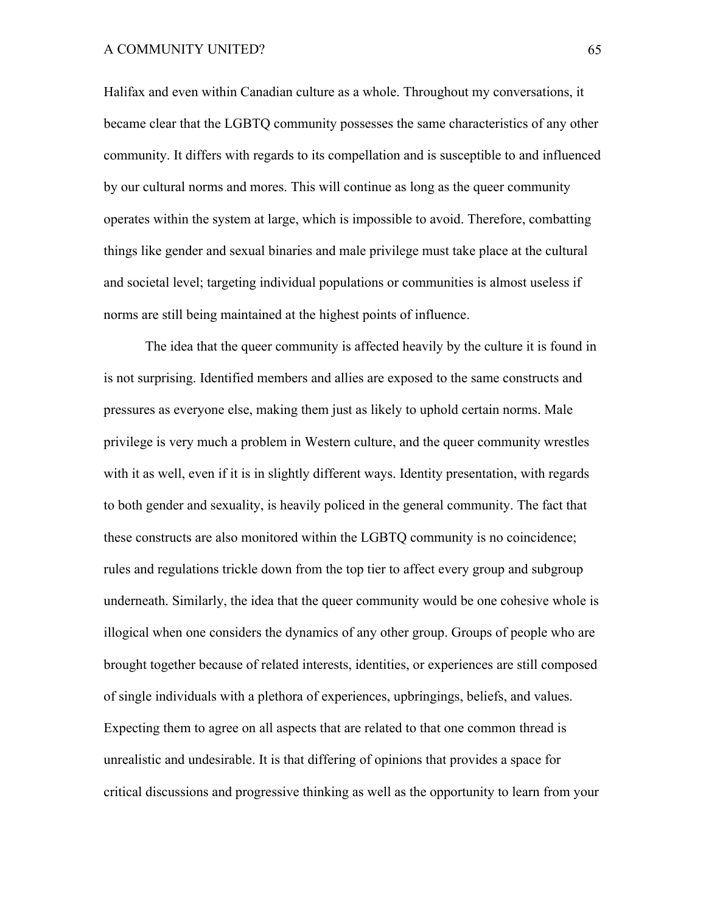Halifax and even within Canadian culture as a whole. Throughout my conversations, it became clear that the LGBTQ community possesses the same characteristics of any other community. It differs with regards to its compellation and is susceptible to and influenced by our cultural norms and mores. This will continue as long as the queer community operates within the system at large, which is impossible to avoid. Therefore, combatting things like gender and sexual binaries and male privilege must take place at the cultural and societal level; targeting individual populations or communities is almost useless if norms are still being maintained at the highest points of influence.

The idea that the queer community is affected heavily by the culture it is found in is not surprising. Identified members and allies are exposed to the same constructs and pressures as everyone else, making them just as likely to uphold certain norms. Male privilege is very much a problem in Western culture, and the queer community wrestles with it as well, even if it is in slightly different ways. Identity presentation, with regards to both gender and sexuality, is heavily policed in the general community. The fact that these constructs are also monitored within the LGBTQ community is no coincidence; rules and regulations trickle down from the top tier to affect every group and subgroup underneath. Similarly, the idea that the queer community would be one cohesive whole is illogical when one considers the dynamics of any other group. Groups of people who are brought together because of related interests, identities, or experiences are still composed of single individuals with a plethora of experiences, upbringings, beliefs, and values. Expecting them to agree on all aspects that are related to that one common thread is unrealistic and undesirable. It is that differing of opinions that provides a space for critical discussions and progressive thinking as well as the opportunity to learn from your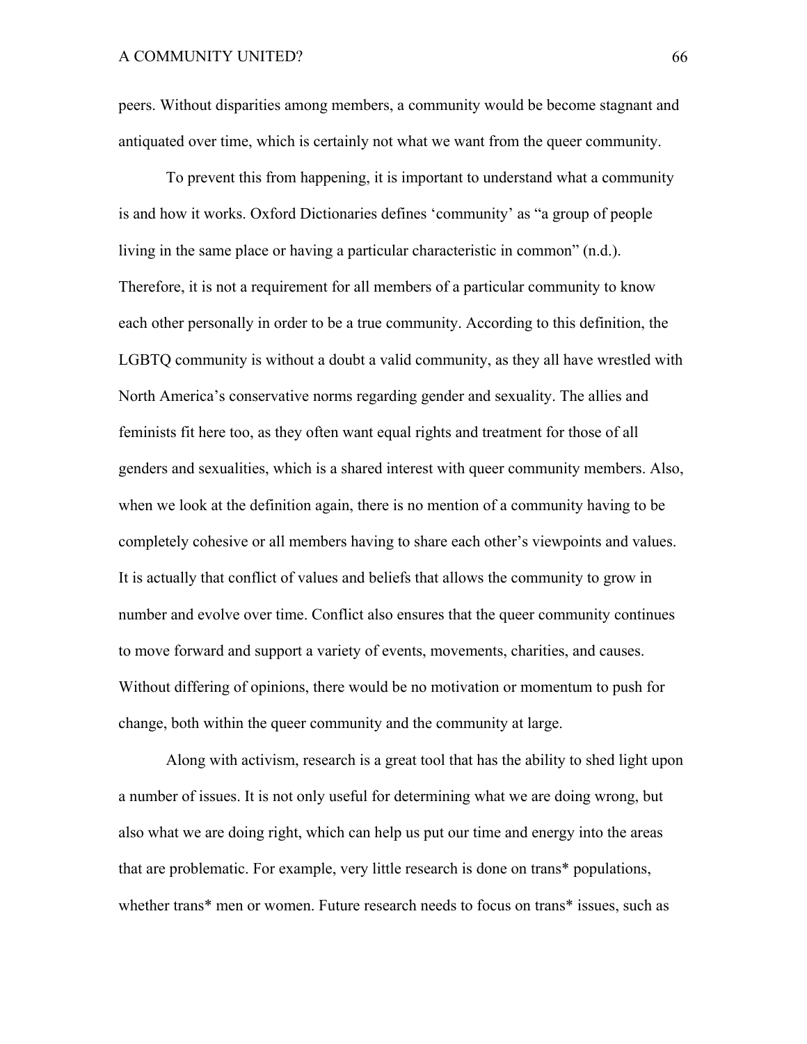peers. Without disparities among members, a community would be become stagnant and antiquated over time, which is certainly not what we want from the queer community.

To prevent this from happening, it is important to understand what a community is and how it works. Oxford Dictionaries defines 'community' as "a group of people living in the same place or having a particular characteristic in common" (n.d.). Therefore, it is not a requirement for all members of a particular community to know each other personally in order to be a true community. According to this definition, the LGBTQ community is without a doubt a valid community, as they all have wrestled with North America's conservative norms regarding gender and sexuality. The allies and feminists fit here too, as they often want equal rights and treatment for those of all genders and sexualities, which is a shared interest with queer community members. Also, when we look at the definition again, there is no mention of a community having to be completely cohesive or all members having to share each other's viewpoints and values. It is actually that conflict of values and beliefs that allows the community to grow in number and evolve over time. Conflict also ensures that the queer community continues to move forward and support a variety of events, movements, charities, and causes. Without differing of opinions, there would be no motivation or momentum to push for change, both within the queer community and the community at large.

Along with activism, research is a great tool that has the ability to shed light upon a number of issues. It is not only useful for determining what we are doing wrong, but also what we are doing right, which can help us put our time and energy into the areas that are problematic. For example, very little research is done on trans* populations, whether trans* men or women. Future research needs to focus on trans* issues, such as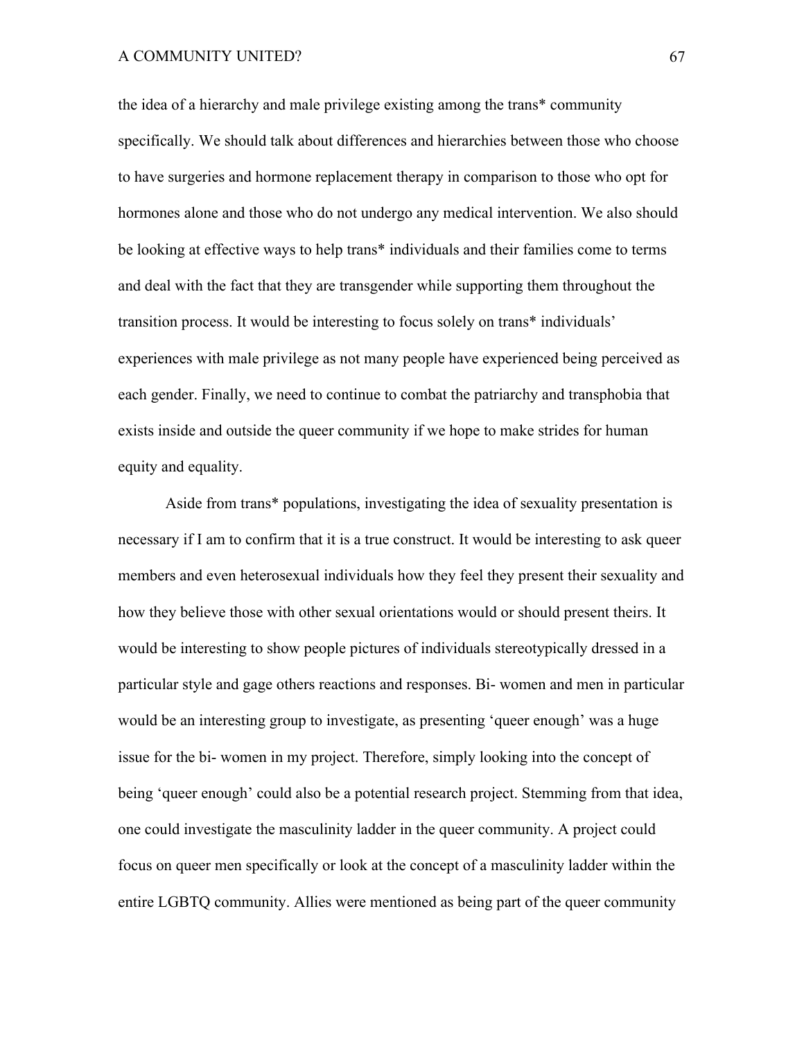the idea of a hierarchy and male privilege existing among the trans* community specifically. We should talk about differences and hierarchies between those who choose to have surgeries and hormone replacement therapy in comparison to those who opt for hormones alone and those who do not undergo any medical intervention. We also should be looking at effective ways to help trans* individuals and their families come to terms and deal with the fact that they are transgender while supporting them throughout the transition process. It would be interesting to focus solely on trans* individuals' experiences with male privilege as not many people have experienced being perceived as each gender. Finally, we need to continue to combat the patriarchy and transphobia that exists inside and outside the queer community if we hope to make strides for human equity and equality.

Aside from trans* populations, investigating the idea of sexuality presentation is necessary if I am to confirm that it is a true construct. It would be interesting to ask queer members and even heterosexual individuals how they feel they present their sexuality and how they believe those with other sexual orientations would or should present theirs. It would be interesting to show people pictures of individuals stereotypically dressed in a particular style and gage others reactions and responses. Bi- women and men in particular would be an interesting group to investigate, as presenting 'queer enough' was a huge issue for the bi- women in my project. Therefore, simply looking into the concept of being 'queer enough' could also be a potential research project. Stemming from that idea, one could investigate the masculinity ladder in the queer community. A project could focus on queer men specifically or look at the concept of a masculinity ladder within the entire LGBTQ community. Allies were mentioned as being part of the queer community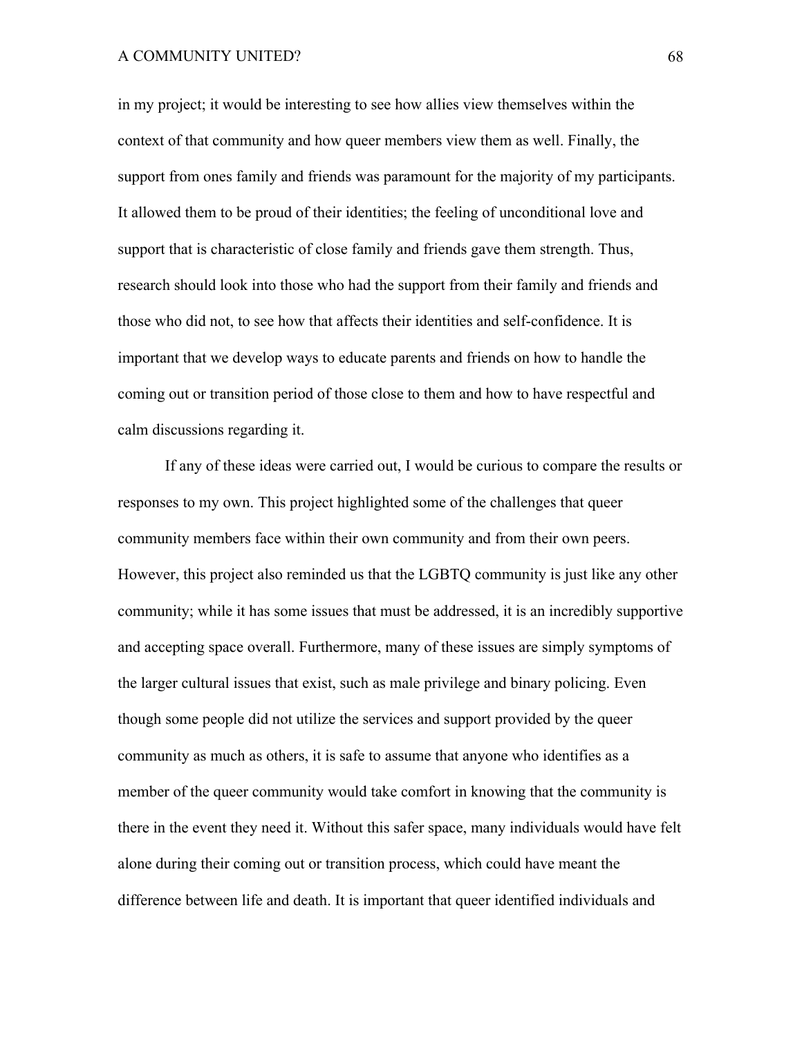in my project; it would be interesting to see how allies view themselves within the context of that community and how queer members view them as well. Finally, the support from ones family and friends was paramount for the majority of my participants. It allowed them to be proud of their identities; the feeling of unconditional love and support that is characteristic of close family and friends gave them strength. Thus, research should look into those who had the support from their family and friends and those who did not, to see how that affects their identities and self-confidence. It is important that we develop ways to educate parents and friends on how to handle the coming out or transition period of those close to them and how to have respectful and calm discussions regarding it.

If any of these ideas were carried out, I would be curious to compare the results or responses to my own. This project highlighted some of the challenges that queer community members face within their own community and from their own peers. However, this project also reminded us that the LGBTQ community is just like any other community; while it has some issues that must be addressed, it is an incredibly supportive and accepting space overall. Furthermore, many of these issues are simply symptoms of the larger cultural issues that exist, such as male privilege and binary policing. Even though some people did not utilize the services and support provided by the queer community as much as others, it is safe to assume that anyone who identifies as a member of the queer community would take comfort in knowing that the community is there in the event they need it. Without this safer space, many individuals would have felt alone during their coming out or transition process, which could have meant the difference between life and death. It is important that queer identified individuals and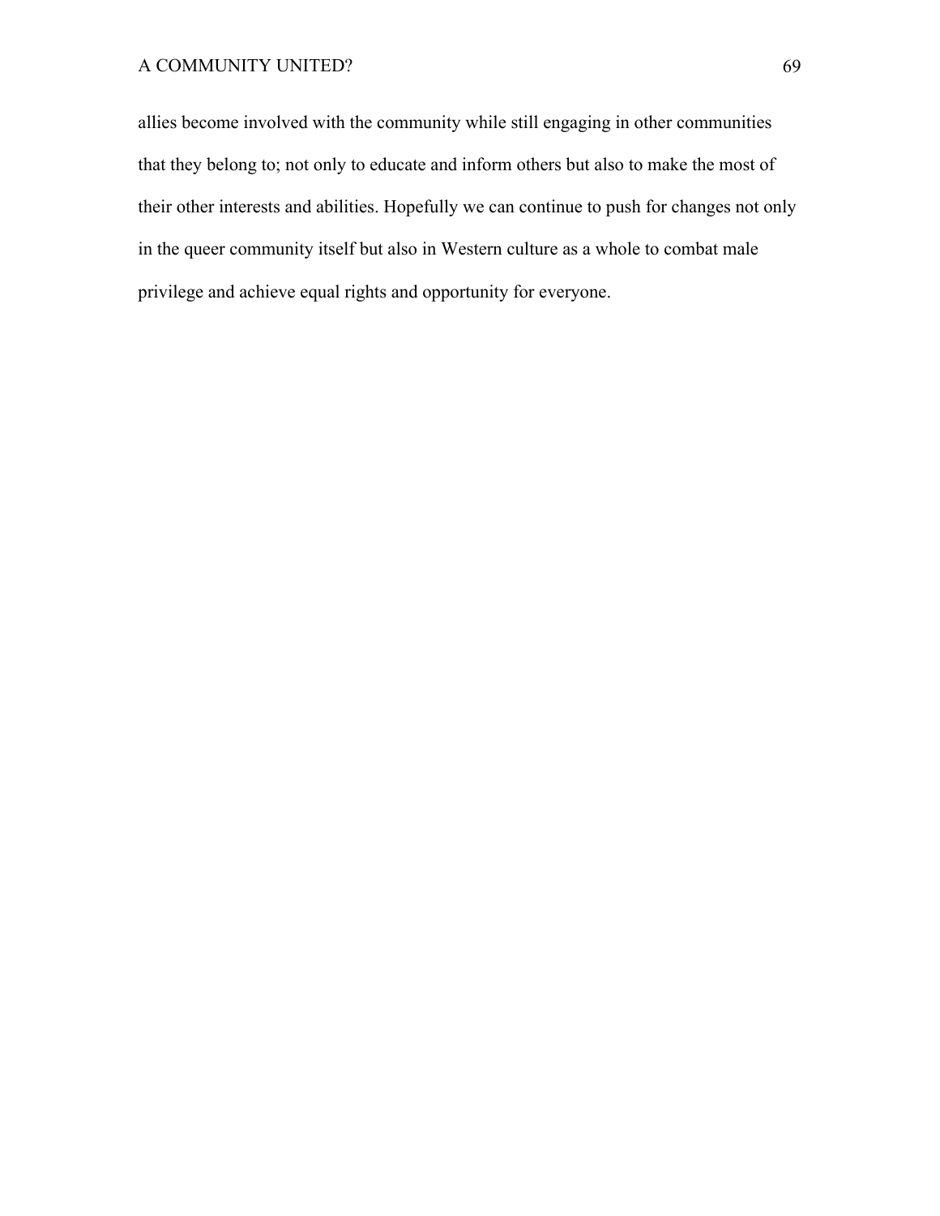allies become involved with the community while still engaging in other communities that they belong to; not only to educate and inform others but also to make the most of their other interests and abilities. Hopefully we can continue to push for changes not only in the queer community itself but also in Western culture as a whole to combat male privilege and achieve equal rights and opportunity for everyone.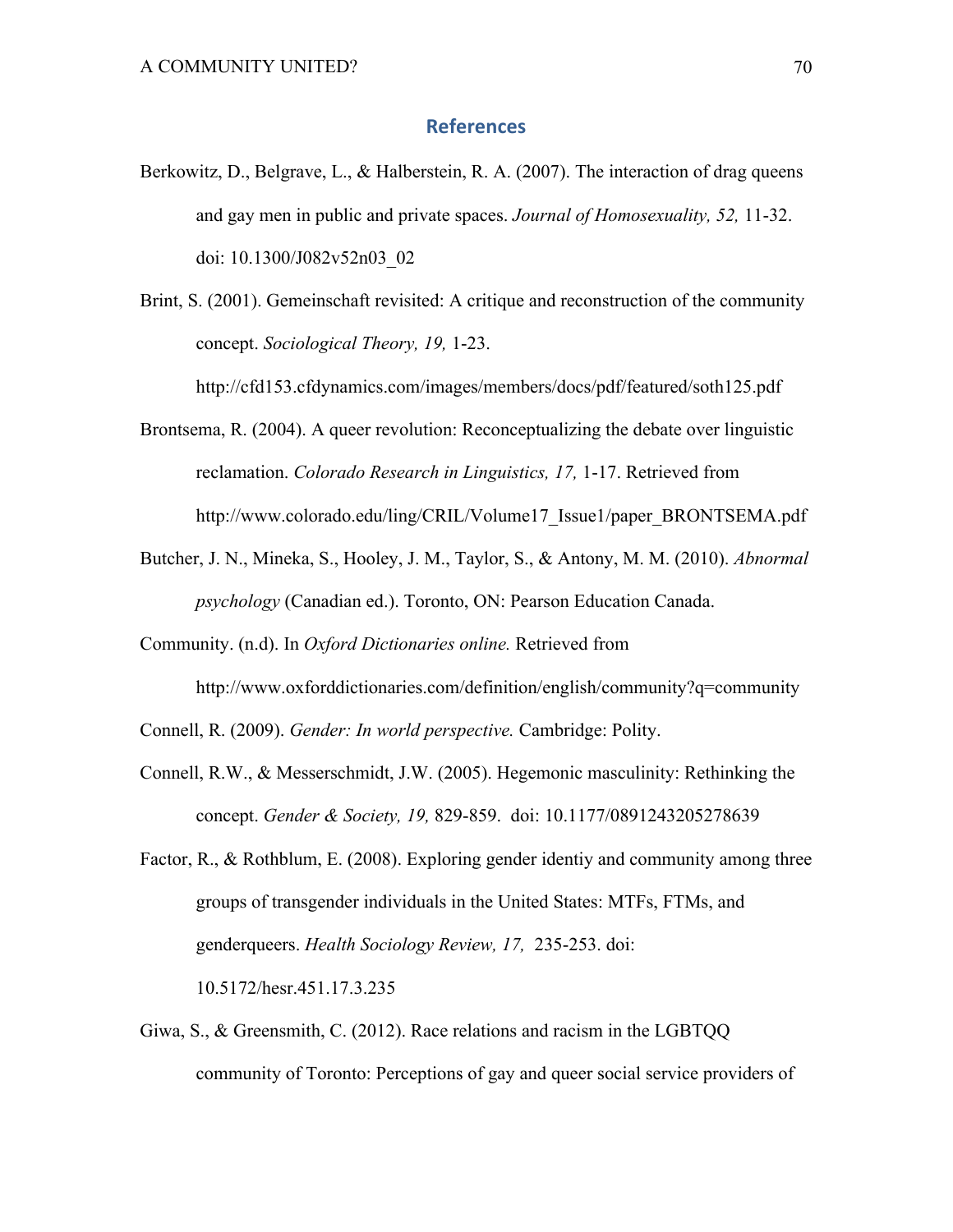## References

Berkowitz, D., Belgrave, L., & Halberstein, R. A. (2007). The interaction of drag queens and gay men in public and private spaces. *Journal of Homosexuality, 52,* 11-32. doi: 10.1300/J082v52n03_02

Brint, S. (2001). Gemeinschaft revisited: A critique and reconstruction of the community concept. *Sociological Theory, 19,* 1-23. http://cfd153.cfdynamics.com/images/members/docs/pdf/featured/soth125.pdf

Brontsema, R. (2004). A queer revolution: Reconceptualizing the debate over linguistic reclamation. *Colorado Research in Linguistics, 17,* 1-17. Retrieved from http://www.colorado.edu/ling/CRIL/Volume17_Issue1/paper_BRONTSEMA.pdf

Butcher, J. N., Mineka, S., Hooley, J. M., Taylor, S., & Antony, M. M. (2010). *Abnormal psychology* (Canadian ed.). Toronto, ON: Pearson Education Canada.

Community. (n.d). In *Oxford Dictionaries online.* Retrieved from http://www.oxforddictionaries.com/definition/english/community?q=community

Connell, R. (2009). *Gender: In world perspective.* Cambridge: Polity.

Connell, R.W., & Messerschmidt, J.W. (2005). Hegemonic masculinity: Rethinking the concept. *Gender & Society, 19,* 829-859. doi: 10.1177/0891243205278639

Factor, R., & Rothblum, E. (2008). Exploring gender identiy and community among three groups of transgender individuals in the United States: MTFs, FTMs, and genderqueers. *Health Sociology Review, 17,* 235-253. doi: 10.5172/hesr.451.17.3.235

Giwa, S., & Greensmith, C. (2012). Race relations and racism in the LGBTQQ community of Toronto: Perceptions of gay and queer social service providers of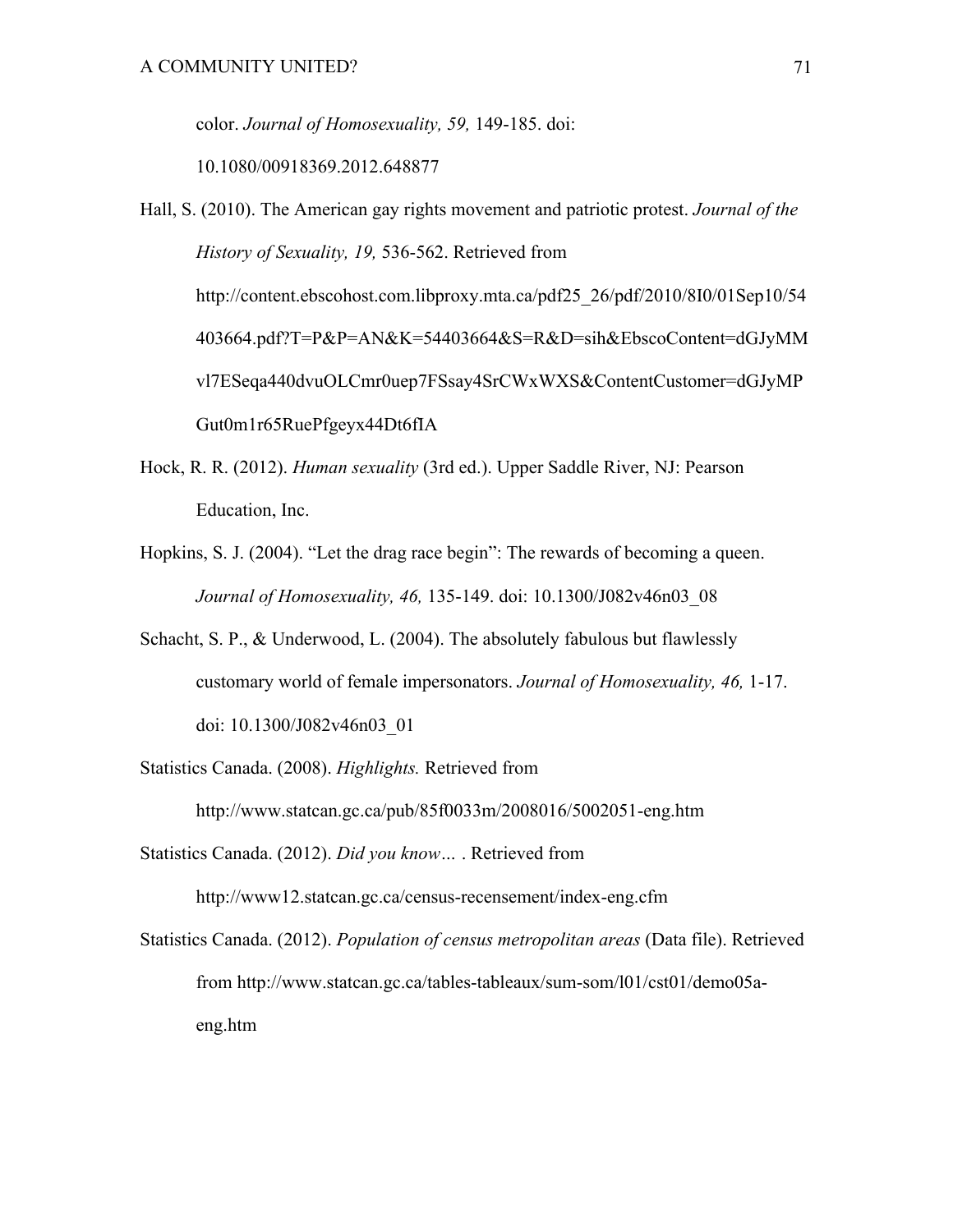color. *Journal of Homosexuality, 59,* 149-185. doi: 10.1080/00918369.2012.648877

Hall, S. (2010). The American gay rights movement and patriotic protest. *Journal of the History of Sexuality, 19,* 536-562. Retrieved from http://content.ebscohost.com.libproxy.mta.ca/pdf25_26/pdf/2010/8I0/01Sep10/54403664.pdf?T=P&P=AN&K=54403664&S=R&D=sih&EbscoContent=dGJyMMvl7ESeqa440dvuOLCmr0uep7FSsay4SrCWxWXS&ContentCustomer=dGJyMPGut0m1r65RuePfgeyx44Dt6fIA

Hock, R. R. (2012). *Human sexuality* (3rd ed.). Upper Saddle River, NJ: Pearson Education, Inc.

Hopkins, S. J. (2004). "Let the drag race begin": The rewards of becoming a queen. *Journal of Homosexuality, 46,* 135-149. doi: 10.1300/J082v46n03_08

Schacht, S. P., & Underwood, L. (2004). The absolutely fabulous but flawlessly customary world of female impersonators. *Journal of Homosexuality, 46,* 1-17. doi: 10.1300/J082v46n03_01

Statistics Canada. (2008). *Highlights.* Retrieved from http://www.statcan.gc.ca/pub/85f0033m/2008016/5002051-eng.htm

Statistics Canada. (2012). *Did you know…* . Retrieved from http://www12.statcan.gc.ca/census-recensement/index-eng.cfm

Statistics Canada. (2012). *Population of census metropolitan areas* (Data file). Retrieved from http://www.statcan.gc.ca/tables-tableaux/sum-som/l01/cst01/demo05a-eng.htm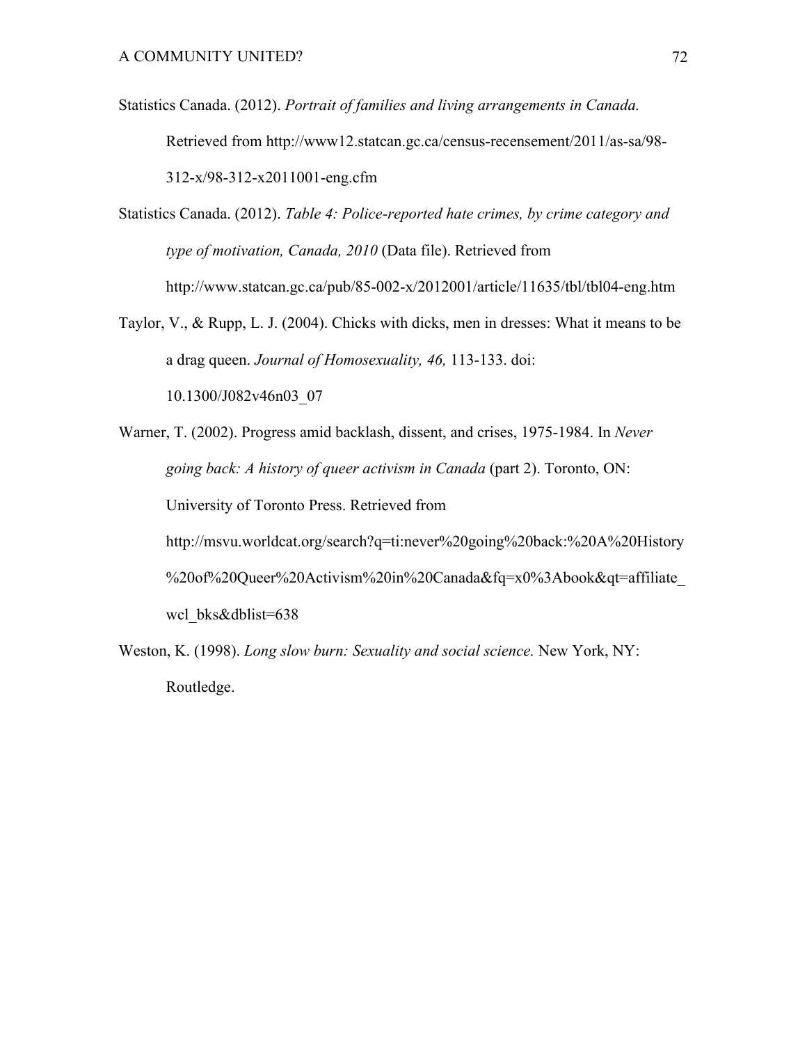Statistics Canada. (2012). *Portrait of families and living arrangements in Canada.* Retrieved from http://www12.statcan.gc.ca/census-recensement/2011/as-sa/98-312-x/98-312-x2011001-eng.cfm

Statistics Canada. (2012). *Table 4: Police-reported hate crimes, by crime category and type of motivation, Canada, 2010* (Data file). Retrieved from http://www.statcan.gc.ca/pub/85-002-x/2012001/article/11635/tbl/tbl04-eng.htm

Taylor, V., & Rupp, L. J. (2004). Chicks with dicks, men in dresses: What it means to be a drag queen. *Journal of Homosexuality, 46,* 113-133. doi: 10.1300/J082v46n03_07

Warner, T. (2002). Progress amid backlash, dissent, and crises, 1975-1984. In *Never going back: A history of queer activism in Canada* (part 2). Toronto, ON: University of Toronto Press. Retrieved from http://msvu.worldcat.org/search?q=ti:never%20going%20back:%20A%20History%20of%20Queer%20Activism%20in%20Canada&fq=x0%3Abook&qt=affiliate_wcl_bks&dblist=638

Weston, K. (1998). *Long slow burn: Sexuality and social science.* New York, NY: Routledge.